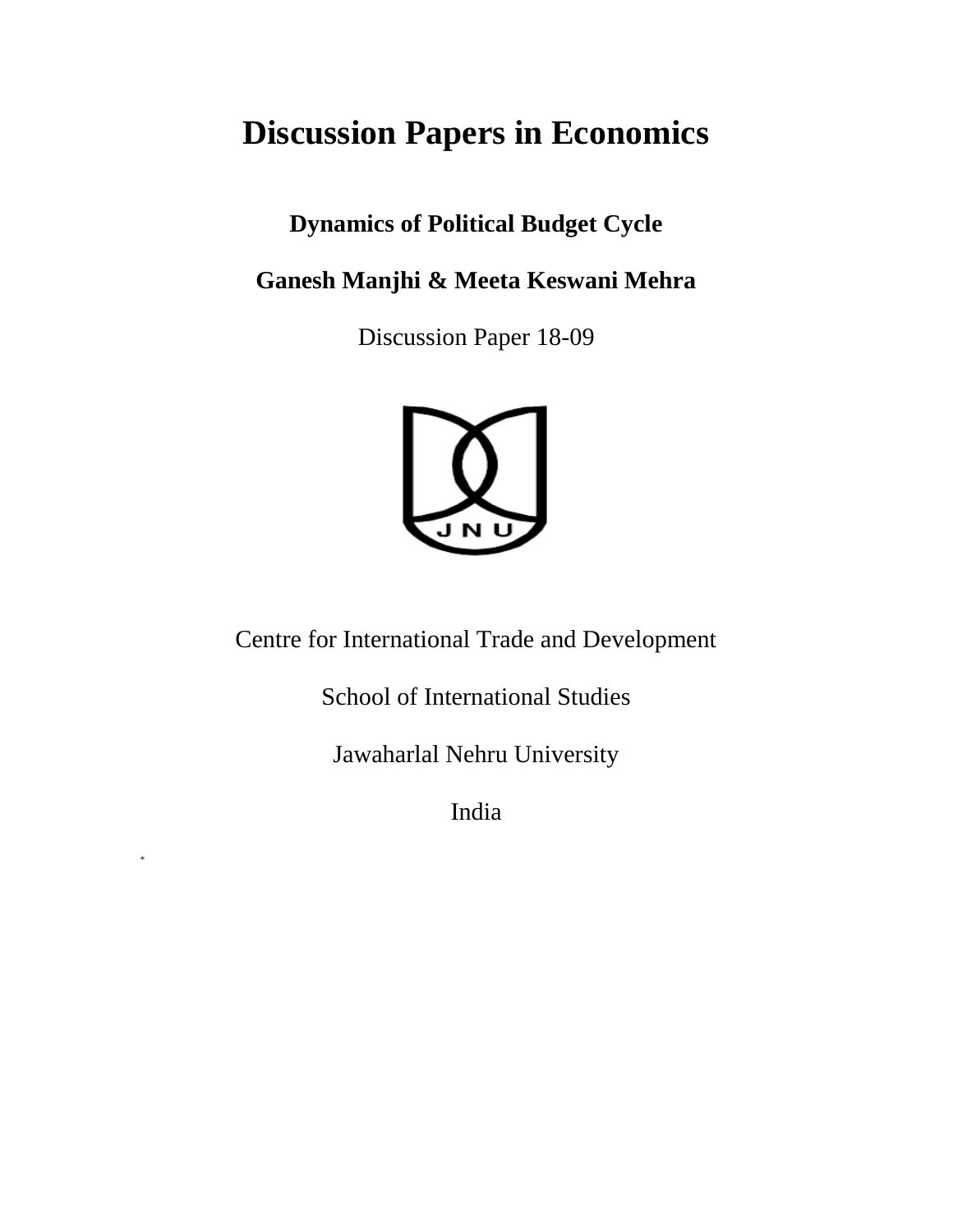# Discussion Papers in Economics

## Dynamics of Political Budget Cycle

## Ganesh Manjhi & Meeta Keswani Mehra

Discussion Paper 18-09

Centre for International Trade and Development

School of International Studies

Jawaharlal Nehru University

India

*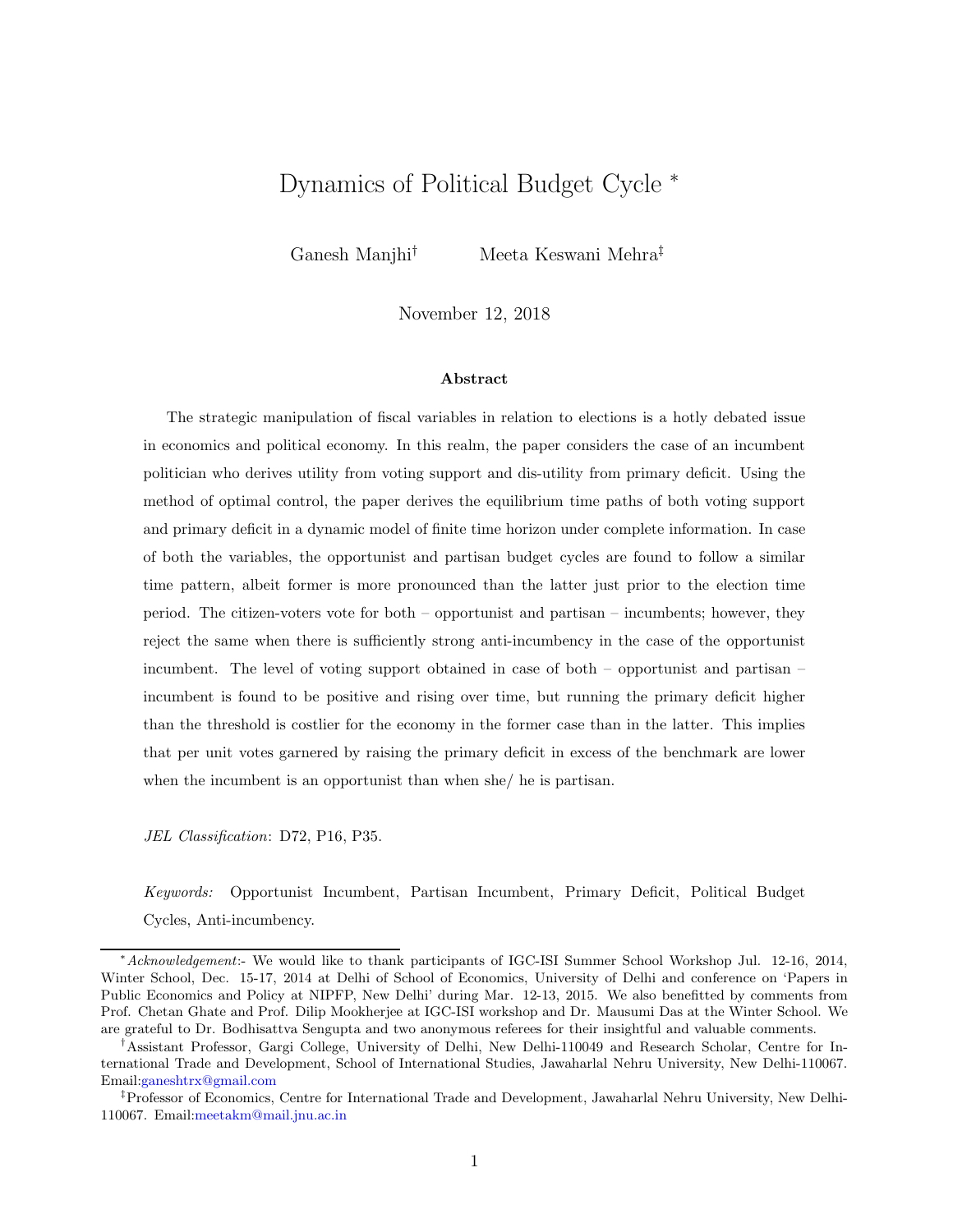# Dynamics of Political Budget Cycle *

Ganesh Manjhi[†] Meeta Keswani Mehra[‡]

November 12, 2018

### Abstract

The strategic manipulation of fiscal variables in relation to elections is a hotly debated issue in economics and political economy. In this realm, the paper considers the case of an incumbent politician who derives utility from voting support and dis-utility from primary deficit. Using the method of optimal control, the paper derives the equilibrium time paths of both voting support and primary deficit in a dynamic model of finite time horizon under complete information. In case of both the variables, the opportunist and partisan budget cycles are found to follow a similar time pattern, albeit former is more pronounced than the latter just prior to the election time period. The citizen-voters vote for both – opportunist and partisan – incumbents; however, they reject the same when there is sufficiently strong anti-incumbency in the case of the opportunist incumbent. The level of voting support obtained in case of both – opportunist and partisan – incumbent is found to be positive and rising over time, but running the primary deficit higher than the threshold is costlier for the economy in the former case than in the latter. This implies that per unit votes garnered by raising the primary deficit in excess of the benchmark are lower when the incumbent is an opportunist than when she/ he is partisan.

*JEL Classification*: D72, P16, P35.

*Keywords:* Opportunist Incumbent, Partisan Incumbent, Primary Deficit, Political Budget Cycles, Anti-incumbency.

---

* *Acknowledgement*:- We would like to thank participants of IGC-ISI Summer School Workshop Jul. 12-16, 2014, Winter School, Dec. 15-17, 2014 at Delhi of School of Economics, University of Delhi and conference on 'Papers in Public Economics and Policy at NIPFP, New Delhi' during Mar. 12-13, 2015. We also benefitted by comments from Prof. Chetan Ghate and Prof. Dilip Mookherjee at IGC-ISI workshop and Dr. Mausumi Das at the Winter School. We are grateful to Dr. Bodhisattva Sengupta and two anonymous referees for their insightful and valuable comments.

† Assistant Professor, Gargi College, University of Delhi, New Delhi-110049 and Research Scholar, Centre for International Trade and Development, School of International Studies, Jawaharlal Nehru University, New Delhi-110067. Email:ganeshtrx@gmail.com

‡ Professor of Economics, Centre for International Trade and Development, Jawaharlal Nehru University, New Delhi-110067. Email:meetakm@mail.jnu.ac.in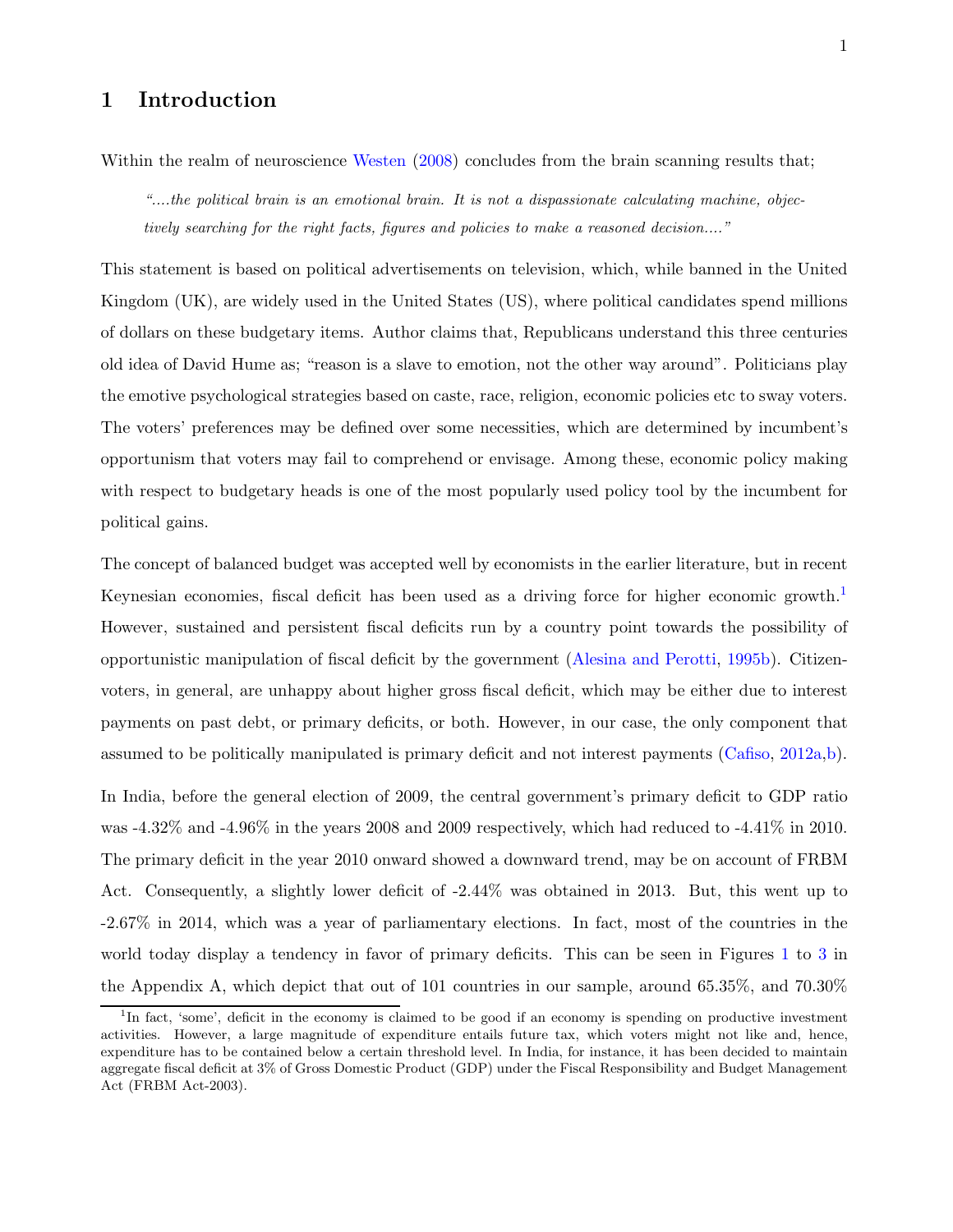# 1 Introduction

Within the realm of neuroscience Westen (2008) concludes from the brain scanning results that;

> *"....the political brain is an emotional brain. It is not a dispassionate calculating machine, objectively searching for the right facts, figures and policies to make a reasoned decision...."*

This statement is based on political advertisements on television, which, while banned in the United Kingdom (UK), are widely used in the United States (US), where political candidates spend millions of dollars on these budgetary items. Author claims that, Republicans understand this three centuries old idea of David Hume as; "reason is a slave to emotion, not the other way around". Politicians play the emotive psychological strategies based on caste, race, religion, economic policies etc to sway voters. The voters' preferences may be defined over some necessities, which are determined by incumbent's opportunism that voters may fail to comprehend or envisage. Among these, economic policy making with respect to budgetary heads is one of the most popularly used policy tool by the incumbent for political gains.

The concept of balanced budget was accepted well by economists in the earlier literature, but in recent Keynesian economies, fiscal deficit has been used as a driving force for higher economic growth.[1] However, sustained and persistent fiscal deficits run by a country point towards the possibility of opportunistic manipulation of fiscal deficit by the government (Alesina and Perotti, 1995b). Citizen-voters, in general, are unhappy about higher gross fiscal deficit, which may be either due to interest payments on past debt, or primary deficits, or both. However, in our case, the only component that assumed to be politically manipulated is primary deficit and not interest payments (Cafiso, 2012a,b).

In India, before the general election of 2009, the central government's primary deficit to GDP ratio was -4.32% and -4.96% in the years 2008 and 2009 respectively, which had reduced to -4.41% in 2010. The primary deficit in the year 2010 onward showed a downward trend, may be on account of FRBM Act. Consequently, a slightly lower deficit of -2.44% was obtained in 2013. But, this went up to -2.67% in 2014, which was a year of parliamentary elections. In fact, most of the countries in the world today display a tendency in favor of primary deficits. This can be seen in Figures 1 to 3 in the Appendix A, which depict that out of 101 countries in our sample, around 65.35%, and 70.30%

[1] In fact, 'some', deficit in the economy is claimed to be good if an economy is spending on productive investment activities. However, a large magnitude of expenditure entails future tax, which voters might not like and, hence, expenditure has to be contained below a certain threshold level. In India, for instance, it has been decided to maintain aggregate fiscal deficit at 3% of Gross Domestic Product (GDP) under the Fiscal Responsibility and Budget Management Act (FRBM Act-2003).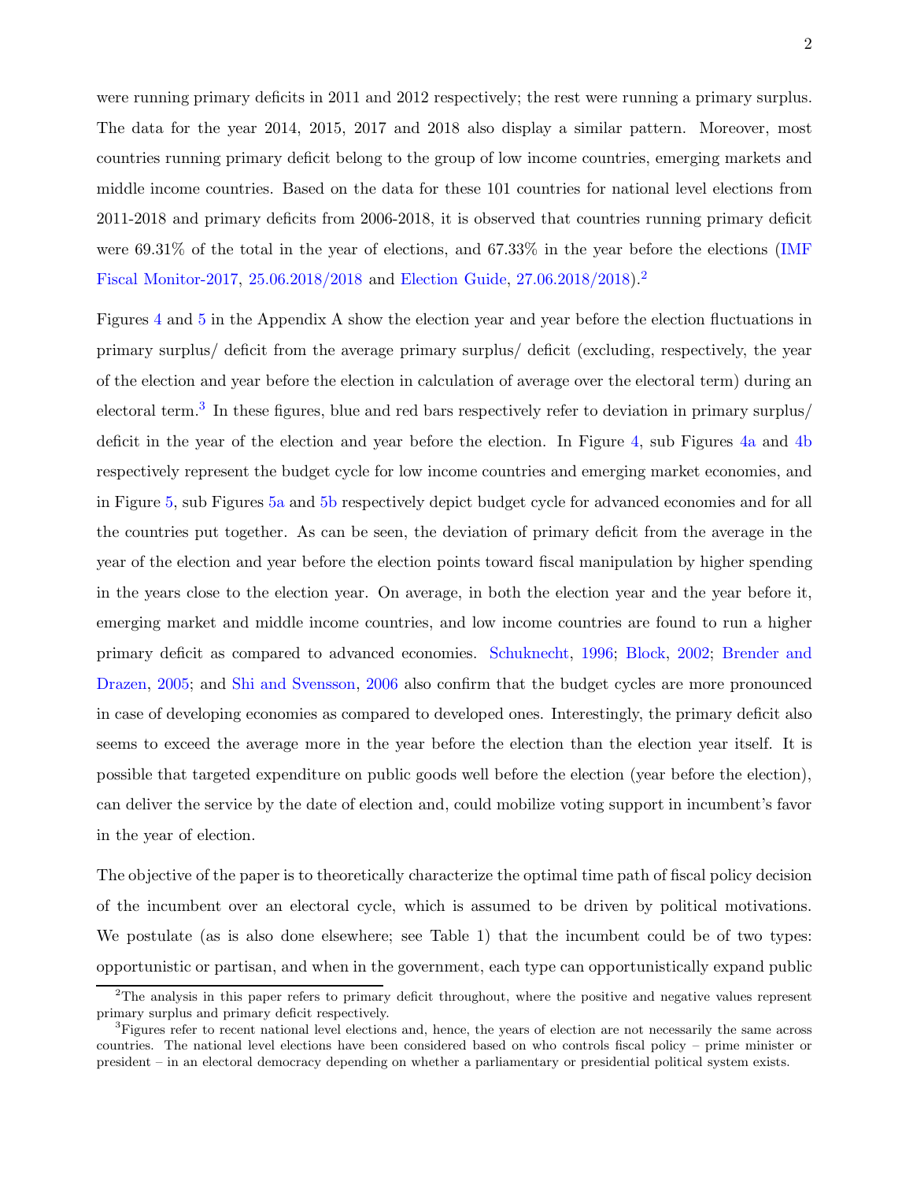were running primary deficits in 2011 and 2012 respectively; the rest were running a primary surplus. The data for the year 2014, 2015, 2017 and 2018 also display a similar pattern. Moreover, most countries running primary deficit belong to the group of low income countries, emerging markets and middle income countries. Based on the data for these 101 countries for national level elections from 2011-2018 and primary deficits from 2006-2018, it is observed that countries running primary deficit were 69.31% of the total in the year of elections, and 67.33% in the year before the elections (IMF Fiscal Monitor-2017, 25.06.2018/2018 and Election Guide, 27.06.2018/2018).[2]

Figures 4 and 5 in the Appendix A show the election year and year before the election fluctuations in primary surplus/ deficit from the average primary surplus/ deficit (excluding, respectively, the year of the election and year before the election in calculation of average over the electoral term) during an electoral term.[3] In these figures, blue and red bars respectively refer to deviation in primary surplus/ deficit in the year of the election and year before the election. In Figure 4, sub Figures 4a and 4b respectively represent the budget cycle for low income countries and emerging market economies, and in Figure 5, sub Figures 5a and 5b respectively depict budget cycle for advanced economies and for all the countries put together. As can be seen, the deviation of primary deficit from the average in the year of the election and year before the election points toward fiscal manipulation by higher spending in the years close to the election year. On average, in both the election year and the year before it, emerging market and middle income countries, and low income countries are found to run a higher primary deficit as compared to advanced economies. Schuknecht, 1996; Block, 2002; Brender and Drazen, 2005; and Shi and Svensson, 2006 also confirm that the budget cycles are more pronounced in case of developing economies as compared to developed ones. Interestingly, the primary deficit also seems to exceed the average more in the year before the election than the election year itself. It is possible that targeted expenditure on public goods well before the election (year before the election), can deliver the service by the date of election and, could mobilize voting support in incumbent's favor in the year of election.

The objective of the paper is to theoretically characterize the optimal time path of fiscal policy decision of the incumbent over an electoral cycle, which is assumed to be driven by political motivations. We postulate (as is also done elsewhere; see Table 1) that the incumbent could be of two types: opportunistic or partisan, and when in the government, each type can opportunistically expand public

[2]The analysis in this paper refers to primary deficit throughout, where the positive and negative values represent primary surplus and primary deficit respectively.

[3]Figures refer to recent national level elections and, hence, the years of election are not necessarily the same across countries. The national level elections have been considered based on who controls fiscal policy – prime minister or president – in an electoral democracy depending on whether a parliamentary or presidential political system exists.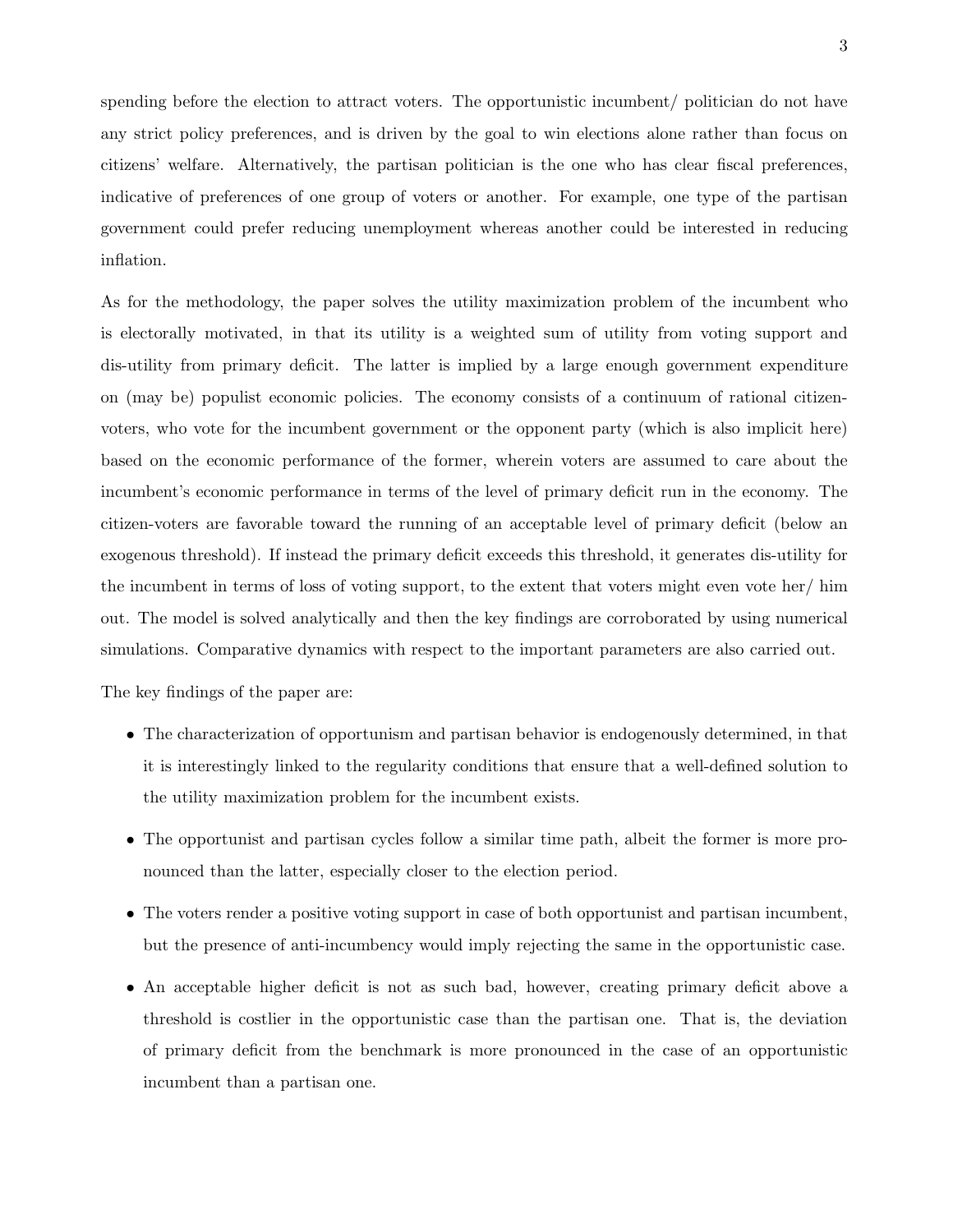spending before the election to attract voters. The opportunistic incumbent/ politician do not have any strict policy preferences, and is driven by the goal to win elections alone rather than focus on citizens' welfare. Alternatively, the partisan politician is the one who has clear fiscal preferences, indicative of preferences of one group of voters or another. For example, one type of the partisan government could prefer reducing unemployment whereas another could be interested in reducing inflation.

As for the methodology, the paper solves the utility maximization problem of the incumbent who is electorally motivated, in that its utility is a weighted sum of utility from voting support and dis-utility from primary deficit. The latter is implied by a large enough government expenditure on (may be) populist economic policies. The economy consists of a continuum of rational citizen-voters, who vote for the incumbent government or the opponent party (which is also implicit here) based on the economic performance of the former, wherein voters are assumed to care about the incumbent's economic performance in terms of the level of primary deficit run in the economy. The citizen-voters are favorable toward the running of an acceptable level of primary deficit (below an exogenous threshold). If instead the primary deficit exceeds this threshold, it generates dis-utility for the incumbent in terms of loss of voting support, to the extent that voters might even vote her/ him out. The model is solved analytically and then the key findings are corroborated by using numerical simulations. Comparative dynamics with respect to the important parameters are also carried out.

The key findings of the paper are:

- The characterization of opportunism and partisan behavior is endogenously determined, in that it is interestingly linked to the regularity conditions that ensure that a well-defined solution to the utility maximization problem for the incumbent exists.
- The opportunist and partisan cycles follow a similar time path, albeit the former is more pronounced than the latter, especially closer to the election period.
- The voters render a positive voting support in case of both opportunist and partisan incumbent, but the presence of anti-incumbency would imply rejecting the same in the opportunistic case.
- An acceptable higher deficit is not as such bad, however, creating primary deficit above a threshold is costlier in the opportunistic case than the partisan one. That is, the deviation of primary deficit from the benchmark is more pronounced in the case of an opportunistic incumbent than a partisan one.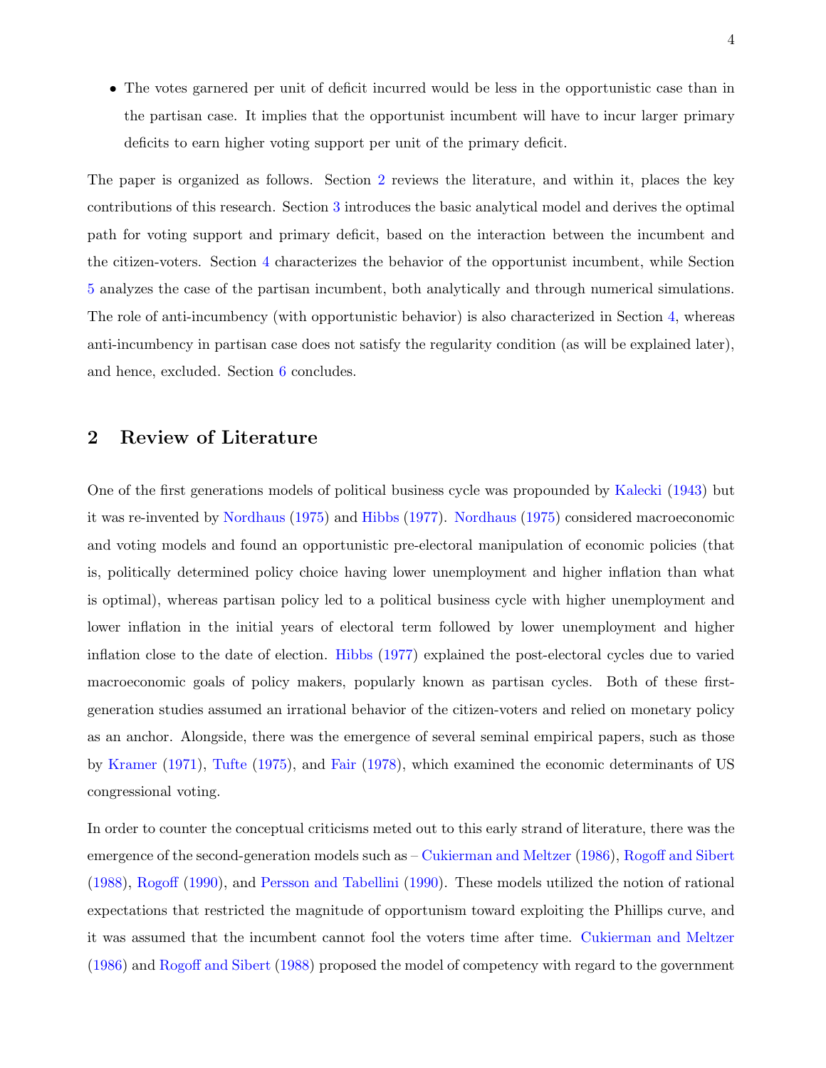- The votes garnered per unit of deficit incurred would be less in the opportunistic case than in the partisan case. It implies that the opportunist incumbent will have to incur larger primary deficits to earn higher voting support per unit of the primary deficit.

The paper is organized as follows. Section 2 reviews the literature, and within it, places the key contributions of this research. Section 3 introduces the basic analytical model and derives the optimal path for voting support and primary deficit, based on the interaction between the incumbent and the citizen-voters. Section 4 characterizes the behavior of the opportunist incumbent, while Section 5 analyzes the case of the partisan incumbent, both analytically and through numerical simulations. The role of anti-incumbency (with opportunistic behavior) is also characterized in Section 4, whereas anti-incumbency in partisan case does not satisfy the regularity condition (as will be explained later), and hence, excluded. Section 6 concludes.

## 2 Review of Literature

One of the first generations models of political business cycle was propounded by Kalecki (1943) but it was re-invented by Nordhaus (1975) and Hibbs (1977). Nordhaus (1975) considered macroeconomic and voting models and found an opportunistic pre-electoral manipulation of economic policies (that is, politically determined policy choice having lower unemployment and higher inflation than what is optimal), whereas partisan policy led to a political business cycle with higher unemployment and lower inflation in the initial years of electoral term followed by lower unemployment and higher inflation close to the date of election. Hibbs (1977) explained the post-electoral cycles due to varied macroeconomic goals of policy makers, popularly known as partisan cycles. Both of these first-generation studies assumed an irrational behavior of the citizen-voters and relied on monetary policy as an anchor. Alongside, there was the emergence of several seminal empirical papers, such as those by Kramer (1971), Tufte (1975), and Fair (1978), which examined the economic determinants of US congressional voting.

In order to counter the conceptual criticisms meted out to this early strand of literature, there was the emergence of the second-generation models such as – Cukierman and Meltzer (1986), Rogoff and Sibert (1988), Rogoff (1990), and Persson and Tabellini (1990). These models utilized the notion of rational expectations that restricted the magnitude of opportunism toward exploiting the Phillips curve, and it was assumed that the incumbent cannot fool the voters time after time. Cukierman and Meltzer (1986) and Rogoff and Sibert (1988) proposed the model of competency with regard to the government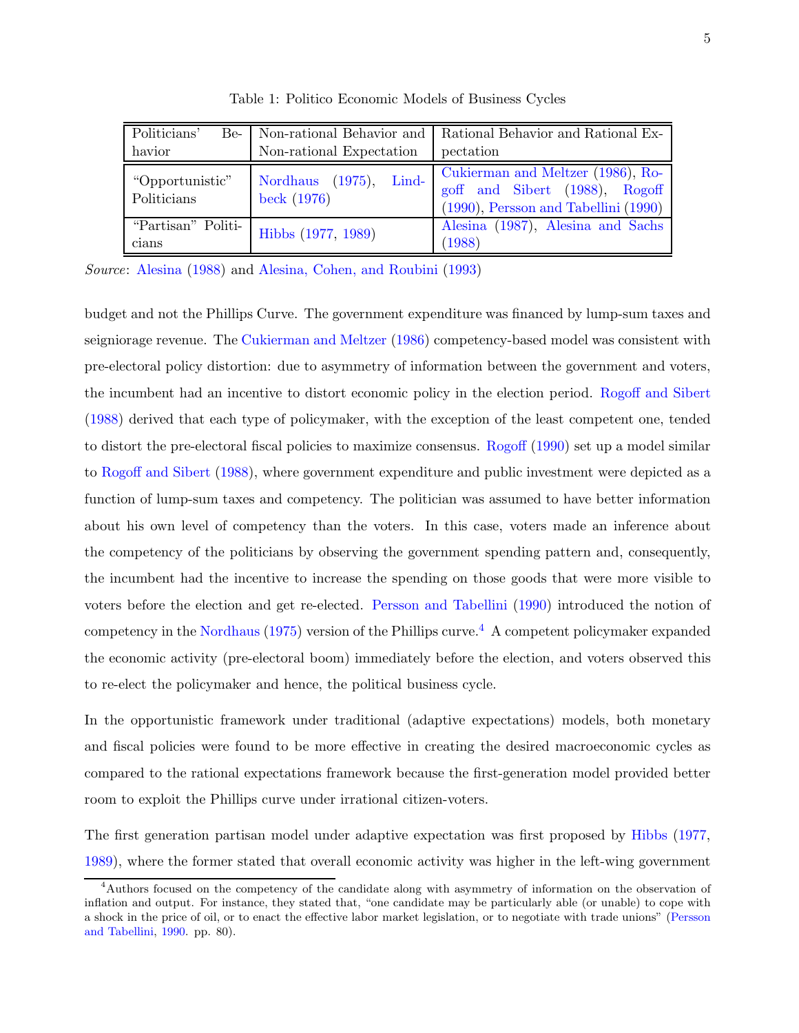Table 1: Politico Economic Models of Business Cycles

| Politicians' Behavior | Non-rational Behavior and Non-rational Expectation | Rational Behavior and Rational Expectation |
|---|---|---|
| "Opportunistic" Politicians | Nordhaus (1975), Lindbeck (1976) | Cukierman and Meltzer (1986), Rogoff and Sibert (1988), Rogoff (1990), Persson and Tabellini (1990) |
| "Partisan" Politicians | Hibbs (1977, 1989) | Alesina (1987), Alesina and Sachs (1988) |

*Source*: Alesina (1988) and Alesina, Cohen, and Roubini (1993)

budget and not the Phillips Curve. The government expenditure was financed by lump-sum taxes and seigniorage revenue. The Cukierman and Meltzer (1986) competency-based model was consistent with pre-electoral policy distortion: due to asymmetry of information between the government and voters, the incumbent had an incentive to distort economic policy in the election period. Rogoff and Sibert (1988) derived that each type of policymaker, with the exception of the least competent one, tended to distort the pre-electoral fiscal policies to maximize consensus. Rogoff (1990) set up a model similar to Rogoff and Sibert (1988), where government expenditure and public investment were depicted as a function of lump-sum taxes and competency. The politician was assumed to have better information about his own level of competency than the voters. In this case, voters made an inference about the competency of the politicians by observing the government spending pattern and, consequently, the incumbent had the incentive to increase the spending on those goods that were more visible to voters before the election and get re-elected. Persson and Tabellini (1990) introduced the notion of competency in the Nordhaus (1975) version of the Phillips curve.[4] A competent policymaker expanded the economic activity (pre-electoral boom) immediately before the election, and voters observed this to re-elect the policymaker and hence, the political business cycle.

In the opportunistic framework under traditional (adaptive expectations) models, both monetary and fiscal policies were found to be more effective in creating the desired macroeconomic cycles as compared to the rational expectations framework because the first-generation model provided better room to exploit the Phillips curve under irrational citizen-voters.

The first generation partisan model under adaptive expectation was first proposed by Hibbs (1977, 1989), where the former stated that overall economic activity was higher in the left-wing government

[4] Authors focused on the competency of the candidate along with asymmetry of information on the observation of inflation and output. For instance, they stated that, "one candidate may be particularly able (or unable) to cope with a shock in the price of oil, or to enact the effective labor market legislation, or to negotiate with trade unions" (Persson and Tabellini, 1990. pp. 80).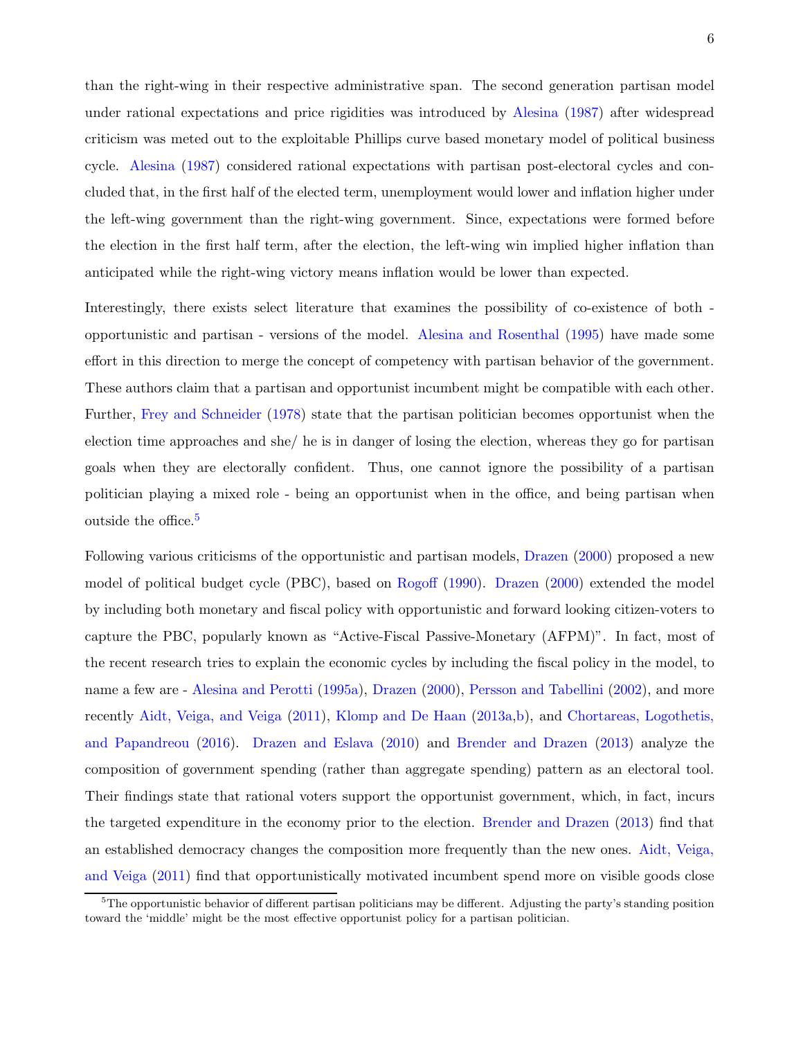than the right-wing in their respective administrative span. The second generation partisan model under rational expectations and price rigidities was introduced by Alesina (1987) after widespread criticism was meted out to the exploitable Phillips curve based monetary model of political business cycle. Alesina (1987) considered rational expectations with partisan post-electoral cycles and concluded that, in the first half of the elected term, unemployment would lower and inflation higher under the left-wing government than the right-wing government. Since, expectations were formed before the election in the first half term, after the election, the left-wing win implied higher inflation than anticipated while the right-wing victory means inflation would be lower than expected.

Interestingly, there exists select literature that examines the possibility of co-existence of both - opportunistic and partisan - versions of the model. Alesina and Rosenthal (1995) have made some effort in this direction to merge the concept of competency with partisan behavior of the government. These authors claim that a partisan and opportunist incumbent might be compatible with each other. Further, Frey and Schneider (1978) state that the partisan politician becomes opportunist when the election time approaches and she/ he is in danger of losing the election, whereas they go for partisan goals when they are electorally confident. Thus, one cannot ignore the possibility of a partisan politician playing a mixed role - being an opportunist when in the office, and being partisan when outside the office.[5]

Following various criticisms of the opportunistic and partisan models, Drazen (2000) proposed a new model of political budget cycle (PBC), based on Rogoff (1990). Drazen (2000) extended the model by including both monetary and fiscal policy with opportunistic and forward looking citizen-voters to capture the PBC, popularly known as "Active-Fiscal Passive-Monetary (AFPM)". In fact, most of the recent research tries to explain the economic cycles by including the fiscal policy in the model, to name a few are - Alesina and Perotti (1995a), Drazen (2000), Persson and Tabellini (2002), and more recently Aidt, Veiga, and Veiga (2011), Klomp and De Haan (2013a,b), and Chortareas, Logothetis, and Papandreou (2016). Drazen and Eslava (2010) and Brender and Drazen (2013) analyze the composition of government spending (rather than aggregate spending) pattern as an electoral tool. Their findings state that rational voters support the opportunist government, which, in fact, incurs the targeted expenditure in the economy prior to the election. Brender and Drazen (2013) find that an established democracy changes the composition more frequently than the new ones. Aidt, Veiga, and Veiga (2011) find that opportunistically motivated incumbent spend more on visible goods close

[5] The opportunistic behavior of different partisan politicians may be different. Adjusting the party's standing position toward the 'middle' might be the most effective opportunist policy for a partisan politician.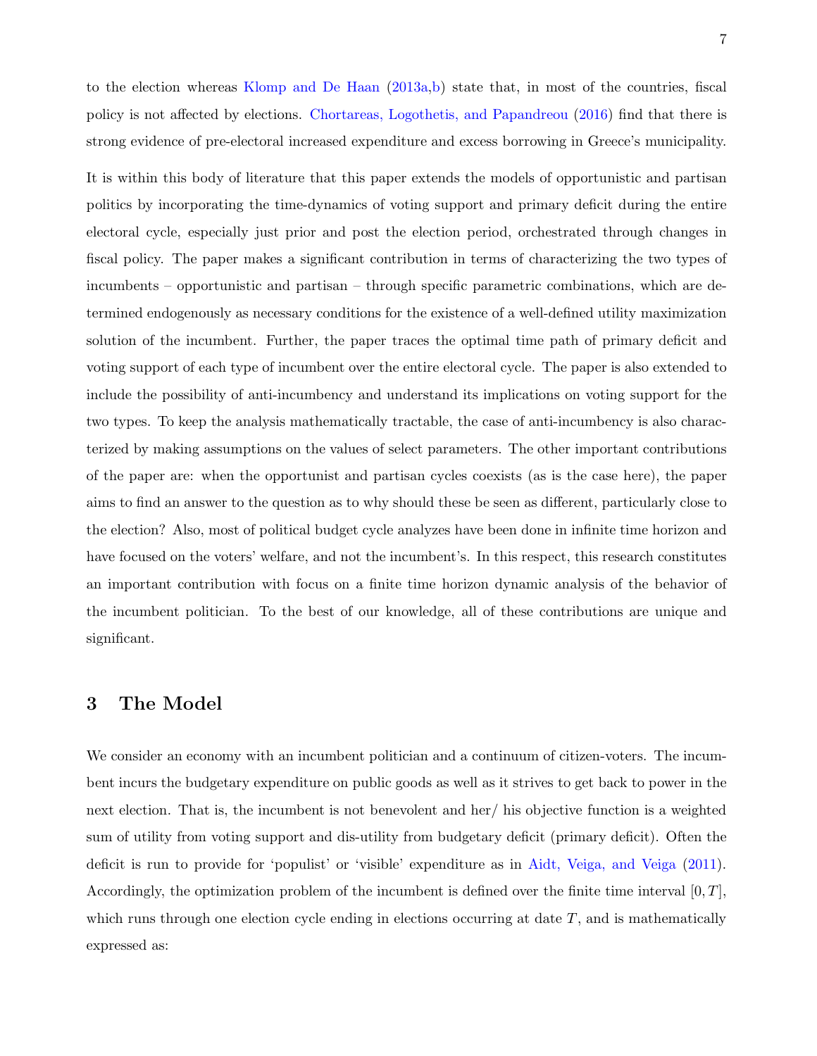to the election whereas Klomp and De Haan (2013a,b) state that, in most of the countries, fiscal policy is not affected by elections. Chortareas, Logothetis, and Papandreou (2016) find that there is strong evidence of pre-electoral increased expenditure and excess borrowing in Greece's municipality.

It is within this body of literature that this paper extends the models of opportunistic and partisan politics by incorporating the time-dynamics of voting support and primary deficit during the entire electoral cycle, especially just prior and post the election period, orchestrated through changes in fiscal policy. The paper makes a significant contribution in terms of characterizing the two types of incumbents – opportunistic and partisan – through specific parametric combinations, which are determined endogenously as necessary conditions for the existence of a well-defined utility maximization solution of the incumbent. Further, the paper traces the optimal time path of primary deficit and voting support of each type of incumbent over the entire electoral cycle. The paper is also extended to include the possibility of anti-incumbency and understand its implications on voting support for the two types. To keep the analysis mathematically tractable, the case of anti-incumbency is also characterized by making assumptions on the values of select parameters. The other important contributions of the paper are: when the opportunist and partisan cycles coexists (as is the case here), the paper aims to find an answer to the question as to why should these be seen as different, particularly close to the election? Also, most of political budget cycle analyzes have been done in infinite time horizon and have focused on the voters' welfare, and not the incumbent's. In this respect, this research constitutes an important contribution with focus on a finite time horizon dynamic analysis of the behavior of the incumbent politician. To the best of our knowledge, all of these contributions are unique and significant.

## 3 The Model

We consider an economy with an incumbent politician and a continuum of citizen-voters. The incumbent incurs the budgetary expenditure on public goods as well as it strives to get back to power in the next election. That is, the incumbent is not benevolent and her/ his objective function is a weighted sum of utility from voting support and dis-utility from budgetary deficit (primary deficit). Often the deficit is run to provide for 'populist' or 'visible' expenditure as in Aidt, Veiga, and Veiga (2011). Accordingly, the optimization problem of the incumbent is defined over the finite time interval $[0, T]$, which runs through one election cycle ending in elections occurring at date $T$, and is mathematically expressed as: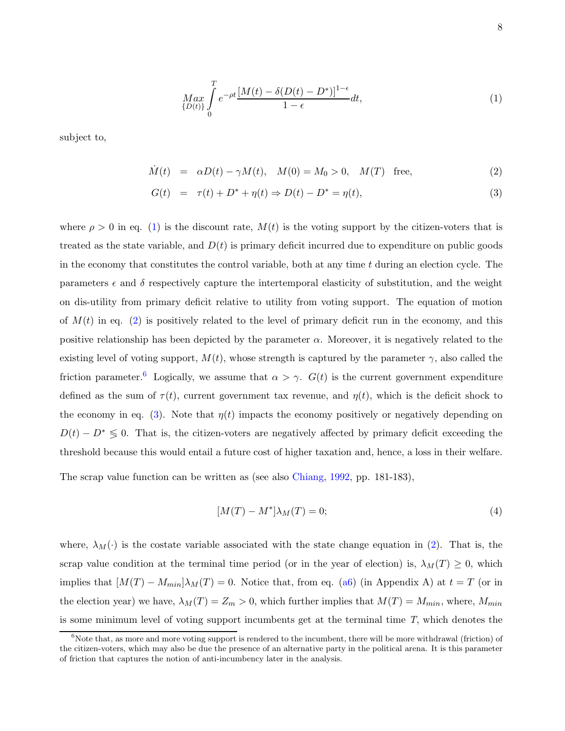$$\underset{\{D(t)\}}{Max} \int_0^T e^{-\rho t} \frac{[M(t) - \delta(D(t) - D^*)]^{1-\epsilon}}{1-\epsilon} dt, \tag{1}$$

subject to,

$$\dot{M}(t) = \alpha D(t) - \gamma M(t), \quad M(0) = M_0 > 0, \quad M(T) \text{ free}, \tag{2}$$

$$G(t) = \tau(t) + D^* + \eta(t) \Rightarrow D(t) - D^* = \eta(t), \tag{3}$$

where $\rho > 0$ in eq. (1) is the discount rate, $M(t)$ is the voting support by the citizen-voters that is treated as the state variable, and $D(t)$ is primary deficit incurred due to expenditure on public goods in the economy that constitutes the control variable, both at any time $t$ during an election cycle. The parameters $\epsilon$ and $\delta$ respectively capture the intertemporal elasticity of substitution, and the weight on dis-utility from primary deficit relative to utility from voting support. The equation of motion of $M(t)$ in eq. (2) is positively related to the level of primary deficit run in the economy, and this positive relationship has been depicted by the parameter $\alpha$. Moreover, it is negatively related to the existing level of voting support, $M(t)$, whose strength is captured by the parameter $\gamma$, also called the friction parameter.[6] Logically, we assume that $\alpha > \gamma$. $G(t)$ is the current government expenditure defined as the sum of $\tau(t)$, current government tax revenue, and $\eta(t)$, which is the deficit shock to the economy in eq. (3). Note that $\eta(t)$ impacts the economy positively or negatively depending on $D(t) - D^* \lesseqgtr 0$. That is, the citizen-voters are negatively affected by primary deficit exceeding the threshold because this would entail a future cost of higher taxation and, hence, a loss in their welfare.

The scrap value function can be written as (see also Chiang, 1992, pp. 181-183),

$$[M(T) - M^*]\lambda_M(T) = 0; \tag{4}$$

where, $\lambda_M(\cdot)$ is the costate variable associated with the state change equation in (2). That is, the scrap value condition at the terminal time period (or in the year of election) is, $\lambda_M(T) \geq 0$, which implies that $[M(T) - M_{min}]\lambda_M(T) = 0$. Notice that, from eq. (a6) (in Appendix A) at $t = T$ (or in the election year) we have, $\lambda_M(T) = Z_m > 0$, which further implies that $M(T) = M_{min}$, where, $M_{min}$ is some minimum level of voting support incumbents get at the terminal time $T$, which denotes the

[6] Note that, as more and more voting support is rendered to the incumbent, there will be more withdrawal (friction) of the citizen-voters, which may also be due the presence of an alternative party in the political arena. It is this parameter of friction that captures the notion of anti-incumbency later in the analysis.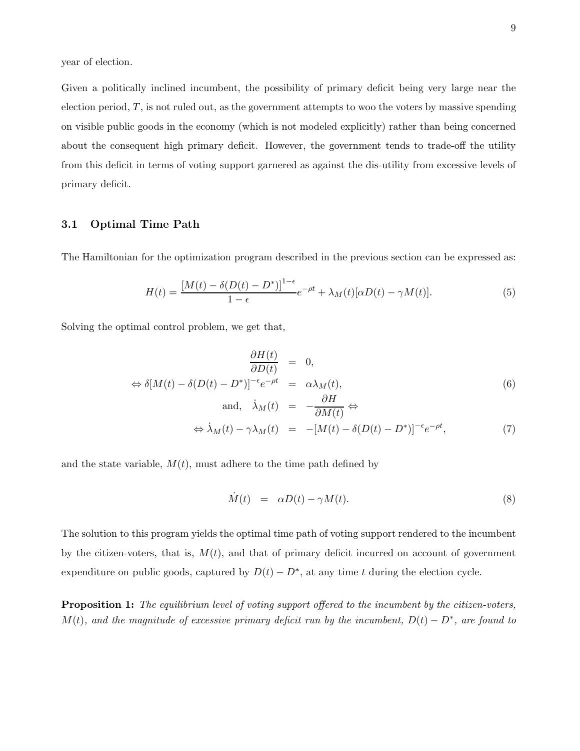year of election.

Given a politically inclined incumbent, the possibility of primary deficit being very large near the election period, $T$, is not ruled out, as the government attempts to woo the voters by massive spending on visible public goods in the economy (which is not modeled explicitly) rather than being concerned about the consequent high primary deficit. However, the government tends to trade-off the utility from this deficit in terms of voting support garnered as against the dis-utility from excessive levels of primary deficit.

### 3.1 Optimal Time Path

The Hamiltonian for the optimization program described in the previous section can be expressed as:

$$H(t) = \frac{[M(t) - \delta(D(t) - D^*)]^{1-\epsilon}}{1-\epsilon} e^{-\rho t} + \lambda_M(t)[\alpha D(t) - \gamma M(t)]. \tag{5}$$

Solving the optimal control problem, we get that,

$$\begin{aligned}
\frac{\partial H(t)}{\partial D(t)} &= 0, \\
\Leftrightarrow \delta[M(t) - \delta(D(t) - D^*)]^{-\epsilon} e^{-\rho t} &= \alpha \lambda_M(t), && (6) \\
\text{and,} \quad \dot{\lambda}_M(t) &= -\frac{\partial H}{\partial M(t)} \Leftrightarrow \\
\Leftrightarrow \dot{\lambda}_M(t) - \gamma \lambda_M(t) &= -[M(t) - \delta(D(t) - D^*)]^{-\epsilon} e^{-\rho t}, && (7)
\end{aligned}$$

and the state variable, $M(t)$, must adhere to the time path defined by

$$\dot{M}(t) = \alpha D(t) - \gamma M(t). \tag{8}$$

The solution to this program yields the optimal time path of voting support rendered to the incumbent by the citizen-voters, that is, $M(t)$, and that of primary deficit incurred on account of government expenditure on public goods, captured by $D(t) - D^*$, at any time $t$ during the election cycle.

**Proposition 1:** *The equilibrium level of voting support offered to the incumbent by the citizen-voters, $M(t)$, and the magnitude of excessive primary deficit run by the incumbent, $D(t) - D^*$, are found to*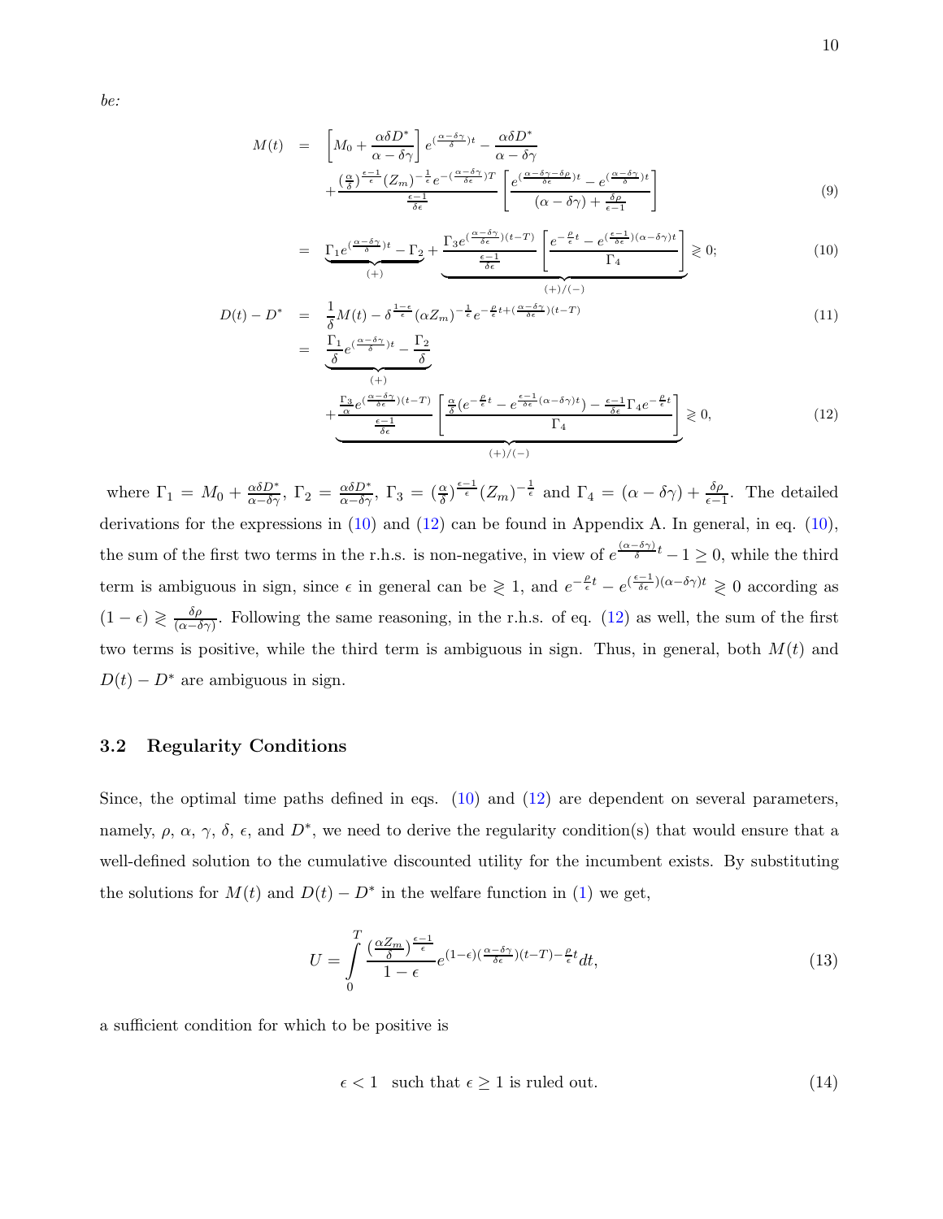*be:*

$$
\begin{aligned}
M(t) &= \left[M_0 + \frac{\alpha\delta D^*}{\alpha-\delta\gamma}\right] e^{(\frac{\alpha-\delta\gamma}{\delta})t} - \frac{\alpha\delta D^*}{\alpha-\delta\gamma} \\
&\quad + \frac{(\frac{\alpha}{\delta})^{\frac{\epsilon-1}{\epsilon}}(Z_m)^{-\frac{1}{\epsilon}} e^{-(\frac{\alpha-\delta\gamma}{\delta\epsilon})T}}{\frac{\epsilon-1}{\delta\epsilon}} \left[\frac{e^{(\frac{\alpha-\delta\gamma-\delta\rho}{\delta\epsilon})t} - e^{(\frac{\alpha-\delta\gamma}{\delta})t}}{(\alpha-\delta\gamma)+\frac{\delta\rho}{\epsilon-1}}\right] \qquad (9)
\end{aligned}
$$

$$
= \underbrace{\Gamma_1 e^{(\frac{\alpha-\delta\gamma}{\delta})t} - \Gamma_2}_{(+)} + \underbrace{\frac{\Gamma_3 e^{(\frac{\alpha-\delta\gamma}{\delta\epsilon})(t-T)}}{\frac{\epsilon-1}{\delta\epsilon}} \left[\frac{e^{-\frac{\rho}{\epsilon}t} - e^{(\frac{\epsilon-1}{\delta\epsilon})(\alpha-\delta\gamma)t}}{\Gamma_4}\right]}_{(+)/(-)} \gtrless 0; \qquad (10)
$$

$$
D(t) - D^* = \frac{1}{\delta}M(t) - \delta^{\frac{1-\epsilon}{\epsilon}}(\alpha Z_m)^{-\frac{1}{\epsilon}} e^{-\frac{\rho}{\epsilon}t + (\frac{\alpha-\delta\gamma}{\delta\epsilon})(t-T)} \qquad (11)
$$

$$
\begin{aligned}
&= \underbrace{\frac{\Gamma_1}{\delta} e^{(\frac{\alpha-\delta\gamma}{\delta})t} - \frac{\Gamma_2}{\delta}}_{(+)} \\
&\quad + \underbrace{\frac{\frac{\Gamma_3}{\alpha} e^{(\frac{\alpha-\delta\gamma}{\delta\epsilon})(t-T)}}{\frac{\epsilon-1}{\delta\epsilon}} \left[\frac{\frac{\alpha}{\delta}(e^{-\frac{\rho}{\epsilon}t} - e^{\frac{\epsilon-1}{\delta\epsilon}(\alpha-\delta\gamma)t}) - \frac{\epsilon-1}{\delta\epsilon}\Gamma_4 e^{-\frac{\rho}{\epsilon}t}}{\Gamma_4}\right]}_{(+)/(-)} \gtrless 0, \qquad (12)
\end{aligned}
$$

where $\Gamma_1 = M_0 + \frac{\alpha\delta D^*}{\alpha-\delta\gamma}$, $\Gamma_2 = \frac{\alpha\delta D^*}{\alpha-\delta\gamma}$, $\Gamma_3 = (\frac{\alpha}{\delta})^{\frac{\epsilon-1}{\epsilon}}(Z_m)^{-\frac{1}{\epsilon}}$ and $\Gamma_4 = (\alpha-\delta\gamma) + \frac{\delta\rho}{\epsilon-1}$. The detailed derivations for the expressions in (10) and (12) can be found in Appendix A. In general, in eq. (10), the sum of the first two terms in the r.h.s. is non-negative, in view of $e^{\frac{(\alpha-\delta\gamma)}{\delta}t} - 1 \geq 0$, while the third term is ambiguous in sign, since $\epsilon$ in general can be $\gtrless 1$, and $e^{-\frac{\rho}{\epsilon}t} - e^{(\frac{\epsilon-1}{\delta\epsilon})(\alpha-\delta\gamma)t} \gtrless 0$ according as $(1-\epsilon) \gtrless \frac{\delta\rho}{(\alpha-\delta\gamma)}$. Following the same reasoning, in the r.h.s. of eq. (12) as well, the sum of the first two terms is positive, while the third term is ambiguous in sign. Thus, in general, both $M(t)$ and $D(t) - D^*$ are ambiguous in sign.

### 3.2 Regularity Conditions

Since, the optimal time paths defined in eqs. (10) and (12) are dependent on several parameters, namely, $\rho$, $\alpha$, $\gamma$, $\delta$, $\epsilon$, and $D^*$, we need to derive the regularity condition(s) that would ensure that a well-defined solution to the cumulative discounted utility for the incumbent exists. By substituting the solutions for $M(t)$ and $D(t) - D^*$ in the welfare function in (1) we get,

$$
U = \int_0^T \frac{\left(\frac{\alpha Z_m}{\delta}\right)^{\frac{\epsilon-1}{\epsilon}}}{1-\epsilon} e^{(1-\epsilon)(\frac{\alpha-\delta\gamma}{\delta\epsilon})(t-T) - \frac{\rho}{\epsilon}t} dt, \qquad (13)
$$

a sufficient condition for which to be positive is

$$
\epsilon < 1 \quad \text{such that } \epsilon \geq 1 \text{ is ruled out.} \qquad (14)
$$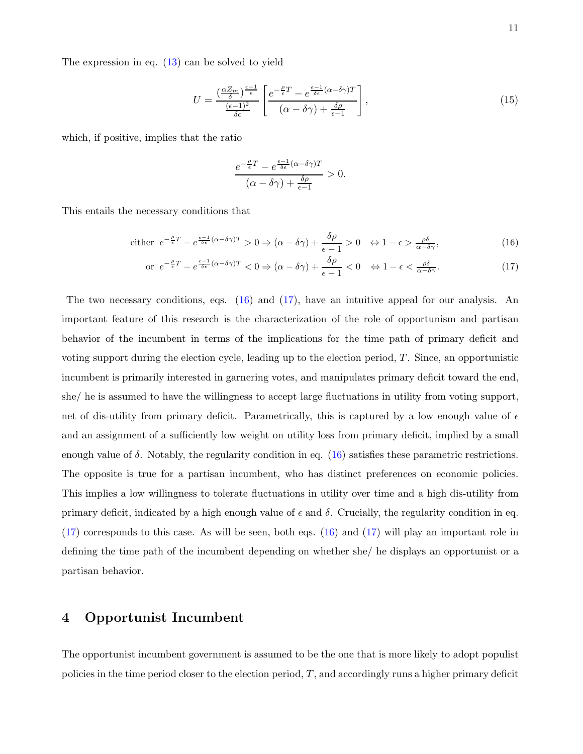The expression in eq. (13) can be solved to yield

$$
U = \frac{\left(\frac{\alpha Z_m}{\delta}\right)^{\frac{\epsilon-1}{\epsilon}}}{\frac{(\epsilon-1)^2}{\delta\epsilon}} \left[ \frac{e^{-\frac{\rho}{\epsilon}T} - e^{\frac{\epsilon-1}{\delta\epsilon}(\alpha-\delta\gamma)T}}{(\alpha-\delta\gamma)+\frac{\delta\rho}{\epsilon-1}} \right], \tag{15}
$$

which, if positive, implies that the ratio

$$
\frac{e^{-\frac{\rho}{\epsilon}T} - e^{\frac{\epsilon-1}{\delta\epsilon}(\alpha-\delta\gamma)T}}{(\alpha-\delta\gamma)+\frac{\delta\rho}{\epsilon-1}} > 0.
$$

This entails the necessary conditions that

$$
\text{either } e^{-\frac{\rho}{\epsilon}T} - e^{\frac{\epsilon-1}{\delta\epsilon}(\alpha-\delta\gamma)T} > 0 \Rightarrow (\alpha-\delta\gamma)+\frac{\delta\rho}{\epsilon-1} > 0 \quad \Leftrightarrow 1-\epsilon > \tfrac{\rho\delta}{\alpha-\delta\gamma}, \tag{16}
$$

$$
\text{or } e^{-\frac{\rho}{\epsilon}T} - e^{\frac{\epsilon-1}{\delta\epsilon}(\alpha-\delta\gamma)T} < 0 \Rightarrow (\alpha-\delta\gamma)+\frac{\delta\rho}{\epsilon-1} < 0 \quad \Leftrightarrow 1-\epsilon < \tfrac{\rho\delta}{\alpha-\delta\gamma}. \tag{17}
$$

The two necessary conditions, eqs. (16) and (17), have an intuitive appeal for our analysis. An important feature of this research is the characterization of the role of opportunism and partisan behavior of the incumbent in terms of the implications for the time path of primary deficit and voting support during the election cycle, leading up to the election period, $T$. Since, an opportunistic incumbent is primarily interested in garnering votes, and manipulates primary deficit toward the end, she/ he is assumed to have the willingness to accept large fluctuations in utility from voting support, net of dis-utility from primary deficit. Parametrically, this is captured by a low enough value of $\epsilon$ and an assignment of a sufficiently low weight on utility loss from primary deficit, implied by a small enough value of $\delta$. Notably, the regularity condition in eq. (16) satisfies these parametric restrictions. The opposite is true for a partisan incumbent, who has distinct preferences on economic policies. This implies a low willingness to tolerate fluctuations in utility over time and a high dis-utility from primary deficit, indicated by a high enough value of $\epsilon$ and $\delta$. Crucially, the regularity condition in eq. (17) corresponds to this case. As will be seen, both eqs. (16) and (17) will play an important role in defining the time path of the incumbent depending on whether she/ he displays an opportunist or a partisan behavior.

## 4 Opportunist Incumbent

The opportunist incumbent government is assumed to be the one that is more likely to adopt populist policies in the time period closer to the election period, $T$, and accordingly runs a higher primary deficit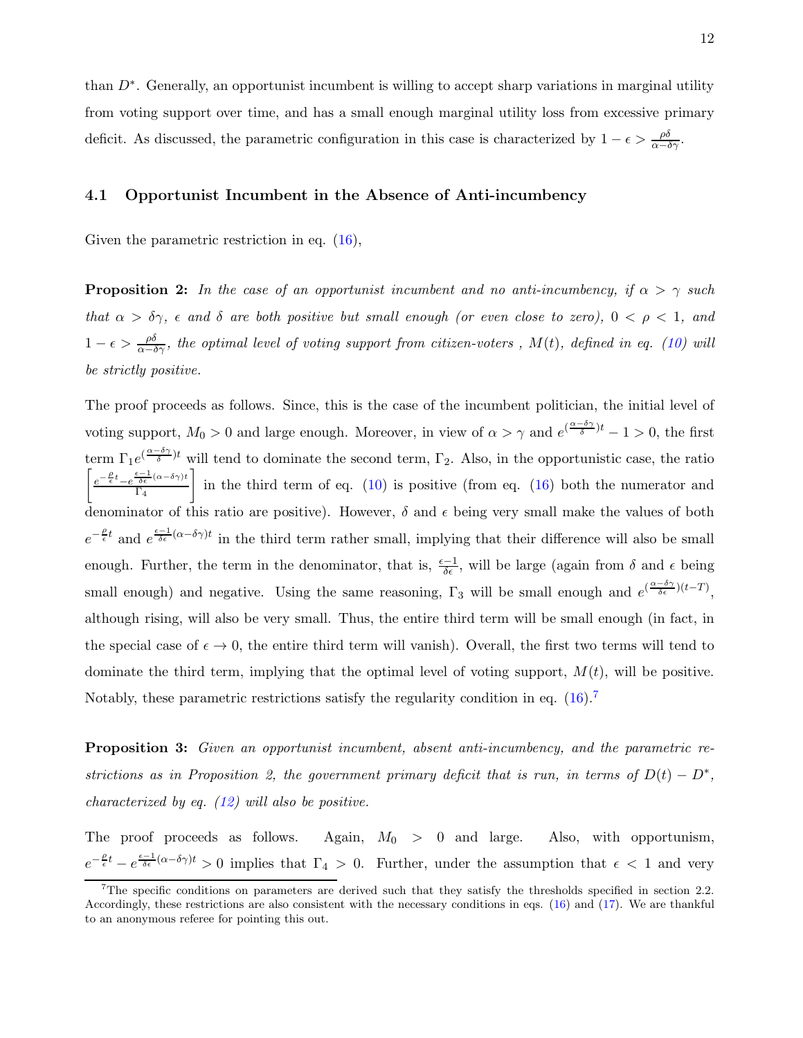than $D^*$. Generally, an opportunist incumbent is willing to accept sharp variations in marginal utility from voting support over time, and has a small enough marginal utility loss from excessive primary deficit. As discussed, the parametric configuration in this case is characterized by $1 - \epsilon > \frac{\rho\delta}{\alpha - \delta\gamma}$.

### 4.1 Opportunist Incumbent in the Absence of Anti-incumbency

Given the parametric restriction in eq. (16),

**Proposition 2:** *In the case of an opportunist incumbent and no anti-incumbency, if $\alpha > \gamma$ such that $\alpha > \delta\gamma$, $\epsilon$ and $\delta$ are both positive but small enough (or even close to zero), $0 < \rho < 1$, and $1 - \epsilon > \frac{\rho\delta}{\alpha - \delta\gamma}$, the optimal level of voting support from citizen-voters , $M(t)$, defined in eq. (10) will be strictly positive.*

The proof proceeds as follows. Since, this is the case of the incumbent politician, the initial level of voting support, $M_0 > 0$ and large enough. Moreover, in view of $\alpha > \gamma$ and $e^{(\frac{\alpha - \delta\gamma}{\delta})t} - 1 > 0$, the first term $\Gamma_1 e^{(\frac{\alpha - \delta\gamma}{\delta})t}$ will tend to dominate the second term, $\Gamma_2$. Also, in the opportunistic case, the ratio $\left[\frac{e^{-\frac{\rho}{\epsilon}t} - e^{\frac{\epsilon - 1}{\delta\epsilon}(\alpha - \delta\gamma)t}}{\Gamma_4}\right]$ in the third term of eq. (10) is positive (from eq. (16) both the numerator and denominator of this ratio are positive). However, $\delta$ and $\epsilon$ being very small make the values of both $e^{-\frac{\rho}{\epsilon}t}$ and $e^{\frac{\epsilon - 1}{\delta\epsilon}(\alpha - \delta\gamma)t}$ in the third term rather small, implying that their difference will also be small enough. Further, the term in the denominator, that is, $\frac{\epsilon - 1}{\delta\epsilon}$, will be large (again from $\delta$ and $\epsilon$ being small enough) and negative. Using the same reasoning, $\Gamma_3$ will be small enough and $e^{(\frac{\alpha - \delta\gamma}{\delta\epsilon})(t-T)}$, although rising, will also be very small. Thus, the entire third term will be small enough (in fact, in the special case of $\epsilon \to 0$, the entire third term will vanish). Overall, the first two terms will tend to dominate the third term, implying that the optimal level of voting support, $M(t)$, will be positive. Notably, these parametric restrictions satisfy the regularity condition in eq. (16).[7]

**Proposition 3:** *Given an opportunist incumbent, absent anti-incumbency, and the parametric restrictions as in Proposition 2, the government primary deficit that is run, in terms of $D(t) - D^*$, characterized by eq. (12) will also be positive.*

The proof proceeds as follows. Again, $M_0 > 0$ and large. Also, with opportunism, $e^{-\frac{\rho}{\epsilon}t} - e^{\frac{\epsilon - 1}{\delta\epsilon}(\alpha - \delta\gamma)t} > 0$ implies that $\Gamma_4 > 0$. Further, under the assumption that $\epsilon < 1$ and very

[7] The specific conditions on parameters are derived such that they satisfy the thresholds specified in section 2.2. Accordingly, these restrictions are also consistent with the necessary conditions in eqs. (16) and (17). We are thankful to an anonymous referee for pointing this out.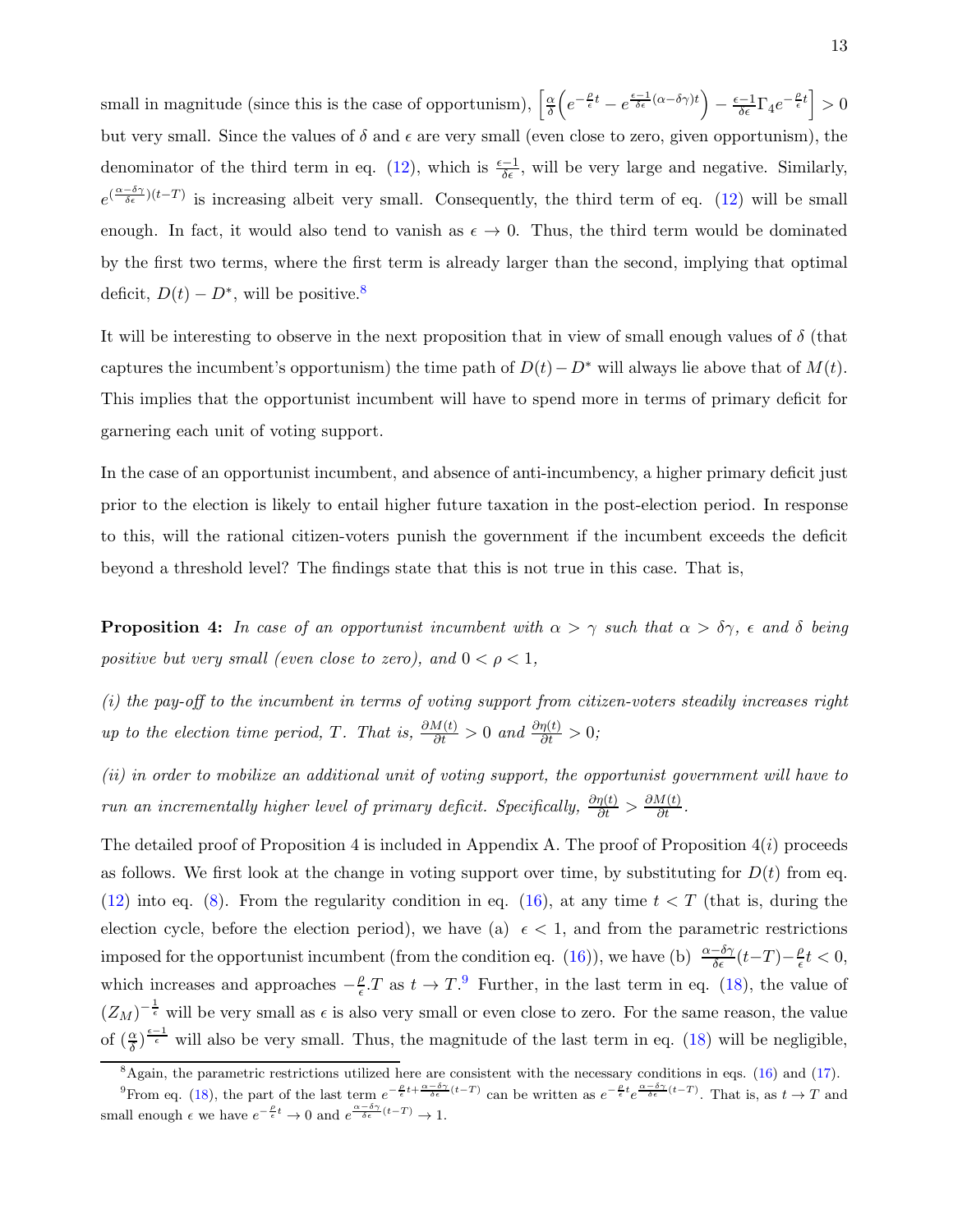small in magnitude (since this is the case of opportunism), $\left[\frac{\alpha}{\delta}\left(e^{-\frac{\rho}{\epsilon}t} - e^{\frac{\epsilon-1}{\delta\epsilon}(\alpha-\delta\gamma)t}\right) - \frac{\epsilon-1}{\delta\epsilon}\Gamma_4 e^{-\frac{\rho}{\epsilon}t}\right] > 0$ but very small. Since the values of $\delta$ and $\epsilon$ are very small (even close to zero, given opportunism), the denominator of the third term in eq. (12), which is $\frac{\epsilon-1}{\delta\epsilon}$, will be very large and negative. Similarly, $e^{(\frac{\alpha-\delta\gamma}{\delta\epsilon})(t-T)}$ is increasing albeit very small. Consequently, the third term of eq. (12) will be small enough. In fact, it would also tend to vanish as $\epsilon \to 0$. Thus, the third term would be dominated by the first two terms, where the first term is already larger than the second, implying that optimal deficit, $D(t) - D^*$, will be positive.[8]

It will be interesting to observe in the next proposition that in view of small enough values of $\delta$ (that captures the incumbent's opportunism) the time path of $D(t) - D^*$ will always lie above that of $M(t)$. This implies that the opportunist incumbent will have to spend more in terms of primary deficit for garnering each unit of voting support.

In the case of an opportunist incumbent, and absence of anti-incumbency, a higher primary deficit just prior to the election is likely to entail higher future taxation in the post-election period. In response to this, will the rational citizen-voters punish the government if the incumbent exceeds the deficit beyond a threshold level? The findings state that this is not true in this case. That is,

**Proposition 4:** *In case of an opportunist incumbent with $\alpha > \gamma$ such that $\alpha > \delta\gamma$, $\epsilon$ and $\delta$ being positive but very small (even close to zero), and $0 < \rho < 1$,*

*(i) the pay-off to the incumbent in terms of voting support from citizen-voters steadily increases right up to the election time period, $T$. That is, $\frac{\partial M(t)}{\partial t} > 0$ and $\frac{\partial \eta(t)}{\partial t} > 0$;*

*(ii) in order to mobilize an additional unit of voting support, the opportunist government will have to run an incrementally higher level of primary deficit. Specifically, $\frac{\partial \eta(t)}{\partial t} > \frac{\partial M(t)}{\partial t}$.*

The detailed proof of Proposition 4 is included in Appendix A. The proof of Proposition 4$(i)$ proceeds as follows. We first look at the change in voting support over time, by substituting for $D(t)$ from eq. (12) into eq. (8). From the regularity condition in eq. (16), at any time $t < T$ (that is, during the election cycle, before the election period), we have (a) $\epsilon < 1$, and from the parametric restrictions imposed for the opportunist incumbent (from the condition eq. (16)), we have (b) $\frac{\alpha-\delta\gamma}{\delta\epsilon}(t-T) - \frac{\rho}{\epsilon}t < 0$, which increases and approaches $-\frac{\rho}{\epsilon}.T$ as $t \to T$.[9] Further, in the last term in eq. (18), the value of $(Z_M)^{-\frac{1}{\epsilon}}$ will be very small as $\epsilon$ is also very small or even close to zero. For the same reason, the value of $(\frac{\alpha}{\delta})^{\frac{\epsilon-1}{\epsilon}}$ will also be very small. Thus, the magnitude of the last term in eq. (18) will be negligible,

---

[8] Again, the parametric restrictions utilized here are consistent with the necessary conditions in eqs. (16) and (17).

[9] From eq. (18), the part of the last term $e^{-\frac{\rho}{\epsilon}t + \frac{\alpha-\delta\gamma}{\delta\epsilon}(t-T)}$ can be written as $e^{-\frac{\rho}{\epsilon}t}e^{\frac{\alpha-\delta\gamma}{\delta\epsilon}(t-T)}$. That is, as $t \to T$ and small enough $\epsilon$ we have $e^{-\frac{\rho}{\epsilon}t} \to 0$ and $e^{\frac{\alpha-\delta\gamma}{\delta\epsilon}(t-T)} \to 1$.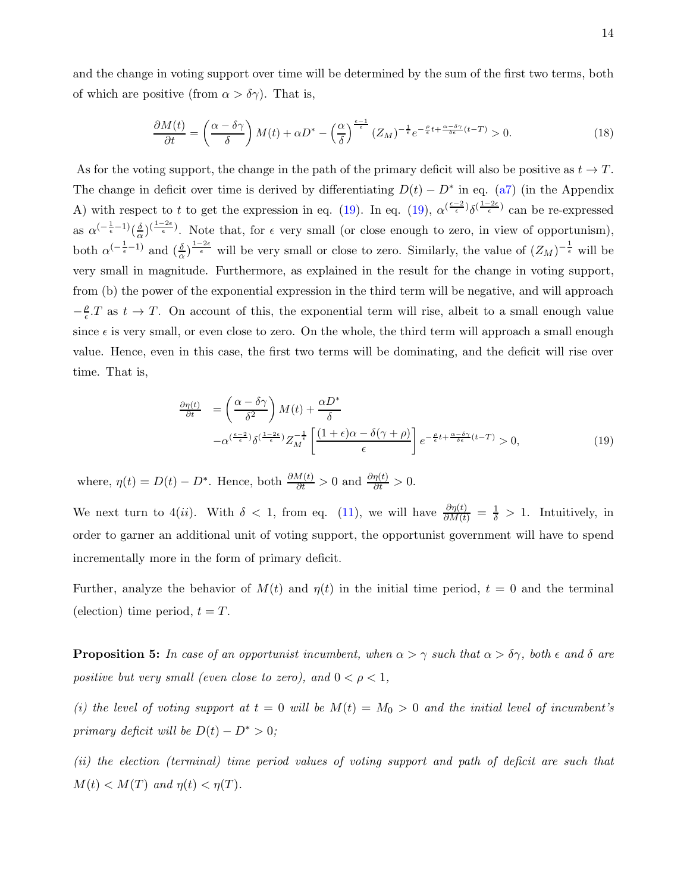and the change in voting support over time will be determined by the sum of the first two terms, both of which are positive (from $\alpha > \delta\gamma$). That is,

$$\frac{\partial M(t)}{\partial t} = \left(\frac{\alpha - \delta\gamma}{\delta}\right) M(t) + \alpha D^* - \left(\frac{\alpha}{\delta}\right)^{\frac{\epsilon-1}{\epsilon}} (Z_M)^{-\frac{1}{\epsilon}} e^{-\frac{\rho}{\epsilon}t + \frac{\alpha-\delta\gamma}{\delta\epsilon}(t-T)} > 0. \tag{18}$$

As for the voting support, the change in the path of the primary deficit will also be positive as $t \to T$. The change in deficit over time is derived by differentiating $D(t) - D^*$ in eq. (a7) (in the Appendix A) with respect to $t$ to get the expression in eq. (19). In eq. (19), $\alpha^{(\frac{\epsilon-2}{\epsilon})}\delta^{(\frac{1-2\epsilon}{\epsilon})}$ can be re-expressed as $\alpha^{(-\frac{1}{\epsilon}-1)}(\frac{\delta}{\alpha})^{(\frac{1-2\epsilon}{\epsilon})}$. Note that, for $\epsilon$ very small (or close enough to zero, in view of opportunism), both $\alpha^{(-\frac{1}{\epsilon}-1)}$ and $(\frac{\delta}{\alpha})^{\frac{1-2\epsilon}{\epsilon}}$ will be very small or close to zero. Similarly, the value of $(Z_M)^{-\frac{1}{\epsilon}}$ will be very small in magnitude. Furthermore, as explained in the result for the change in voting support, from (b) the power of the exponential expression in the third term will be negative, and will approach $-\frac{\rho}{\epsilon}.T$ as $t \to T$. On account of this, the exponential term will rise, albeit to a small enough value since $\epsilon$ is very small, or even close to zero. On the whole, the third term will approach a small enough value. Hence, even in this case, the first two terms will be dominating, and the deficit will rise over time. That is,

$$\begin{aligned}\frac{\partial \eta(t)}{\partial t} &= \left(\frac{\alpha - \delta\gamma}{\delta^2}\right) M(t) + \frac{\alpha D^*}{\delta} \\ &- \alpha^{(\frac{\epsilon-2}{\epsilon})}\delta^{(\frac{1-2\epsilon}{\epsilon})} Z_M^{-\frac{1}{\epsilon}} \left[\frac{(1+\epsilon)\alpha - \delta(\gamma+\rho)}{\epsilon}\right] e^{-\frac{\rho}{\epsilon}t + \frac{\alpha-\delta\gamma}{\delta\epsilon}(t-T)} > 0,\end{aligned} \tag{19}$$

where, $\eta(t) = D(t) - D^*$. Hence, both $\frac{\partial M(t)}{\partial t} > 0$ and $\frac{\partial \eta(t)}{\partial t} > 0$.

We next turn to $4(ii)$. With $\delta < 1$, from eq. (11), we will have $\frac{\partial \eta(t)}{\partial M(t)} = \frac{1}{\delta} > 1$. Intuitively, in order to garner an additional unit of voting support, the opportunist government will have to spend incrementally more in the form of primary deficit.

Further, analyze the behavior of $M(t)$ and $\eta(t)$ in the initial time period, $t = 0$ and the terminal (election) time period, $t = T$.

**Proposition 5:** *In case of an opportunist incumbent, when $\alpha > \gamma$ such that $\alpha > \delta\gamma$, both $\epsilon$ and $\delta$ are positive but very small (even close to zero), and $0 < \rho < 1$,*

*(i) the level of voting support at $t = 0$ will be $M(t) = M_0 > 0$ and the initial level of incumbent's primary deficit will be $D(t) - D^* > 0$;*

*(ii) the election (terminal) time period values of voting support and path of deficit are such that $M(t) < M(T)$ and $\eta(t) < \eta(T)$.*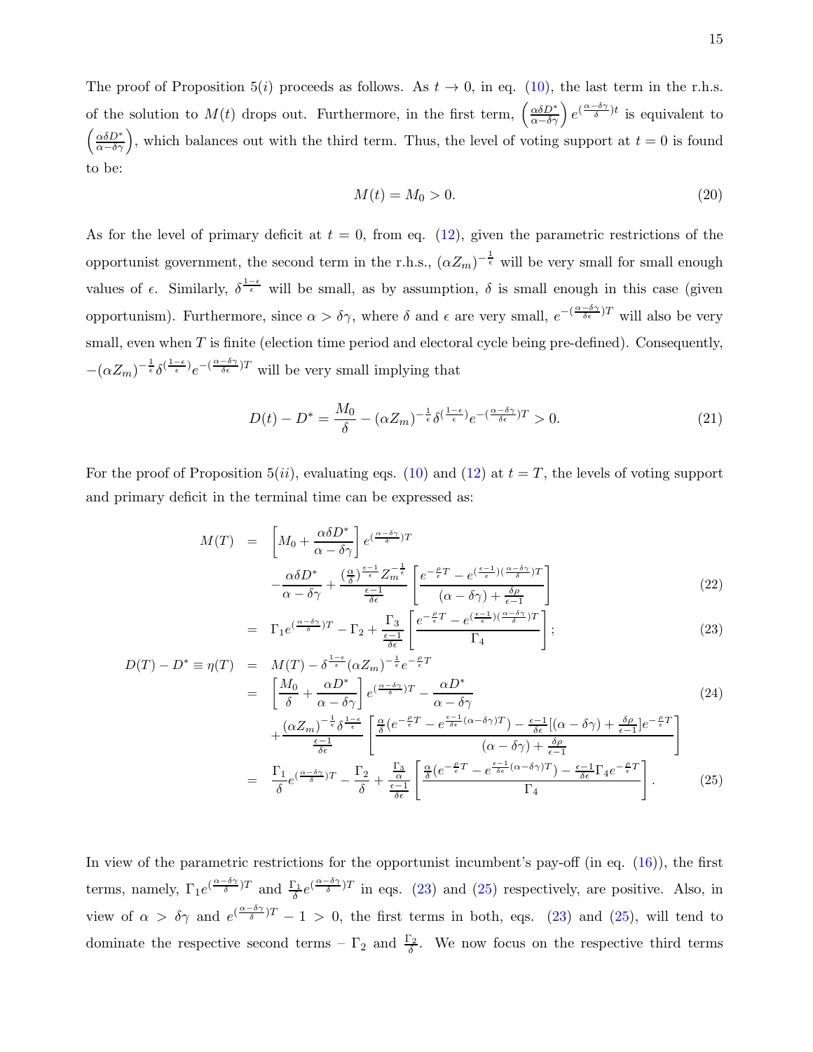The proof of Proposition 5$(i)$ proceeds as follows. As $t \to 0$, in eq. (10), the last term in the r.h.s. of the solution to $M(t)$ drops out. Furthermore, in the first term, $\left(\frac{\alpha\delta D^*}{\alpha-\delta\gamma}\right)e^{(\frac{\alpha-\delta\gamma}{\delta})t}$ is equivalent to $\left(\frac{\alpha\delta D^*}{\alpha-\delta\gamma}\right)$, which balances out with the third term. Thus, the level of voting support at $t=0$ is found to be:

$$M(t) = M_0 > 0. \tag{20}$$

As for the level of primary deficit at $t=0$, from eq. (12), given the parametric restrictions of the opportunist government, the second term in the r.h.s., $(\alpha Z_m)^{-\frac{1}{\epsilon}}$ will be very small for small enough values of $\epsilon$. Similarly, $\delta^{\frac{1-\epsilon}{\epsilon}}$ will be small, as by assumption, $\delta$ is small enough in this case (given opportunism). Furthermore, since $\alpha > \delta\gamma$, where $\delta$ and $\epsilon$ are very small, $e^{-(\frac{\alpha-\delta\gamma}{\delta\epsilon})T}$ will also be very small, even when $T$ is finite (election time period and electoral cycle being pre-defined). Consequently, $-(\alpha Z_m)^{-\frac{1}{\epsilon}}\delta^{(\frac{1-\epsilon}{\epsilon})}e^{-(\frac{\alpha-\delta\gamma}{\delta\epsilon})T}$ will be very small implying that

$$D(t) - D^* = \frac{M_0}{\delta} - (\alpha Z_m)^{-\frac{1}{\epsilon}}\delta^{(\frac{1-\epsilon}{\epsilon})}e^{-(\frac{\alpha-\delta\gamma}{\delta\epsilon})T} > 0. \tag{21}$$

For the proof of Proposition 5$(ii)$, evaluating eqs. (10) and (12) at $t=T$, the levels of voting support and primary deficit in the terminal time can be expressed as:

$$\begin{aligned}
M(T) &= \left[M_0 + \frac{\alpha\delta D^*}{\alpha-\delta\gamma}\right]e^{(\frac{\alpha-\delta\gamma}{\delta})T} \\
&\quad - \frac{\alpha\delta D^*}{\alpha-\delta\gamma} + \frac{(\frac{\alpha}{\delta})^{\frac{\epsilon-1}{\epsilon}}Z_m^{-\frac{1}{\epsilon}}}{\frac{\epsilon-1}{\delta\epsilon}}\left[\frac{e^{-\frac{\rho}{\epsilon}T} - e^{(\frac{\epsilon-1}{\epsilon})(\frac{\alpha-\delta\gamma}{\delta})T}}{(\alpha-\delta\gamma)+\frac{\delta\rho}{\epsilon-1}}\right] \qquad (22) \\
&= \Gamma_1 e^{(\frac{\alpha-\delta\gamma}{\delta})T} - \Gamma_2 + \frac{\Gamma_3}{\frac{\epsilon-1}{\delta\epsilon}}\left[\frac{e^{-\frac{\rho}{\epsilon}T} - e^{(\frac{\epsilon-1}{\epsilon})(\frac{\alpha-\delta\gamma}{\delta})T}}{\Gamma_4}\right]; \qquad (23) \\
D(T) - D^* \equiv \eta(T) &= M(T) - \delta^{\frac{1-\epsilon}{\epsilon}}(\alpha Z_m)^{-\frac{1}{\epsilon}}e^{-\frac{\rho}{\epsilon}T} \\
&= \left[\frac{M_0}{\delta} + \frac{\alpha D^*}{\alpha-\delta\gamma}\right]e^{(\frac{\alpha-\delta\gamma}{\delta})T} - \frac{\alpha D^*}{\alpha-\delta\gamma} \qquad (24) \\
&\quad + \frac{(\alpha Z_m)^{-\frac{1}{\epsilon}}\delta^{\frac{1-\epsilon}{\epsilon}}}{\frac{\epsilon-1}{\delta\epsilon}}\left[\frac{\frac{\alpha}{\delta}(e^{-\frac{\rho}{\epsilon}T} - e^{\frac{\epsilon-1}{\delta\epsilon}(\alpha-\delta\gamma)T}) - \frac{\epsilon-1}{\delta\epsilon}[(\alpha-\delta\gamma)+\frac{\delta\rho}{\epsilon-1}]e^{-\frac{\rho}{\epsilon}T}}{(\alpha-\delta\gamma)+\frac{\delta\rho}{\epsilon-1}}\right] \\
&= \frac{\Gamma_1}{\delta}e^{(\frac{\alpha-\delta\gamma}{\delta})T} - \frac{\Gamma_2}{\delta} + \frac{\frac{\Gamma_3}{\alpha}}{\frac{\epsilon-1}{\delta\epsilon}}\left[\frac{\frac{\alpha}{\delta}(e^{-\frac{\rho}{\epsilon}T} - e^{\frac{\epsilon-1}{\delta\epsilon}(\alpha-\delta\gamma)T}) - \frac{\epsilon-1}{\delta\epsilon}\Gamma_4 e^{-\frac{\rho}{\epsilon}T}}{\Gamma_4}\right]. \qquad (25)
\end{aligned}$$

In view of the parametric restrictions for the opportunist incumbent's pay-off (in eq. (16)), the first terms, namely, $\Gamma_1 e^{(\frac{\alpha-\delta\gamma}{\delta})T}$ and $\frac{\Gamma_1}{\delta}e^{(\frac{\alpha-\delta\gamma}{\delta})T}$ in eqs. (23) and (25) respectively, are positive. Also, in view of $\alpha > \delta\gamma$ and $e^{(\frac{\alpha-\delta\gamma}{\delta})T} - 1 > 0$, the first terms in both, eqs. (23) and (25), will tend to dominate the respective second terms – $\Gamma_2$ and $\frac{\Gamma_2}{\delta}$. We now focus on the respective third terms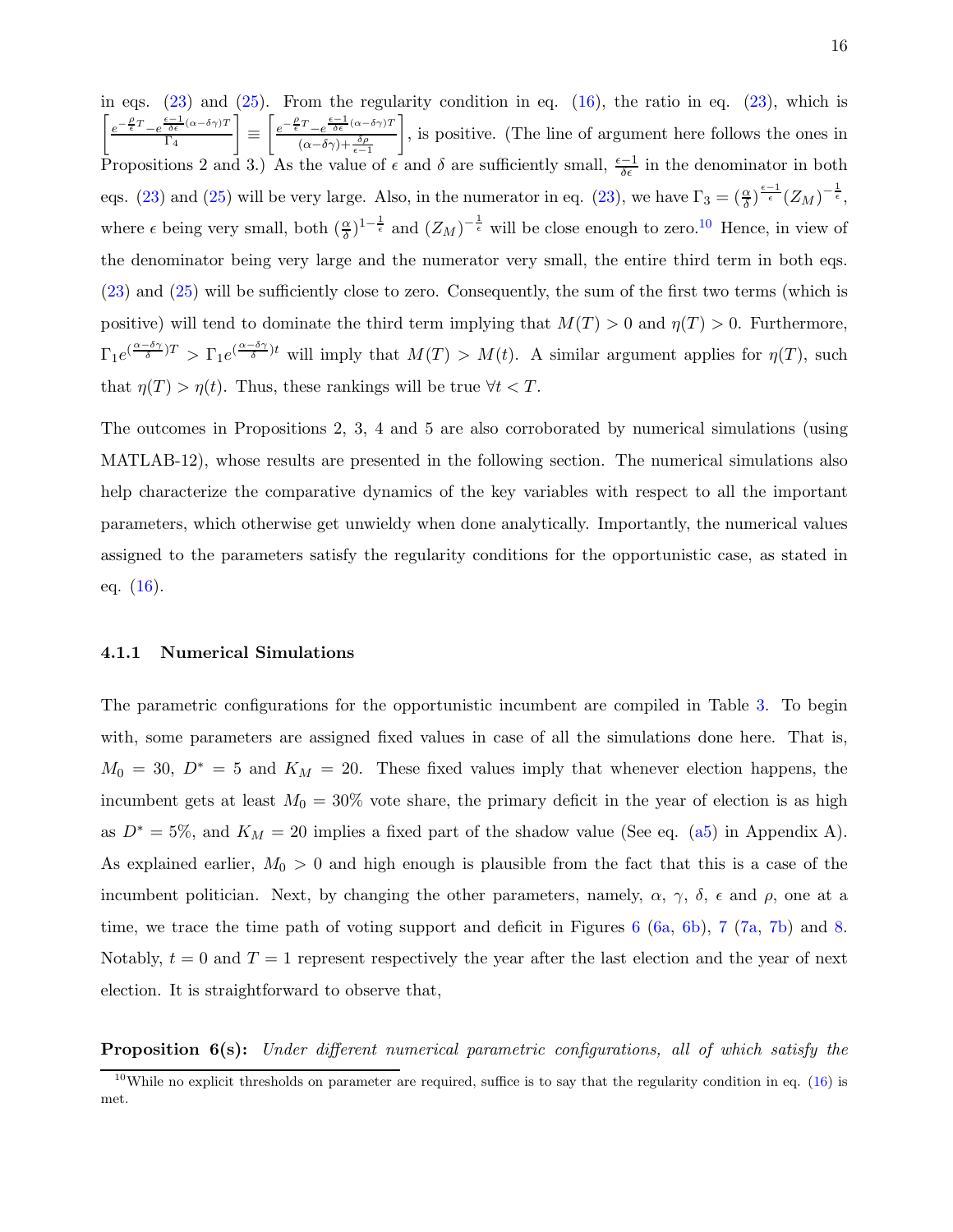in eqs. (23) and (25). From the regularity condition in eq. (16), the ratio in eq. (23), which is $\left[\frac{e^{-\frac{\rho}{\epsilon}T}-e^{\frac{\epsilon-1}{\delta\epsilon}(\alpha-\delta\gamma)T}}{\Gamma_4}\right] \equiv \left[\frac{e^{-\frac{\rho}{\epsilon}T}-e^{\frac{\epsilon-1}{\delta\epsilon}(\alpha-\delta\gamma)T}}{(\alpha-\delta\gamma)+\frac{\delta\rho}{\epsilon-1}}\right]$, is positive. (The line of argument here follows the ones in Propositions 2 and 3.) As the value of $\epsilon$ and $\delta$ are sufficiently small, $\frac{\epsilon-1}{\delta\epsilon}$ in the denominator in both eqs. (23) and (25) will be very large. Also, in the numerator in eq. (23), we have $\Gamma_3 = (\frac{\alpha}{\delta})^{\frac{\epsilon-1}{\epsilon}}(Z_M)^{-\frac{1}{\epsilon}}$, where $\epsilon$ being very small, both $(\frac{\alpha}{\delta})^{1-\frac{1}{\epsilon}}$ and $(Z_M)^{-\frac{1}{\epsilon}}$ will be close enough to zero.[10] Hence, in view of the denominator being very large and the numerator very small, the entire third term in both eqs. (23) and (25) will be sufficiently close to zero. Consequently, the sum of the first two terms (which is positive) will tend to dominate the third term implying that $M(T) > 0$ and $\eta(T) > 0$. Furthermore, $\Gamma_1 e^{(\frac{\alpha-\delta\gamma}{\delta})T} > \Gamma_1 e^{(\frac{\alpha-\delta\gamma}{\delta})t}$ will imply that $M(T) > M(t)$. A similar argument applies for $\eta(T)$, such that $\eta(T) > \eta(t)$. Thus, these rankings will be true $\forall t < T$.

The outcomes in Propositions 2, 3, 4 and 5 are also corroborated by numerical simulations (using MATLAB-12), whose results are presented in the following section. The numerical simulations also help characterize the comparative dynamics of the key variables with respect to all the important parameters, which otherwise get unwieldy when done analytically. Importantly, the numerical values assigned to the parameters satisfy the regularity conditions for the opportunistic case, as stated in eq. (16).

### 4.1.1 Numerical Simulations

The parametric configurations for the opportunistic incumbent are compiled in Table 3. To begin with, some parameters are assigned fixed values in case of all the simulations done here. That is, $M_0 = 30$, $D^* = 5$ and $K_M = 20$. These fixed values imply that whenever election happens, the incumbent gets at least $M_0 = 30\%$ vote share, the primary deficit in the year of election is as high as $D^* = 5\%$, and $K_M = 20$ implies a fixed part of the shadow value (See eq. (a5) in Appendix A). As explained earlier, $M_0 > 0$ and high enough is plausible from the fact that this is a case of the incumbent politician. Next, by changing the other parameters, namely, $\alpha$, $\gamma$, $\delta$, $\epsilon$ and $\rho$, one at a time, we trace the time path of voting support and deficit in Figures 6 (6a, 6b), 7 (7a, 7b) and 8. Notably, $t = 0$ and $T = 1$ represent respectively the year after the last election and the year of next election. It is straightforward to observe that,

**Proposition 6(s):** *Under different numerical parametric configurations, all of which satisfy the*

[10] While no explicit thresholds on parameter are required, suffice is to say that the regularity condition in eq. (16) is met.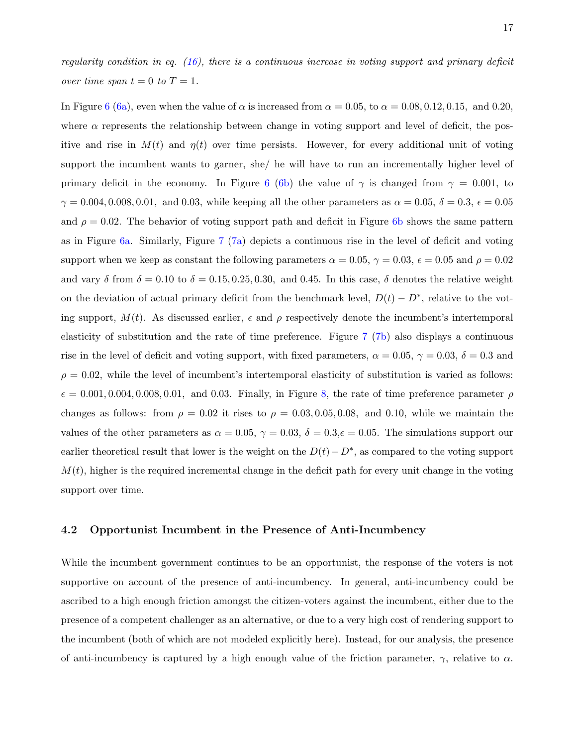*regularity condition in eq. (16), there is a continuous increase in voting support and primary deficit over time span $t = 0$ to $T = 1$.*

In Figure 6 (6a), even when the value of $\alpha$ is increased from $\alpha = 0.05$, to $\alpha = 0.08, 0.12, 0.15,$ and $0.20$, where $\alpha$ represents the relationship between change in voting support and level of deficit, the positive and rise in $M(t)$ and $\eta(t)$ over time persists. However, for every additional unit of voting support the incumbent wants to garner, she/ he will have to run an incrementally higher level of primary deficit in the economy. In Figure 6 (6b) the value of $\gamma$ is changed from $\gamma = 0.001$, to $\gamma = 0.004, 0.008, 0.01,$ and $0.03$, while keeping all the other parameters as $\alpha = 0.05$, $\delta = 0.3$, $\epsilon = 0.05$ and $\rho = 0.02$. The behavior of voting support path and deficit in Figure 6b shows the same pattern as in Figure 6a. Similarly, Figure 7 (7a) depicts a continuous rise in the level of deficit and voting support when we keep as constant the following parameters $\alpha = 0.05$, $\gamma = 0.03$, $\epsilon = 0.05$ and $\rho = 0.02$ and vary $\delta$ from $\delta = 0.10$ to $\delta = 0.15, 0.25, 0.30,$ and $0.45$. In this case, $\delta$ denotes the relative weight on the deviation of actual primary deficit from the benchmark level, $D(t) - D^*$, relative to the voting support, $M(t)$. As discussed earlier, $\epsilon$ and $\rho$ respectively denote the incumbent's intertemporal elasticity of substitution and the rate of time preference. Figure 7 (7b) also displays a continuous rise in the level of deficit and voting support, with fixed parameters, $\alpha = 0.05$, $\gamma = 0.03$, $\delta = 0.3$ and $\rho = 0.02$, while the level of incumbent's intertemporal elasticity of substitution is varied as follows: $\epsilon = 0.001, 0.004, 0.008, 0.01,$ and $0.03$. Finally, in Figure 8, the rate of time preference parameter $\rho$ changes as follows: from $\rho = 0.02$ it rises to $\rho = 0.03, 0.05, 0.08,$ and $0.10$, while we maintain the values of the other parameters as $\alpha = 0.05$, $\gamma = 0.03$, $\delta = 0.3$,$\epsilon = 0.05$. The simulations support our earlier theoretical result that lower is the weight on the $D(t) - D^*$, as compared to the voting support $M(t)$, higher is the required incremental change in the deficit path for every unit change in the voting support over time.

### 4.2 Opportunist Incumbent in the Presence of Anti-Incumbency

While the incumbent government continues to be an opportunist, the response of the voters is not supportive on account of the presence of anti-incumbency. In general, anti-incumbency could be ascribed to a high enough friction amongst the citizen-voters against the incumbent, either due to the presence of a competent challenger as an alternative, or due to a very high cost of rendering support to the incumbent (both of which are not modeled explicitly here). Instead, for our analysis, the presence of anti-incumbency is captured by a high enough value of the friction parameter, $\gamma$, relative to $\alpha$.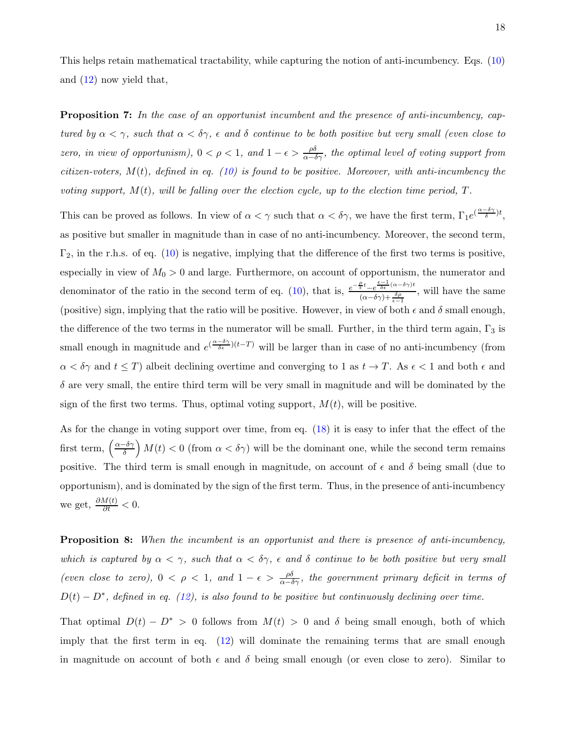This helps retain mathematical tractability, while capturing the notion of anti-incumbency. Eqs. (10) and (12) now yield that,

**Proposition 7:** *In the case of an opportunist incumbent and the presence of anti-incumbency, captured by $\alpha < \gamma$, such that $\alpha < \delta\gamma$, $\epsilon$ and $\delta$ continue to be both positive but very small (even close to zero, in view of opportunism), $0 < \rho < 1$, and $1 - \epsilon > \frac{\rho\delta}{\alpha - \delta\gamma}$, the optimal level of voting support from citizen-voters, $M(t)$, defined in eq. (10) is found to be positive. Moreover, with anti-incumbency the voting support, $M(t)$, will be falling over the election cycle, up to the election time period, $T$.*

This can be proved as follows. In view of $\alpha < \gamma$ such that $\alpha < \delta\gamma$, we have the first term, $\Gamma_1 e^{(\frac{\alpha-\delta\gamma}{\delta})t}$, as positive but smaller in magnitude than in case of no anti-incumbency. Moreover, the second term, $\Gamma_2$, in the r.h.s. of eq. (10) is negative, implying that the difference of the first two terms is positive, especially in view of $M_0 > 0$ and large. Furthermore, on account of opportunism, the numerator and denominator of the ratio in the second term of eq. (10), that is, $\frac{e^{-\frac{\rho}{\epsilon}t} - e^{\frac{\epsilon-1}{\delta\epsilon}(\alpha-\delta\gamma)t}}{(\alpha-\delta\gamma)+\frac{\delta\rho}{\epsilon-1}}$, will have the same (positive) sign, implying that the ratio will be positive. However, in view of both $\epsilon$ and $\delta$ small enough, the difference of the two terms in the numerator will be small. Further, in the third term again, $\Gamma_3$ is small enough in magnitude and $e^{(\frac{\alpha-\delta\gamma}{\delta\epsilon})(t-T)}$ will be larger than in case of no anti-incumbency (from $\alpha < \delta\gamma$ and $t \leq T$) albeit declining overtime and converging to 1 as $t \to T$. As $\epsilon < 1$ and both $\epsilon$ and $\delta$ are very small, the entire third term will be very small in magnitude and will be dominated by the sign of the first two terms. Thus, optimal voting support, $M(t)$, will be positive.

As for the change in voting support over time, from eq. (18) it is easy to infer that the effect of the first term, $\left(\frac{\alpha-\delta\gamma}{\delta}\right) M(t) < 0$ (from $\alpha < \delta\gamma$) will be the dominant one, while the second term remains positive. The third term is small enough in magnitude, on account of $\epsilon$ and $\delta$ being small (due to opportunism), and is dominated by the sign of the first term. Thus, in the presence of anti-incumbency we get, $\frac{\partial M(t)}{\partial t} < 0$.

**Proposition 8:** *When the incumbent is an opportunist and there is presence of anti-incumbency, which is captured by $\alpha < \gamma$, such that $\alpha < \delta\gamma$, $\epsilon$ and $\delta$ continue to be both positive but very small (even close to zero), $0 < \rho < 1$, and $1 - \epsilon > \frac{\rho\delta}{\alpha-\delta\gamma}$, the government primary deficit in terms of $D(t) - D^*$, defined in eq. (12), is also found to be positive but continuously declining over time.*

That optimal $D(t) - D^* > 0$ follows from $M(t) > 0$ and $\delta$ being small enough, both of which imply that the first term in eq. (12) will dominate the remaining terms that are small enough in magnitude on account of both $\epsilon$ and $\delta$ being small enough (or even close to zero). Similar to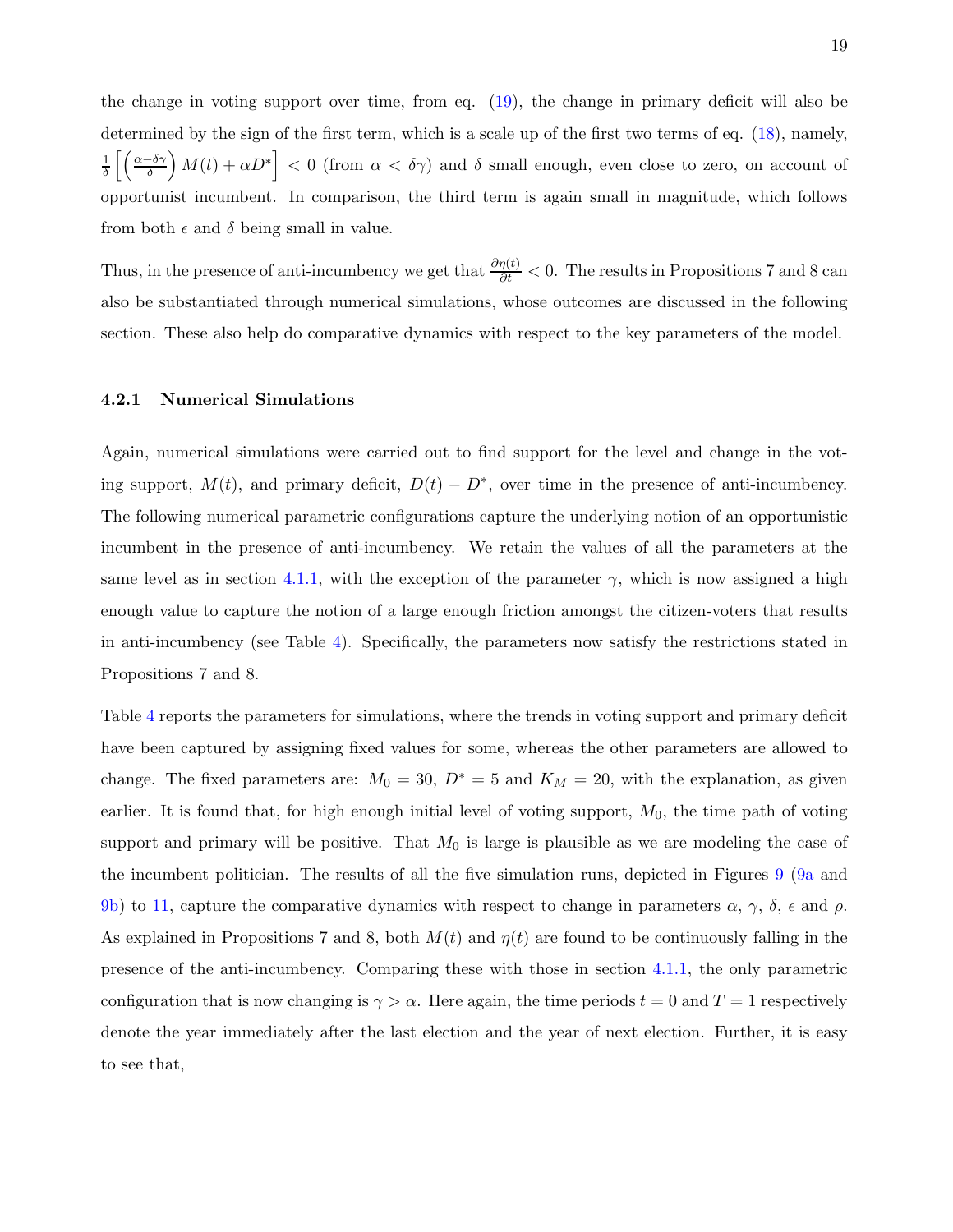the change in voting support over time, from eq. (19), the change in primary deficit will also be determined by the sign of the first term, which is a scale up of the first two terms of eq. (18), namely, $\frac{1}{\delta}\left[\left(\frac{\alpha-\delta\gamma}{\delta}\right)M(t)+\alpha D^*\right] < 0$ (from $\alpha < \delta\gamma$) and $\delta$ small enough, even close to zero, on account of opportunist incumbent. In comparison, the third term is again small in magnitude, which follows from both $\epsilon$ and $\delta$ being small in value.

Thus, in the presence of anti-incumbency we get that $\frac{\partial \eta(t)}{\partial t} < 0$. The results in Propositions 7 and 8 can also be substantiated through numerical simulations, whose outcomes are discussed in the following section. These also help do comparative dynamics with respect to the key parameters of the model.

### 4.2.1 Numerical Simulations

Again, numerical simulations were carried out to find support for the level and change in the voting support, $M(t)$, and primary deficit, $D(t) - D^*$, over time in the presence of anti-incumbency. The following numerical parametric configurations capture the underlying notion of an opportunistic incumbent in the presence of anti-incumbency. We retain the values of all the parameters at the same level as in section 4.1.1, with the exception of the parameter $\gamma$, which is now assigned a high enough value to capture the notion of a large enough friction amongst the citizen-voters that results in anti-incumbency (see Table 4). Specifically, the parameters now satisfy the restrictions stated in Propositions 7 and 8.

Table 4 reports the parameters for simulations, where the trends in voting support and primary deficit have been captured by assigning fixed values for some, whereas the other parameters are allowed to change. The fixed parameters are: $M_0 = 30$, $D^* = 5$ and $K_M = 20$, with the explanation, as given earlier. It is found that, for high enough initial level of voting support, $M_0$, the time path of voting support and primary will be positive. That $M_0$ is large is plausible as we are modeling the case of the incumbent politician. The results of all the five simulation runs, depicted in Figures 9 (9a and 9b) to 11, capture the comparative dynamics with respect to change in parameters $\alpha$, $\gamma$, $\delta$, $\epsilon$ and $\rho$. As explained in Propositions 7 and 8, both $M(t)$ and $\eta(t)$ are found to be continuously falling in the presence of the anti-incumbency. Comparing these with those in section 4.1.1, the only parametric configuration that is now changing is $\gamma > \alpha$. Here again, the time periods $t = 0$ and $T = 1$ respectively denote the year immediately after the last election and the year of next election. Further, it is easy to see that,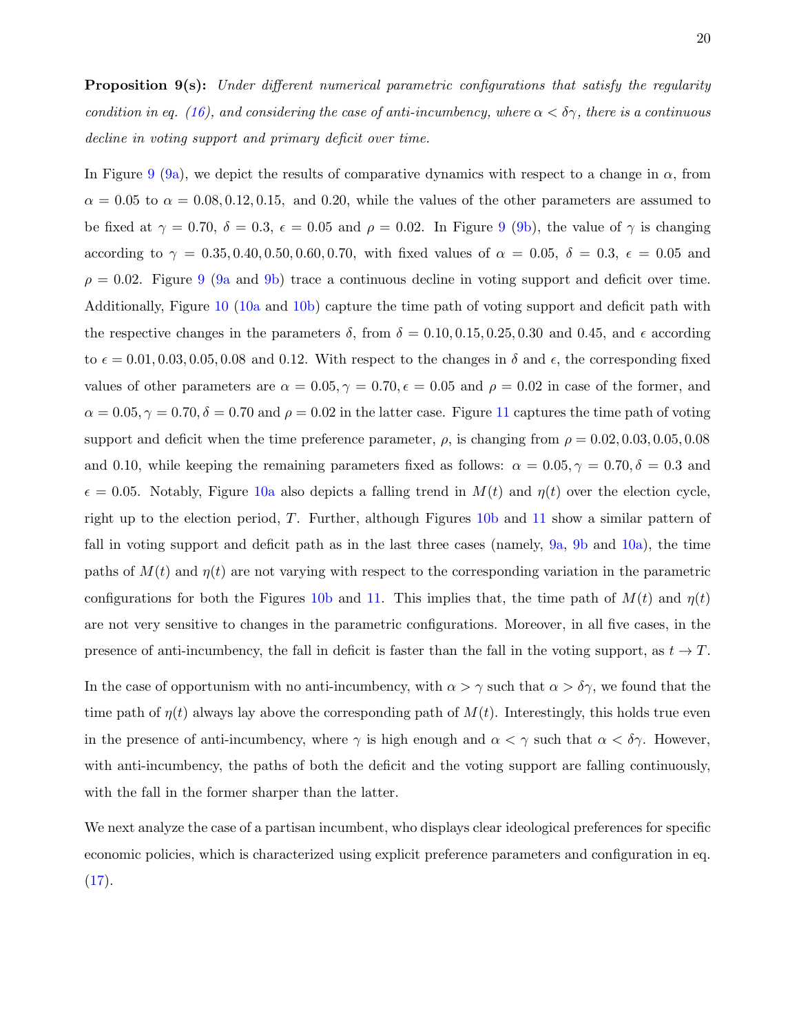**Proposition 9(s):** *Under different numerical parametric configurations that satisfy the regularity condition in eq. (16), and considering the case of anti-incumbency, where $\alpha < \delta\gamma$, there is a continuous decline in voting support and primary deficit over time.*

In Figure 9 (9a), we depict the results of comparative dynamics with respect to a change in $\alpha$, from $\alpha = 0.05$ to $\alpha = 0.08, 0.12, 0.15,$ and $0.20$, while the values of the other parameters are assumed to be fixed at $\gamma = 0.70$, $\delta = 0.3$, $\epsilon = 0.05$ and $\rho = 0.02$. In Figure 9 (9b), the value of $\gamma$ is changing according to $\gamma = 0.35, 0.40, 0.50, 0.60, 0.70,$ with fixed values of $\alpha = 0.05$, $\delta = 0.3$, $\epsilon = 0.05$ and $\rho = 0.02$. Figure 9 (9a and 9b) trace a continuous decline in voting support and deficit over time. Additionally, Figure 10 (10a and 10b) capture the time path of voting support and deficit path with the respective changes in the parameters $\delta$, from $\delta = 0.10, 0.15, 0.25, 0.30$ and $0.45$, and $\epsilon$ according to $\epsilon = 0.01, 0.03, 0.05, 0.08$ and $0.12$. With respect to the changes in $\delta$ and $\epsilon$, the corresponding fixed values of other parameters are $\alpha = 0.05, \gamma = 0.70, \epsilon = 0.05$ and $\rho = 0.02$ in case of the former, and $\alpha = 0.05, \gamma = 0.70, \delta = 0.70$ and $\rho = 0.02$ in the latter case. Figure 11 captures the time path of voting support and deficit when the time preference parameter, $\rho$, is changing from $\rho = 0.02, 0.03, 0.05, 0.08$ and $0.10$, while keeping the remaining parameters fixed as follows: $\alpha = 0.05, \gamma = 0.70, \delta = 0.3$ and $\epsilon = 0.05$. Notably, Figure 10a also depicts a falling trend in $M(t)$ and $\eta(t)$ over the election cycle, right up to the election period, $T$. Further, although Figures 10b and 11 show a similar pattern of fall in voting support and deficit path as in the last three cases (namely, 9a, 9b and 10a), the time paths of $M(t)$ and $\eta(t)$ are not varying with respect to the corresponding variation in the parametric configurations for both the Figures 10b and 11. This implies that, the time path of $M(t)$ and $\eta(t)$ are not very sensitive to changes in the parametric configurations. Moreover, in all five cases, in the presence of anti-incumbency, the fall in deficit is faster than the fall in the voting support, as $t \to T$.

In the case of opportunism with no anti-incumbency, with $\alpha > \gamma$ such that $\alpha > \delta\gamma$, we found that the time path of $\eta(t)$ always lay above the corresponding path of $M(t)$. Interestingly, this holds true even in the presence of anti-incumbency, where $\gamma$ is high enough and $\alpha < \gamma$ such that $\alpha < \delta\gamma$. However, with anti-incumbency, the paths of both the deficit and the voting support are falling continuously, with the fall in the former sharper than the latter.

We next analyze the case of a partisan incumbent, who displays clear ideological preferences for specific economic policies, which is characterized using explicit preference parameters and configuration in eq. (17).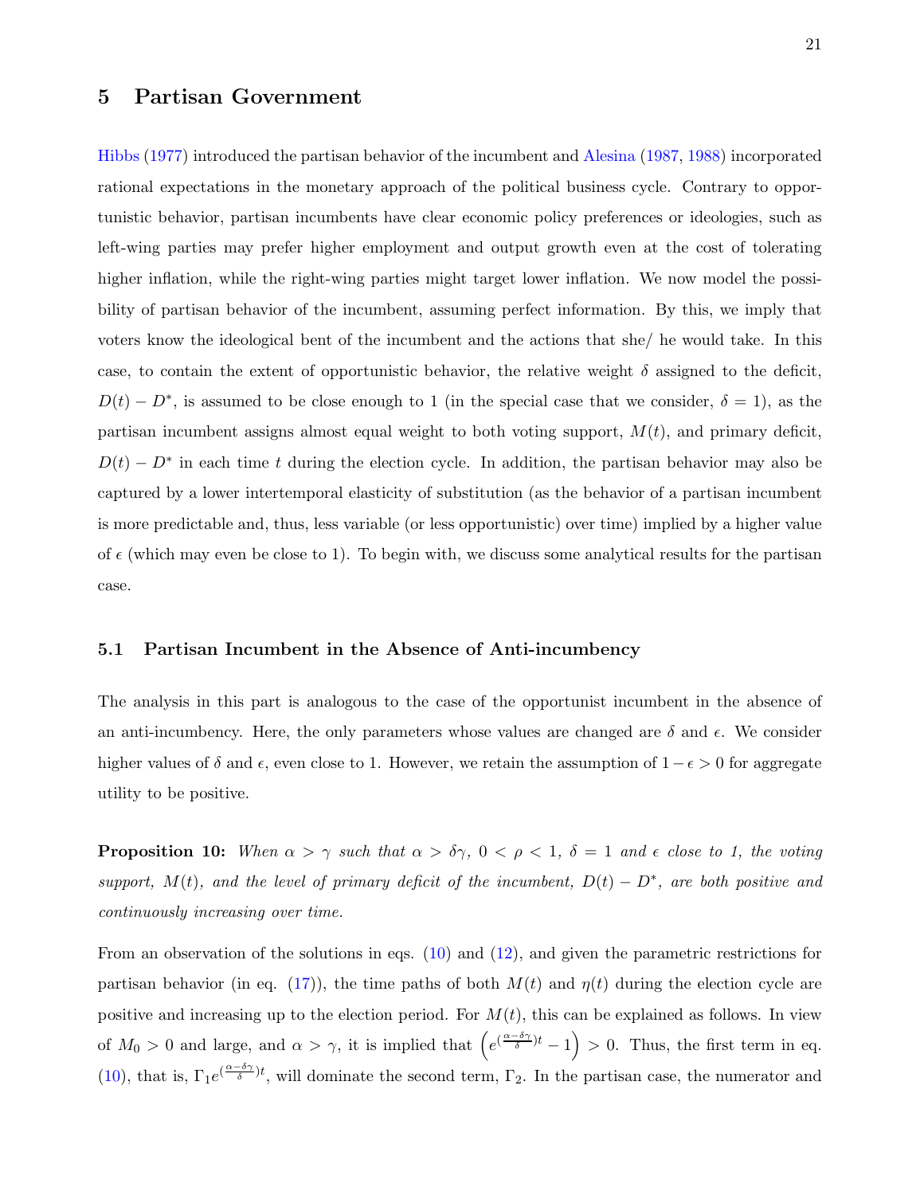## 5 Partisan Government

Hibbs (1977) introduced the partisan behavior of the incumbent and Alesina (1987, 1988) incorporated rational expectations in the monetary approach of the political business cycle. Contrary to opportunistic behavior, partisan incumbents have clear economic policy preferences or ideologies, such as left-wing parties may prefer higher employment and output growth even at the cost of tolerating higher inflation, while the right-wing parties might target lower inflation. We now model the possibility of partisan behavior of the incumbent, assuming perfect information. By this, we imply that voters know the ideological bent of the incumbent and the actions that she/ he would take. In this case, to contain the extent of opportunistic behavior, the relative weight $\delta$ assigned to the deficit, $D(t) - D^*$, is assumed to be close enough to 1 (in the special case that we consider, $\delta = 1$), as the partisan incumbent assigns almost equal weight to both voting support, $M(t)$, and primary deficit, $D(t) - D^*$ in each time $t$ during the election cycle. In addition, the partisan behavior may also be captured by a lower intertemporal elasticity of substitution (as the behavior of a partisan incumbent is more predictable and, thus, less variable (or less opportunistic) over time) implied by a higher value of $\epsilon$ (which may even be close to 1). To begin with, we discuss some analytical results for the partisan case.

### 5.1 Partisan Incumbent in the Absence of Anti-incumbency

The analysis in this part is analogous to the case of the opportunist incumbent in the absence of an anti-incumbency. Here, the only parameters whose values are changed are $\delta$ and $\epsilon$. We consider higher values of $\delta$ and $\epsilon$, even close to 1. However, we retain the assumption of $1 - \epsilon > 0$ for aggregate utility to be positive.

**Proposition 10:** *When $\alpha > \gamma$ such that $\alpha > \delta\gamma$, $0 < \rho < 1$, $\delta = 1$ and $\epsilon$ close to 1, the voting support, $M(t)$, and the level of primary deficit of the incumbent, $D(t) - D^*$, are both positive and continuously increasing over time.*

From an observation of the solutions in eqs. (10) and (12), and given the parametric restrictions for partisan behavior (in eq. (17)), the time paths of both $M(t)$ and $\eta(t)$ during the election cycle are positive and increasing up to the election period. For $M(t)$, this can be explained as follows. In view of $M_0 > 0$ and large, and $\alpha > \gamma$, it is implied that $\left(e^{(\frac{\alpha - \delta\gamma}{\delta})t} - 1\right) > 0$. Thus, the first term in eq. (10), that is, $\Gamma_1 e^{(\frac{\alpha - \delta\gamma}{\delta})t}$, will dominate the second term, $\Gamma_2$. In the partisan case, the numerator and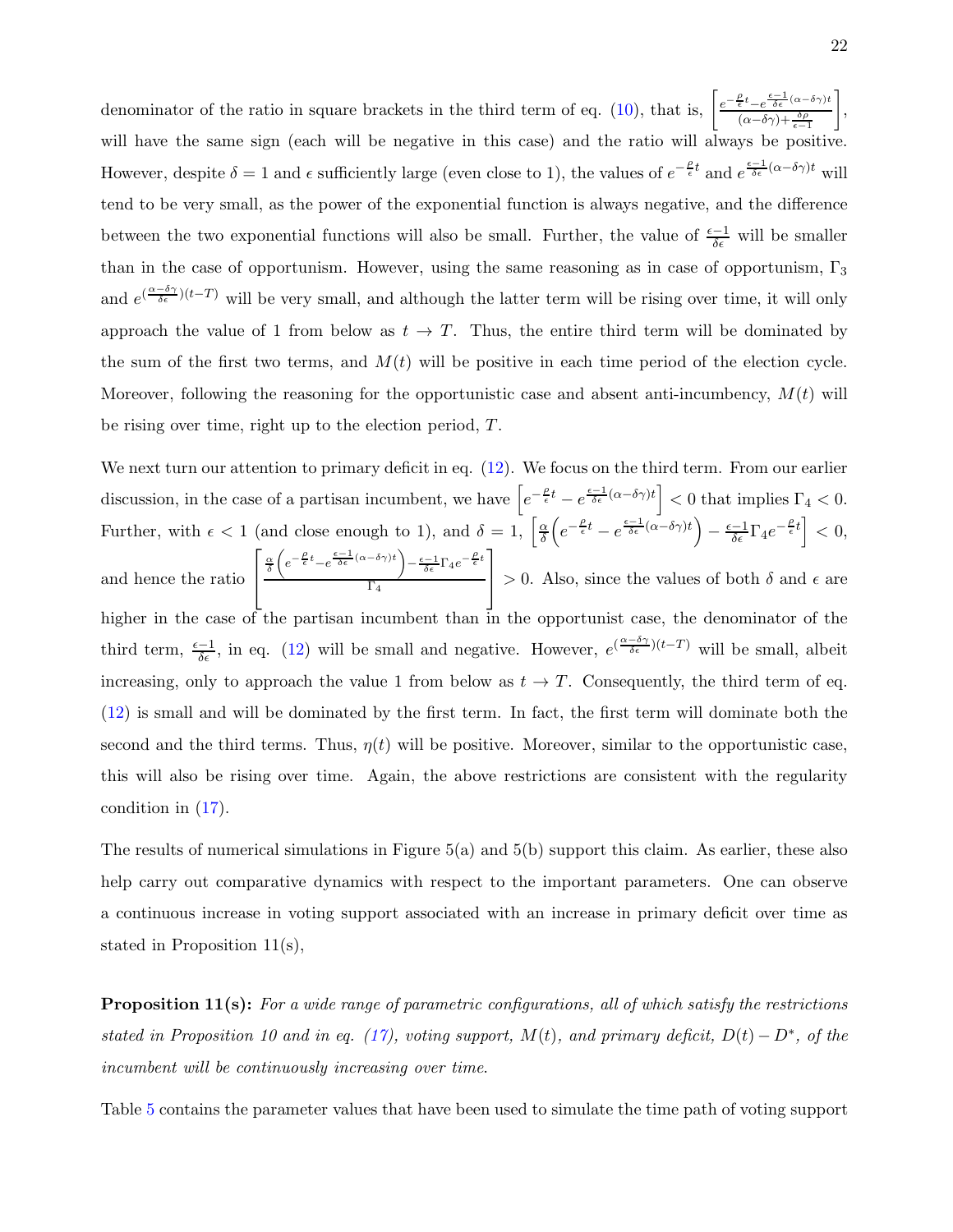denominator of the ratio in square brackets in the third term of eq. (10), that is, $\left[\frac{e^{-\frac{\rho}{\epsilon}t}-e^{\frac{\epsilon-1}{\delta\epsilon}(\alpha-\delta\gamma)t}}{(\alpha-\delta\gamma)+\frac{\delta\rho}{\epsilon-1}}\right]$, will have the same sign (each will be negative in this case) and the ratio will always be positive. However, despite $\delta = 1$ and $\epsilon$ sufficiently large (even close to 1), the values of $e^{-\frac{\rho}{\epsilon}t}$ and $e^{\frac{\epsilon-1}{\delta\epsilon}(\alpha-\delta\gamma)t}$ will tend to be very small, as the power of the exponential function is always negative, and the difference between the two exponential functions will also be small. Further, the value of $\frac{\epsilon-1}{\delta\epsilon}$ will be smaller than in the case of opportunism. However, using the same reasoning as in case of opportunism, $\Gamma_3$ and $e^{(\frac{\alpha-\delta\gamma}{\delta\epsilon})(t-T)}$ will be very small, and although the latter term will be rising over time, it will only approach the value of 1 from below as $t \to T$. Thus, the entire third term will be dominated by the sum of the first two terms, and $M(t)$ will be positive in each time period of the election cycle. Moreover, following the reasoning for the opportunistic case and absent anti-incumbency, $M(t)$ will be rising over time, right up to the election period, $T$.

We next turn our attention to primary deficit in eq. (12). We focus on the third term. From our earlier discussion, in the case of a partisan incumbent, we have $\left[e^{-\frac{\rho}{\epsilon}t} - e^{\frac{\epsilon-1}{\delta\epsilon}(\alpha-\delta\gamma)t}\right] < 0$ that implies $\Gamma_4 < 0$. Further, with $\epsilon < 1$ (and close enough to 1), and $\delta = 1$, $\left[\frac{\alpha}{\delta}\left(e^{-\frac{\rho}{\epsilon}t} - e^{\frac{\epsilon-1}{\delta\epsilon}(\alpha-\delta\gamma)t}\right) - \frac{\epsilon-1}{\delta\epsilon}\Gamma_4 e^{-\frac{\rho}{\epsilon}t}\right] < 0$, and hence the ratio $\left[\frac{\frac{\alpha}{\delta}\left(e^{-\frac{\rho}{\epsilon}t}-e^{\frac{\epsilon-1}{\delta\epsilon}(\alpha-\delta\gamma)t}\right)-\frac{\epsilon-1}{\delta\epsilon}\Gamma_4 e^{-\frac{\rho}{\epsilon}t}}{\Gamma_4}\right] > 0$. Also, since the values of both $\delta$ and $\epsilon$ are higher in the case of the partisan incumbent than in the opportunist case, the denominator of the third term, $\frac{\epsilon-1}{\delta\epsilon}$, in eq. (12) will be small and negative. However, $e^{(\frac{\alpha-\delta\gamma}{\delta\epsilon})(t-T)}$ will be small, albeit increasing, only to approach the value 1 from below as $t \to T$. Consequently, the third term of eq. (12) is small and will be dominated by the first term. In fact, the first term will dominate both the second and the third terms. Thus, $\eta(t)$ will be positive. Moreover, similar to the opportunistic case, this will also be rising over time. Again, the above restrictions are consistent with the regularity condition in (17).

The results of numerical simulations in Figure 5(a) and 5(b) support this claim. As earlier, these also help carry out comparative dynamics with respect to the important parameters. One can observe a continuous increase in voting support associated with an increase in primary deficit over time as stated in Proposition 11(s),

**Proposition 11(s):** *For a wide range of parametric configurations, all of which satisfy the restrictions stated in Proposition 10 and in eq. (17), voting support, $M(t)$, and primary deficit, $D(t) - D^*$, of the incumbent will be continuously increasing over time.*

Table 5 contains the parameter values that have been used to simulate the time path of voting support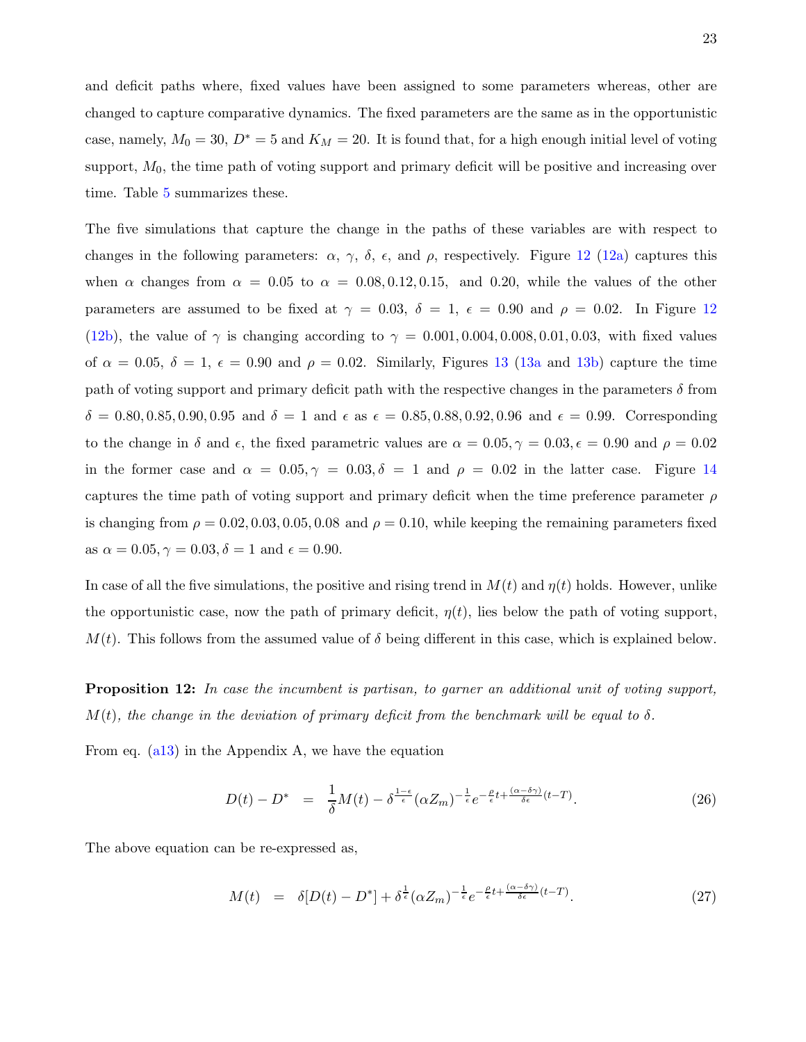and deficit paths where, fixed values have been assigned to some parameters whereas, other are changed to capture comparative dynamics. The fixed parameters are the same as in the opportunistic case, namely, $M_0 = 30$, $D^* = 5$ and $K_M = 20$. It is found that, for a high enough initial level of voting support, $M_0$, the time path of voting support and primary deficit will be positive and increasing over time. Table 5 summarizes these.

The five simulations that capture the change in the paths of these variables are with respect to changes in the following parameters: $\alpha$, $\gamma$, $\delta$, $\epsilon$, and $\rho$, respectively. Figure 12 (12a) captures this when $\alpha$ changes from $\alpha = 0.05$ to $\alpha = 0.08, 0.12, 0.15,$ and $0.20$, while the values of the other parameters are assumed to be fixed at $\gamma = 0.03$, $\delta = 1$, $\epsilon = 0.90$ and $\rho = 0.02$. In Figure 12 (12b), the value of $\gamma$ is changing according to $\gamma = 0.001, 0.004, 0.008, 0.01, 0.03,$ with fixed values of $\alpha = 0.05$, $\delta = 1$, $\epsilon = 0.90$ and $\rho = 0.02$. Similarly, Figures 13 (13a and 13b) capture the time path of voting support and primary deficit path with the respective changes in the parameters $\delta$ from $\delta = 0.80, 0.85, 0.90, 0.95$ and $\delta = 1$ and $\epsilon$ as $\epsilon = 0.85, 0.88, 0.92, 0.96$ and $\epsilon = 0.99$. Corresponding to the change in $\delta$ and $\epsilon$, the fixed parametric values are $\alpha = 0.05, \gamma = 0.03, \epsilon = 0.90$ and $\rho = 0.02$ in the former case and $\alpha = 0.05, \gamma = 0.03, \delta = 1$ and $\rho = 0.02$ in the latter case. Figure 14 captures the time path of voting support and primary deficit when the time preference parameter $\rho$ is changing from $\rho = 0.02, 0.03, 0.05, 0.08$ and $\rho = 0.10$, while keeping the remaining parameters fixed as $\alpha = 0.05, \gamma = 0.03, \delta = 1$ and $\epsilon = 0.90$.

In case of all the five simulations, the positive and rising trend in $M(t)$ and $\eta(t)$ holds. However, unlike the opportunistic case, now the path of primary deficit, $\eta(t)$, lies below the path of voting support, $M(t)$. This follows from the assumed value of $\delta$ being different in this case, which is explained below.

**Proposition 12:** *In case the incumbent is partisan, to garner an additional unit of voting support, $M(t)$, the change in the deviation of primary deficit from the benchmark will be equal to $\delta$.*

From eq. (a13) in the Appendix A, we have the equation

$$D(t) - D^* \;=\; \frac{1}{\delta}M(t) - \delta^{\frac{1-\epsilon}{\epsilon}}(\alpha Z_m)^{-\frac{1}{\epsilon}}e^{-\frac{\rho}{\epsilon}t + \frac{(\alpha-\delta\gamma)}{\delta\epsilon}(t-T)}. \tag{26}$$

The above equation can be re-expressed as,

$$M(t) \;=\; \delta[D(t) - D^*] + \delta^{\frac{1}{\epsilon}}(\alpha Z_m)^{-\frac{1}{\epsilon}}e^{-\frac{\rho}{\epsilon}t + \frac{(\alpha-\delta\gamma)}{\delta\epsilon}(t-T)}. \tag{27}$$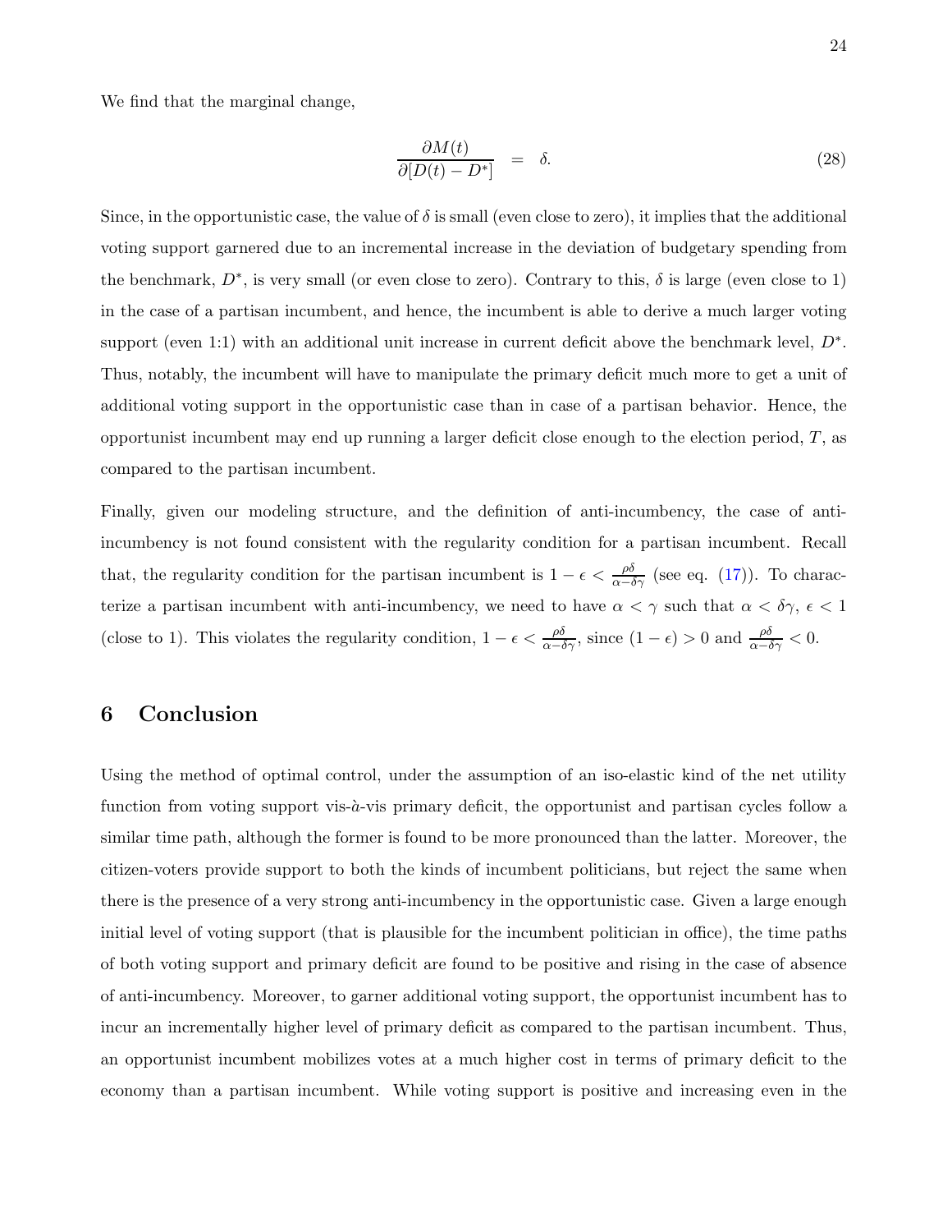We find that the marginal change,

$$\frac{\partial M(t)}{\partial [D(t) - D^*]} \quad = \quad \delta. \tag{28}$$

Since, in the opportunistic case, the value of $\delta$ is small (even close to zero), it implies that the additional voting support garnered due to an incremental increase in the deviation of budgetary spending from the benchmark, $D^*$, is very small (or even close to zero). Contrary to this, $\delta$ is large (even close to 1) in the case of a partisan incumbent, and hence, the incumbent is able to derive a much larger voting support (even 1:1) with an additional unit increase in current deficit above the benchmark level, $D^*$. Thus, notably, the incumbent will have to manipulate the primary deficit much more to get a unit of additional voting support in the opportunistic case than in case of a partisan behavior. Hence, the opportunist incumbent may end up running a larger deficit close enough to the election period, $T$, as compared to the partisan incumbent.

Finally, given our modeling structure, and the definition of anti-incumbency, the case of anti-incumbency is not found consistent with the regularity condition for a partisan incumbent. Recall that, the regularity condition for the partisan incumbent is $1 - \epsilon < \frac{\rho\delta}{\alpha - \delta\gamma}$ (see eq. (17)). To characterize a partisan incumbent with anti-incumbency, we need to have $\alpha < \gamma$ such that $\alpha < \delta\gamma$, $\epsilon < 1$ (close to 1). This violates the regularity condition, $1 - \epsilon < \frac{\rho\delta}{\alpha - \delta\gamma}$, since $(1 - \epsilon) > 0$ and $\frac{\rho\delta}{\alpha - \delta\gamma} < 0$.

## 6 Conclusion

Using the method of optimal control, under the assumption of an iso-elastic kind of the net utility function from voting support vis-à-vis primary deficit, the opportunist and partisan cycles follow a similar time path, although the former is found to be more pronounced than the latter. Moreover, the citizen-voters provide support to both the kinds of incumbent politicians, but reject the same when there is the presence of a very strong anti-incumbency in the opportunistic case. Given a large enough initial level of voting support (that is plausible for the incumbent politician in office), the time paths of both voting support and primary deficit are found to be positive and rising in the case of absence of anti-incumbency. Moreover, to garner additional voting support, the opportunist incumbent has to incur an incrementally higher level of primary deficit as compared to the partisan incumbent. Thus, an opportunist incumbent mobilizes votes at a much higher cost in terms of primary deficit to the economy than a partisan incumbent. While voting support is positive and increasing even in the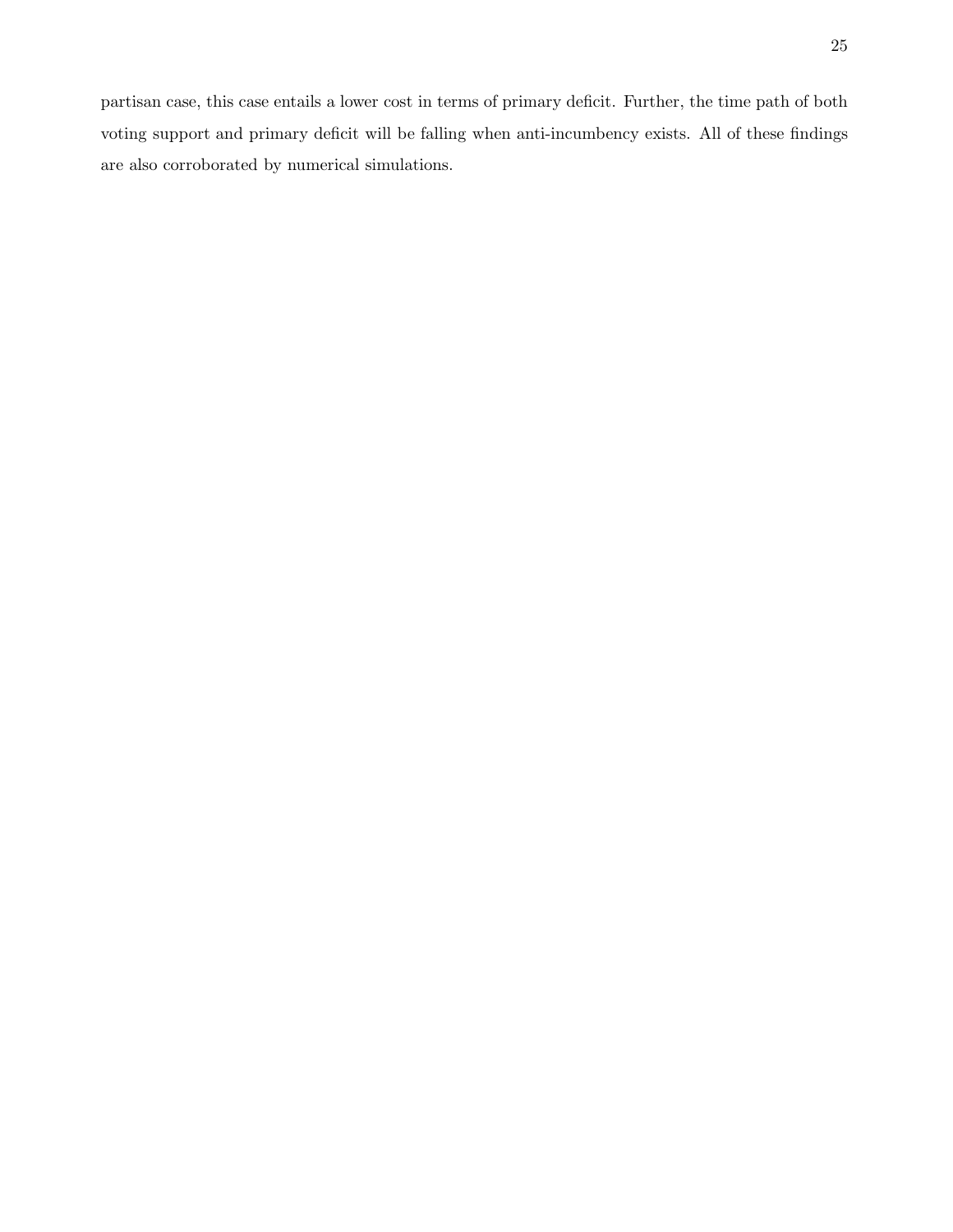partisan case, this case entails a lower cost in terms of primary deficit. Further, the time path of both voting support and primary deficit will be falling when anti-incumbency exists. All of these findings are also corroborated by numerical simulations.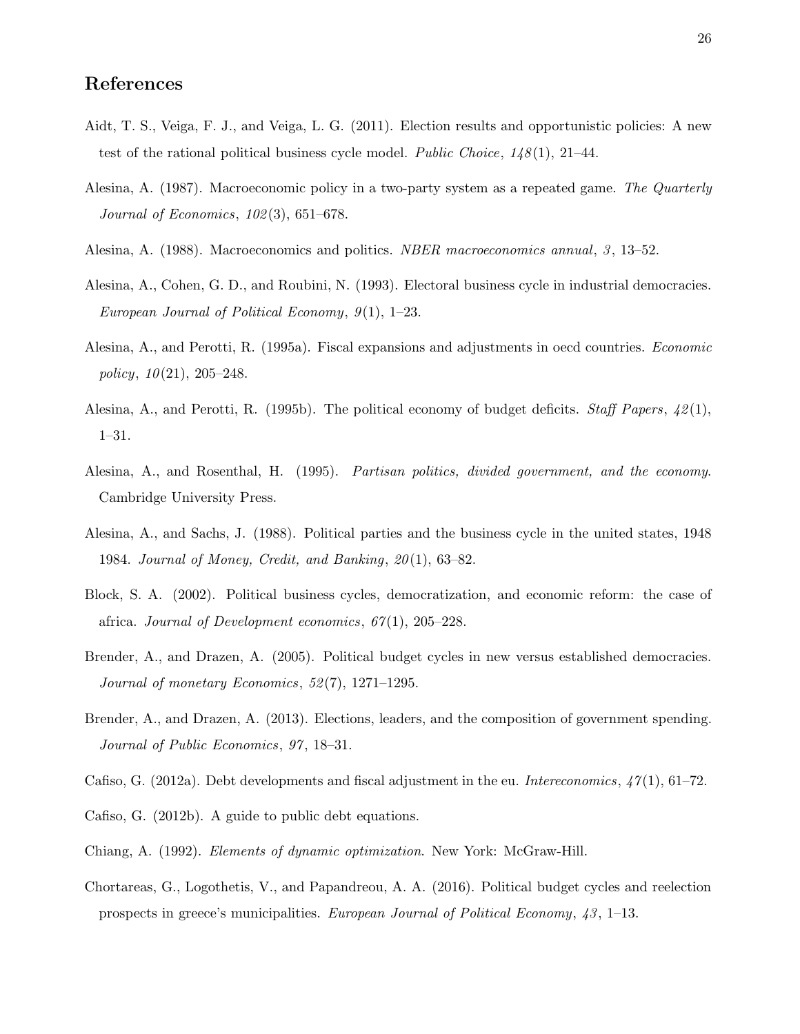## References

Aidt, T. S., Veiga, F. J., and Veiga, L. G. (2011). Election results and opportunistic policies: A new test of the rational political business cycle model. *Public Choice*, *148*(1), 21–44.

Alesina, A. (1987). Macroeconomic policy in a two-party system as a repeated game. *The Quarterly Journal of Economics*, *102*(3), 651–678.

Alesina, A. (1988). Macroeconomics and politics. *NBER macroeconomics annual*, *3*, 13–52.

Alesina, A., Cohen, G. D., and Roubini, N. (1993). Electoral business cycle in industrial democracies. *European Journal of Political Economy*, *9*(1), 1–23.

Alesina, A., and Perotti, R. (1995a). Fiscal expansions and adjustments in oecd countries. *Economic policy*, *10*(21), 205–248.

Alesina, A., and Perotti, R. (1995b). The political economy of budget deficits. *Staff Papers*, *42*(1), 1–31.

Alesina, A., and Rosenthal, H. (1995). *Partisan politics, divided government, and the economy*. Cambridge University Press.

Alesina, A., and Sachs, J. (1988). Political parties and the business cycle in the united states, 1948 1984. *Journal of Money, Credit, and Banking*, *20*(1), 63–82.

Block, S. A. (2002). Political business cycles, democratization, and economic reform: the case of africa. *Journal of Development economics*, *67*(1), 205–228.

Brender, A., and Drazen, A. (2005). Political budget cycles in new versus established democracies. *Journal of monetary Economics*, *52*(7), 1271–1295.

Brender, A., and Drazen, A. (2013). Elections, leaders, and the composition of government spending. *Journal of Public Economics*, *97*, 18–31.

Cafiso, G. (2012a). Debt developments and fiscal adjustment in the eu. *Intereconomics*, *47*(1), 61–72.

Cafiso, G. (2012b). A guide to public debt equations.

Chiang, A. (1992). *Elements of dynamic optimization*. New York: McGraw-Hill.

Chortareas, G., Logothetis, V., and Papandreou, A. A. (2016). Political budget cycles and reelection prospects in greece's municipalities. *European Journal of Political Economy*, *43*, 1–13.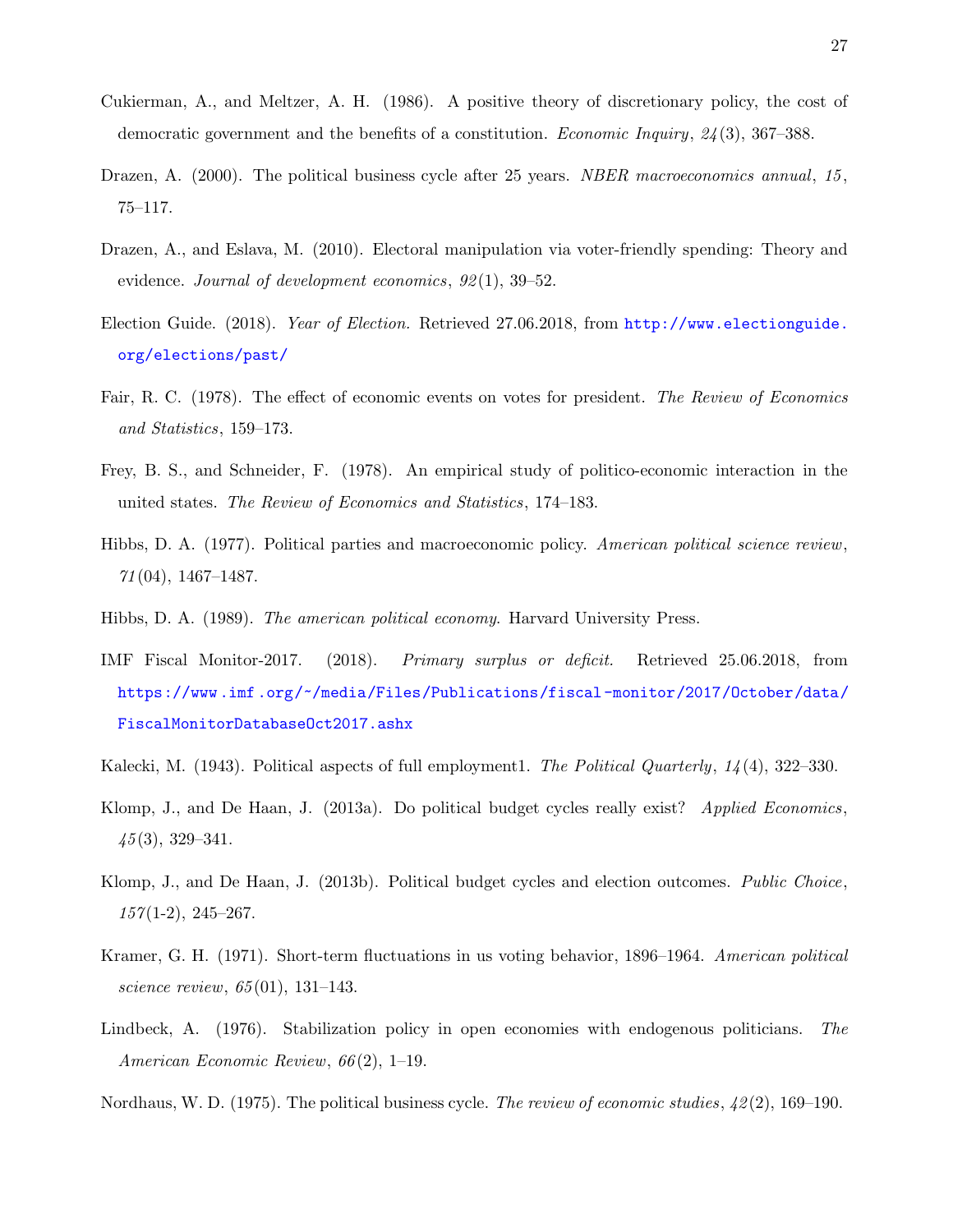Cukierman, A., and Meltzer, A. H. (1986). A positive theory of discretionary policy, the cost of democratic government and the benefits of a constitution. *Economic Inquiry*, *24*(3), 367–388.

Drazen, A. (2000). The political business cycle after 25 years. *NBER macroeconomics annual*, *15*, 75–117.

Drazen, A., and Eslava, M. (2010). Electoral manipulation via voter-friendly spending: Theory and evidence. *Journal of development economics*, *92*(1), 39–52.

Election Guide. (2018). *Year of Election.* Retrieved 27.06.2018, from http://www.electionguide.org/elections/past/

Fair, R. C. (1978). The effect of economic events on votes for president. *The Review of Economics and Statistics*, 159–173.

Frey, B. S., and Schneider, F. (1978). An empirical study of politico-economic interaction in the united states. *The Review of Economics and Statistics*, 174–183.

Hibbs, D. A. (1977). Political parties and macroeconomic policy. *American political science review*, *71*(04), 1467–1487.

Hibbs, D. A. (1989). *The american political economy.* Harvard University Press.

IMF Fiscal Monitor-2017. (2018). *Primary surplus or deficit.* Retrieved 25.06.2018, from https://www.imf.org/~/media/Files/Publications/fiscal-monitor/2017/October/data/FiscalMonitorDatabaseOct2017.ashx

Kalecki, M. (1943). Political aspects of full employment1. *The Political Quarterly*, *14*(4), 322–330.

Klomp, J., and De Haan, J. (2013a). Do political budget cycles really exist? *Applied Economics*, *45*(3), 329–341.

Klomp, J., and De Haan, J. (2013b). Political budget cycles and election outcomes. *Public Choice*, *157*(1-2), 245–267.

Kramer, G. H. (1971). Short-term fluctuations in us voting behavior, 1896–1964. *American political science review*, *65*(01), 131–143.

Lindbeck, A. (1976). Stabilization policy in open economies with endogenous politicians. *The American Economic Review*, *66*(2), 1–19.

Nordhaus, W. D. (1975). The political business cycle. *The review of economic studies*, *42*(2), 169–190.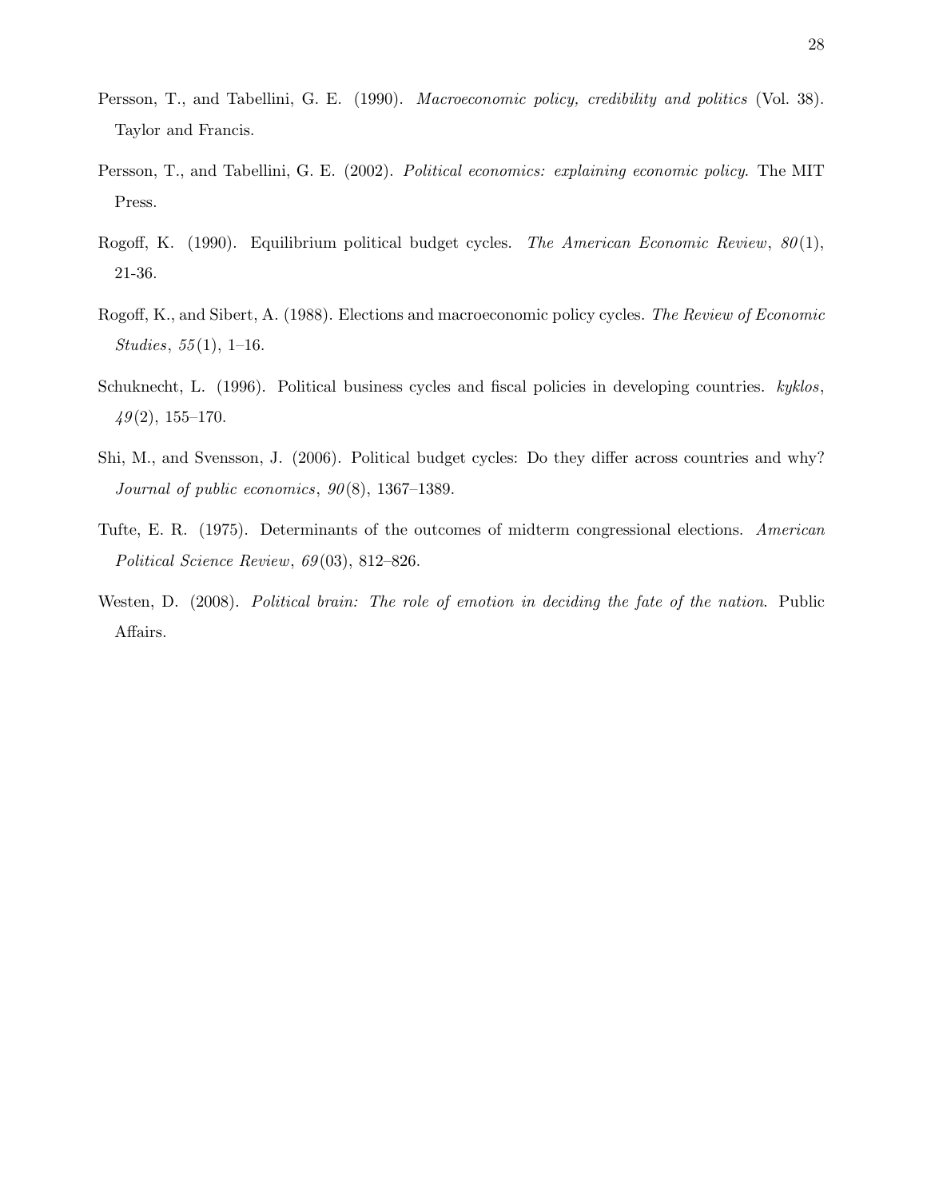Persson, T., and Tabellini, G. E. (1990). *Macroeconomic policy, credibility and politics* (Vol. 38). Taylor and Francis.

Persson, T., and Tabellini, G. E. (2002). *Political economics: explaining economic policy*. The MIT Press.

Rogoff, K. (1990). Equilibrium political budget cycles. *The American Economic Review*, *80*(1), 21-36.

Rogoff, K., and Sibert, A. (1988). Elections and macroeconomic policy cycles. *The Review of Economic Studies*, *55*(1), 1–16.

Schuknecht, L. (1996). Political business cycles and fiscal policies in developing countries. *kyklos*, *49*(2), 155–170.

Shi, M., and Svensson, J. (2006). Political budget cycles: Do they differ across countries and why? *Journal of public economics*, *90*(8), 1367–1389.

Tufte, E. R. (1975). Determinants of the outcomes of midterm congressional elections. *American Political Science Review*, *69*(03), 812–826.

Westen, D. (2008). *Political brain: The role of emotion in deciding the fate of the nation*. Public Affairs.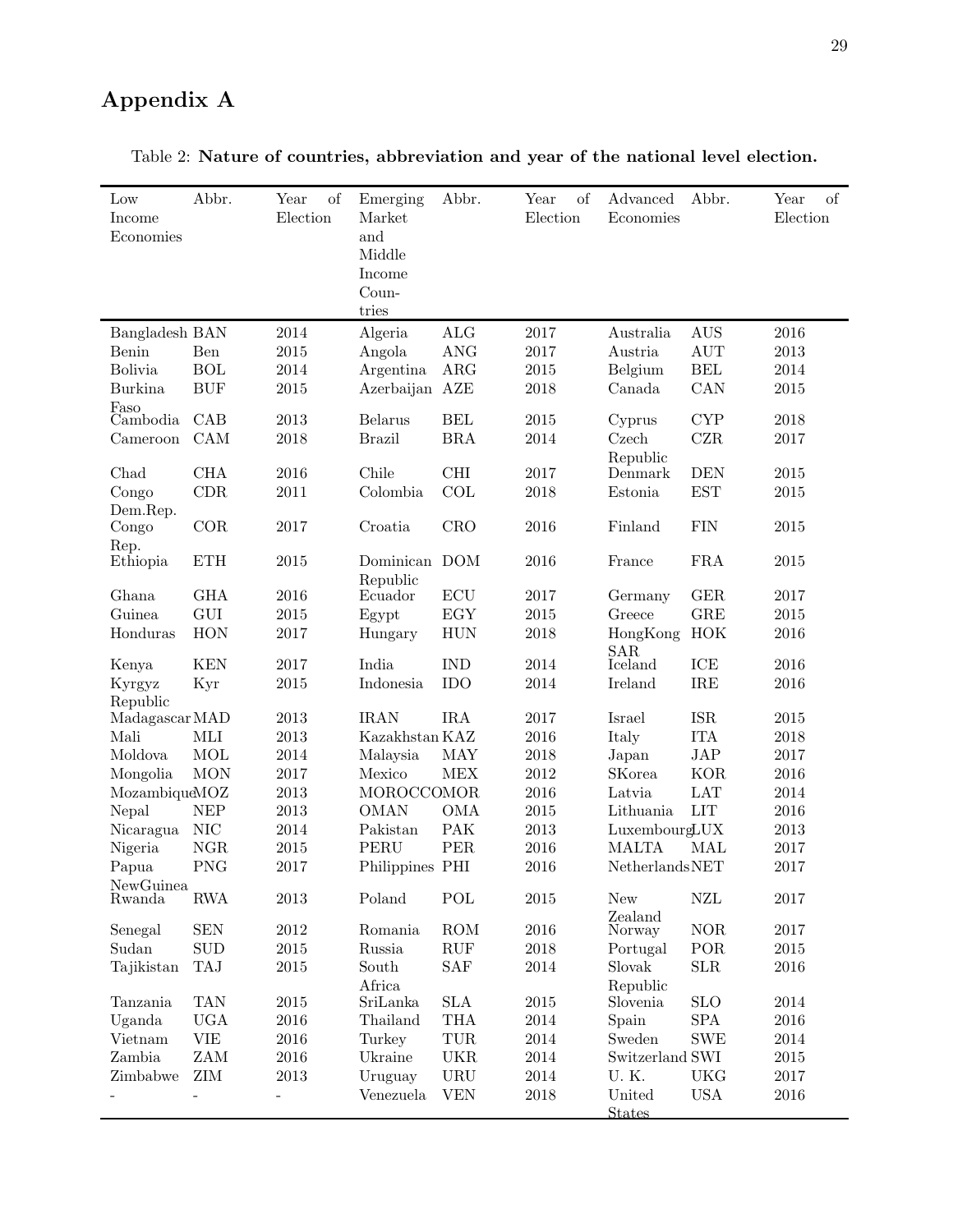# Appendix A

Table 2: **Nature of countries, abbreviation and year of the national level election.**

| Low Income Economies | Abbr. | Year of Election | Emerging Market and Middle Income Countries | Abbr. | Year of Election | Advanced Economies | Abbr. | Year of Election |
|---|---|---|---|---|---|---|---|---|
| Bangladesh | BAN | 2014 | Algeria | ALG | 2017 | Australia | AUS | 2016 |
| Benin | Ben | 2015 | Angola | ANG | 2017 | Austria | AUT | 2013 |
| Bolivia | BOL | 2014 | Argentina | ARG | 2015 | Belgium | BEL | 2014 |
| Burkina Faso | BUF | 2015 | Azerbaijan | AZE | 2018 | Canada | CAN | 2015 |
| Cambodia | CAB | 2013 | Belarus | BEL | 2015 | Cyprus | CYP | 2018 |
| Cameroon | CAM | 2018 | Brazil | BRA | 2014 | Czech Republic | CZR | 2017 |
| Chad | CHA | 2016 | Chile | CHI | 2017 | Denmark | DEN | 2015 |
| Congo Dem.Rep. | CDR | 2011 | Colombia | COL | 2018 | Estonia | EST | 2015 |
| Congo Rep. | COR | 2017 | Croatia | CRO | 2016 | Finland | FIN | 2015 |
| Ethiopia | ETH | 2015 | Dominican Republic | DOM | 2016 | France | FRA | 2015 |
| Ghana | GHA | 2016 | Ecuador | ECU | 2017 | Germany | GER | 2017 |
| Guinea | GUI | 2015 | Egypt | EGY | 2015 | Greece | GRE | 2015 |
| Honduras | HON | 2017 | Hungary | HUN | 2018 | HongKong SAR | HOK | 2016 |
| Kenya | KEN | 2017 | India | IND | 2014 | Iceland | ICE | 2016 |
| Kyrgyz Republic | Kyr | 2015 | Indonesia | IDO | 2014 | Ireland | IRE | 2016 |
| Madagascar | MAD | 2013 | IRAN | IRA | 2017 | Israel | ISR | 2015 |
| Mali | MLI | 2013 | Kazakhstan | KAZ | 2016 | Italy | ITA | 2018 |
| Moldova | MOL | 2014 | Malaysia | MAY | 2018 | Japan | JAP | 2017 |
| Mongolia | MON | 2017 | Mexico | MEX | 2012 | SKorea | KOR | 2016 |
| Mozambique | MOZ | 2013 | MOROCCO | MOR | 2016 | Latvia | LAT | 2014 |
| Nepal | NEP | 2013 | OMAN | OMA | 2015 | Lithuania | LIT | 2016 |
| Nicaragua | NIC | 2014 | Pakistan | PAK | 2013 | Luxembourg | LUX | 2013 |
| Nigeria | NGR | 2015 | PERU | PER | 2016 | MALTA | MAL | 2017 |
| Papua NewGuinea | PNG | 2017 | Philippines | PHI | 2016 | Netherlands | NET | 2017 |
| Rwanda | RWA | 2013 | Poland | POL | 2015 | New Zealand | NZL | 2017 |
| Senegal | SEN | 2012 | Romania | ROM | 2016 | Norway | NOR | 2017 |
| Sudan | SUD | 2015 | Russia | RUF | 2018 | Portugal | POR | 2015 |
| Tajikistan | TAJ | 2015 | South Africa | SAF | 2014 | Slovak Republic | SLR | 2016 |
| Tanzania | TAN | 2015 | SriLanka | SLA | 2015 | Slovenia | SLO | 2014 |
| Uganda | UGA | 2016 | Thailand | THA | 2014 | Spain | SPA | 2016 |
| Vietnam | VIE | 2016 | Turkey | TUR | 2014 | Sweden | SWE | 2014 |
| Zambia | ZAM | 2016 | Ukraine | UKR | 2014 | Switzerland | SWI | 2015 |
| Zimbabwe | ZIM | 2013 | Uruguay | URU | 2014 | U. K. | UKG | 2017 |
| - | - | - | Venezuela | VEN | 2018 | United States | USA | 2016 |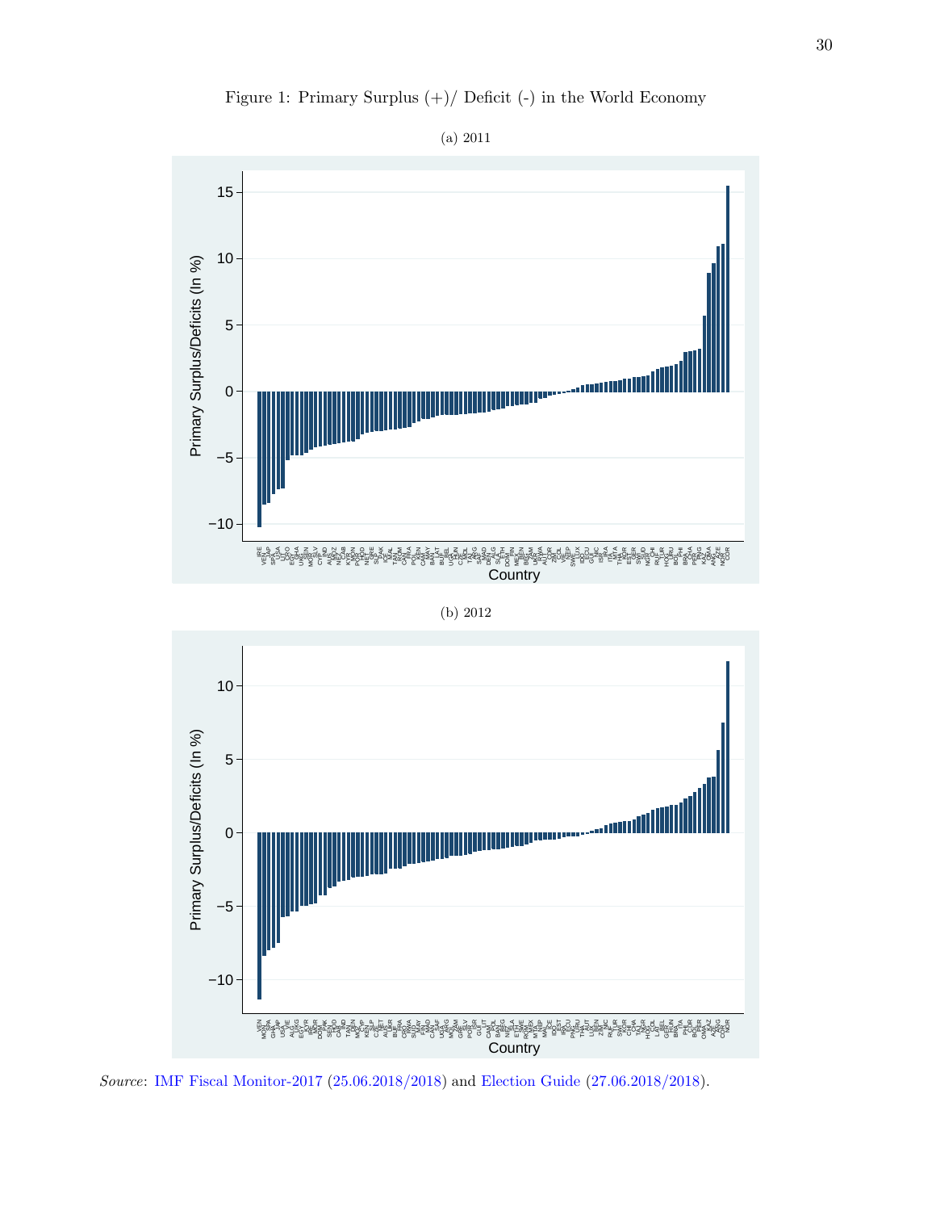Figure 1: Primary Surplus (+)/ Deficit (-) in the World Economy

(a) 2011

(b) 2012

*Source*: IMF Fiscal Monitor-2017 (25.06.2018/2018) and Election Guide (27.06.2018/2018).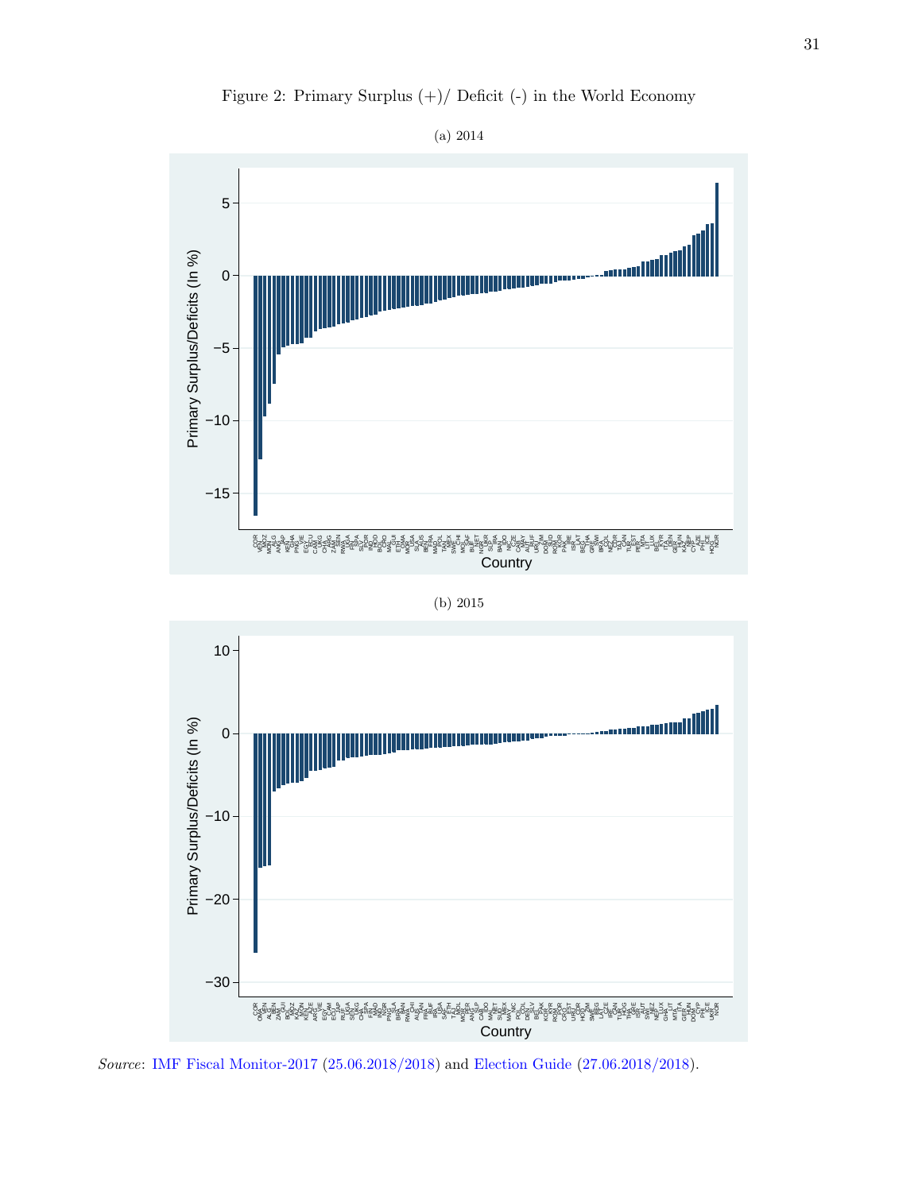Figure 2: Primary Surplus (+)/ Deficit (-) in the World Economy

(a) 2014

(b) 2015

*Source*: IMF Fiscal Monitor-2017 (25.06.2018/2018) and Election Guide (27.06.2018/2018).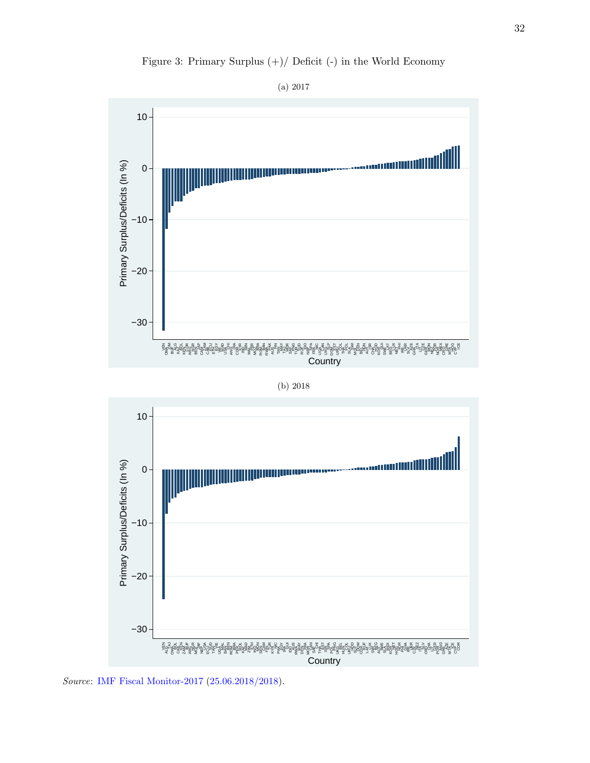Figure 3: Primary Surplus (+)/ Deficit (-) in the World Economy

(a) 2017

(b) 2018

*Source*: IMF Fiscal Monitor-2017 (25.06.2018/2018).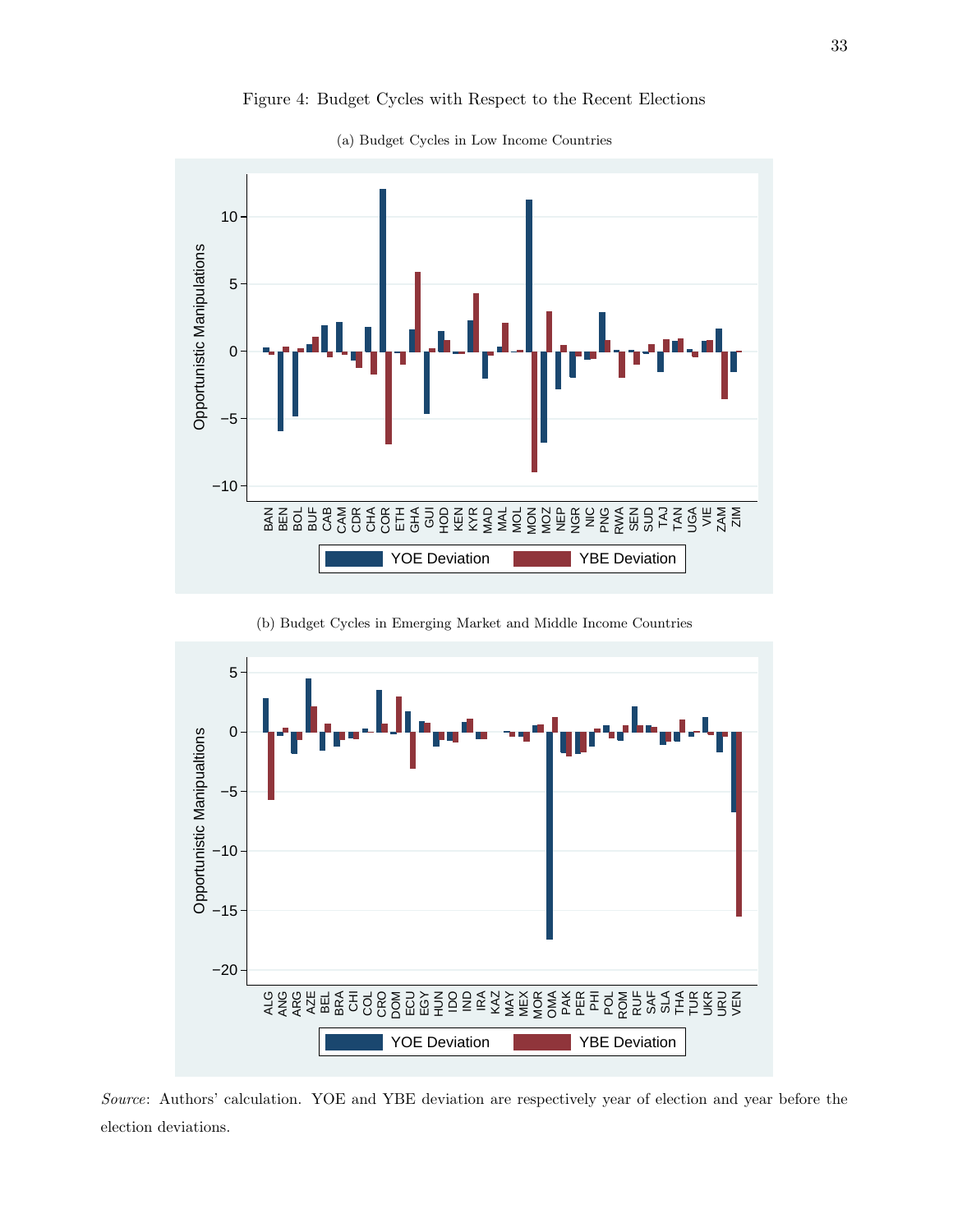Figure 4: Budget Cycles with Respect to the Recent Elections

(a) Budget Cycles in Low Income Countries

(b) Budget Cycles in Emerging Market and Middle Income Countries

*Source*: Authors' calculation. YOE and YBE deviation are respectively year of election and year before the election deviations.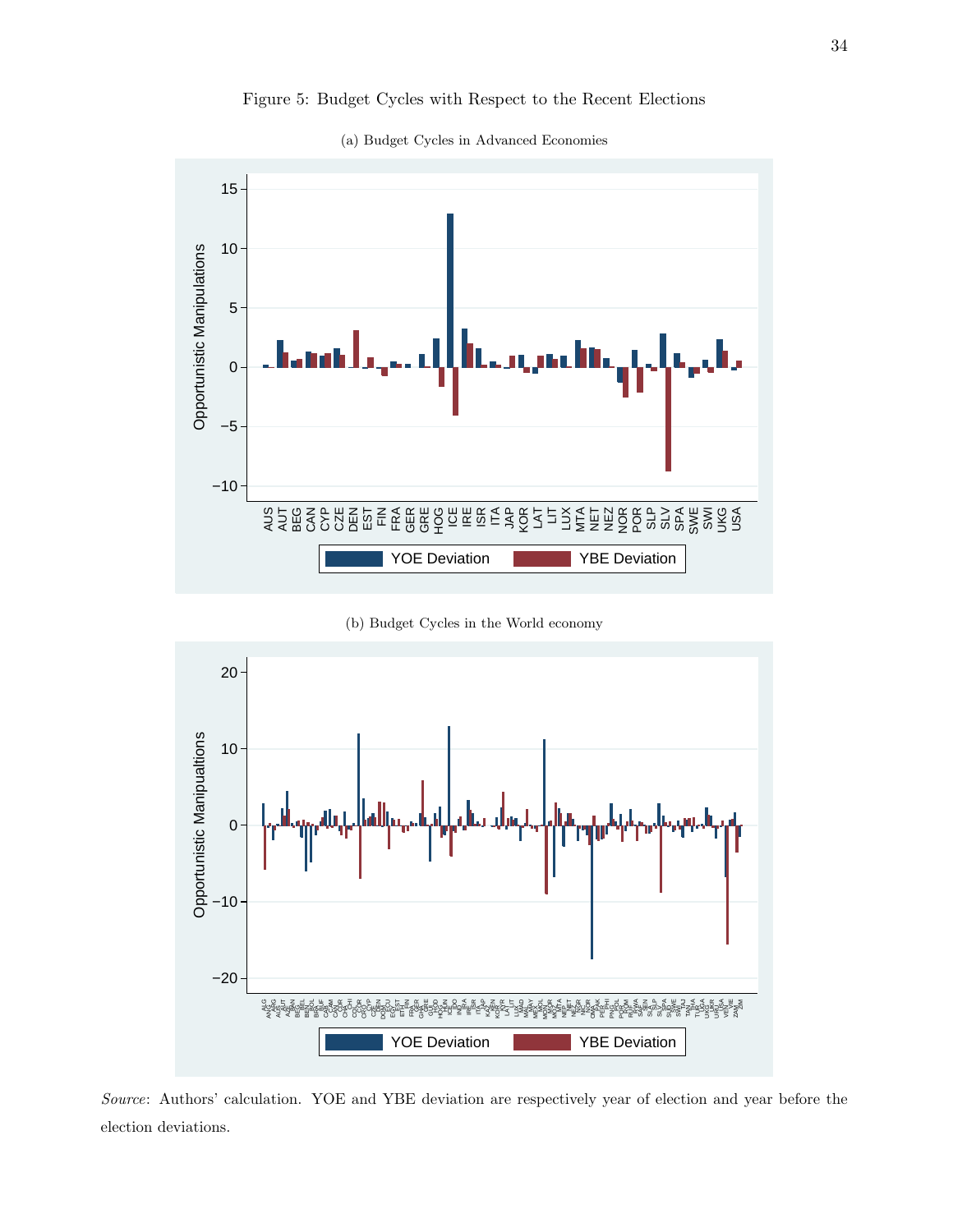Figure 5: Budget Cycles with Respect to the Recent Elections

(a) Budget Cycles in Advanced Economies

(b) Budget Cycles in the World economy

*Source*: Authors' calculation. YOE and YBE deviation are respectively year of election and year before the election deviations.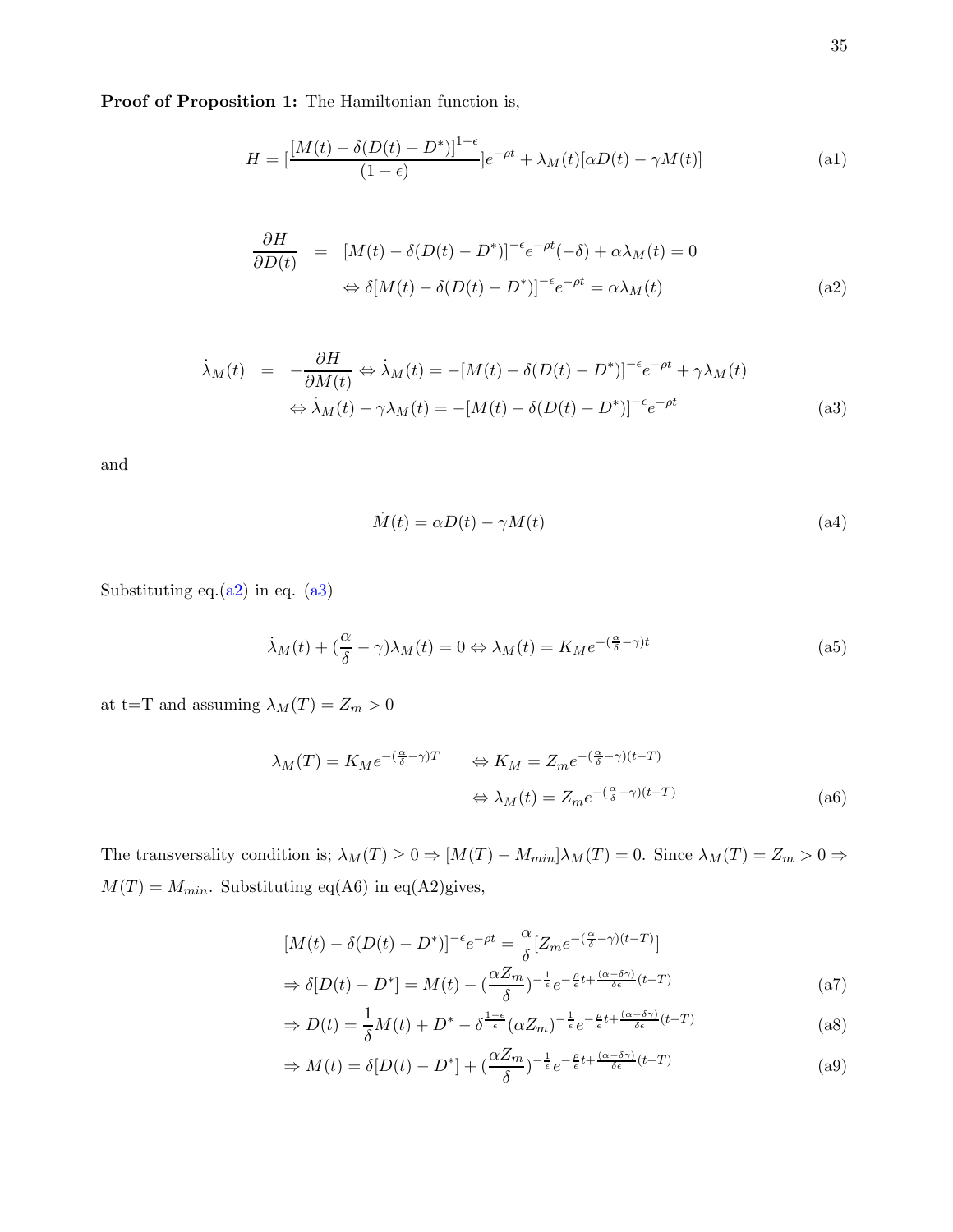**Proof of Proposition 1:** The Hamiltonian function is,

$$H = [\frac{[M(t) - \delta(D(t) - D^*)]^{1-\epsilon}}{(1-\epsilon)}]e^{-\rho t} + \lambda_M(t)[\alpha D(t) - \gamma M(t)] \tag{a1}$$

$$\begin{aligned} \frac{\partial H}{\partial D(t)} &= [M(t) - \delta(D(t) - D^*)]^{-\epsilon} e^{-\rho t}(-\delta) + \alpha \lambda_M(t) = 0 \\ &\Leftrightarrow \delta[M(t) - \delta(D(t) - D^*)]^{-\epsilon} e^{-\rho t} = \alpha \lambda_M(t) \end{aligned} \tag{a2}$$

$$\begin{aligned} \dot{\lambda}_M(t) &= -\frac{\partial H}{\partial M(t)} \Leftrightarrow \dot{\lambda}_M(t) = -[M(t) - \delta(D(t) - D^*)]^{-\epsilon} e^{-\rho t} + \gamma \lambda_M(t) \\ &\Leftrightarrow \dot{\lambda}_M(t) - \gamma \lambda_M(t) = -[M(t) - \delta(D(t) - D^*)]^{-\epsilon} e^{-\rho t} \end{aligned} \tag{a3}$$

and

$$\dot{M}(t) = \alpha D(t) - \gamma M(t) \tag{a4}$$

Substituting eq.(a2) in eq. (a3)

$$\dot{\lambda}_M(t) + (\frac{\alpha}{\delta} - \gamma)\lambda_M(t) = 0 \Leftrightarrow \lambda_M(t) = K_M e^{-(\frac{\alpha}{\delta} - \gamma)t} \tag{a5}$$

at t=T and assuming $\lambda_M(T) = Z_m > 0$

$$\begin{aligned} \lambda_M(T) = K_M e^{-(\frac{\alpha}{\delta} - \gamma)T} \qquad &\Leftrightarrow K_M = Z_m e^{-(\frac{\alpha}{\delta} - \gamma)(t-T)} \\ &\Leftrightarrow \lambda_M(t) = Z_m e^{-(\frac{\alpha}{\delta} - \gamma)(t-T)} \end{aligned} \tag{a6}$$

The transversality condition is; $\lambda_M(T) \geq 0 \Rightarrow [M(T) - M_{min}]\lambda_M(T) = 0$. Since $\lambda_M(T) = Z_m > 0 \Rightarrow M(T) = M_{min}$. Substituting eq(A6) in eq(A2)gives,

$$[M(t) - \delta(D(t) - D^*)]^{-\epsilon} e^{-\rho t} = \frac{\alpha}{\delta}[Z_m e^{-(\frac{\alpha}{\delta} - \gamma)(t-T)}]$$

$$\Rightarrow \delta[D(t) - D^*] = M(t) - (\frac{\alpha Z_m}{\delta})^{-\frac{1}{\epsilon}} e^{-\frac{\rho}{\epsilon}t + \frac{(\alpha - \delta\gamma)}{\delta\epsilon}(t-T)} \tag{a7}$$

$$\Rightarrow D(t) = \frac{1}{\delta}M(t) + D^* - \delta^{\frac{1-\epsilon}{\epsilon}}(\alpha Z_m)^{-\frac{1}{\epsilon}} e^{-\frac{\rho}{\epsilon}t + \frac{(\alpha - \delta\gamma)}{\delta\epsilon}(t-T)} \tag{a8}$$

$$\Rightarrow M(t) = \delta[D(t) - D^*] + (\frac{\alpha Z_m}{\delta})^{-\frac{1}{\epsilon}} e^{-\frac{\rho}{\epsilon}t + \frac{(\alpha - \delta\gamma)}{\delta\epsilon}(t-T)} \tag{a9}$$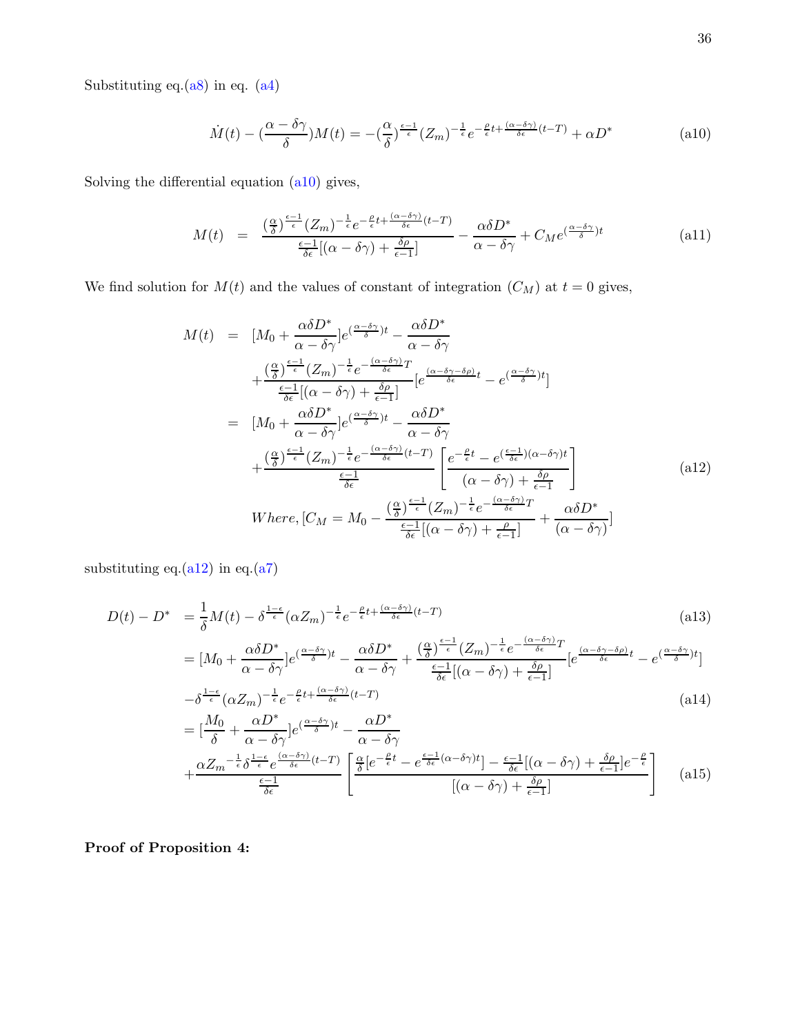Substituting eq.(a8) in eq. (a4)

$$\dot{M}(t) - (\frac{\alpha - \delta\gamma}{\delta})M(t) = -(\frac{\alpha}{\delta})^{\frac{\epsilon-1}{\epsilon}}(Z_m)^{-\frac{1}{\epsilon}}e^{-\frac{\rho}{\epsilon}t + \frac{(\alpha-\delta\gamma)}{\delta\epsilon}(t-T)} + \alpha D^* \tag{a10}$$

Solving the differential equation (a10) gives,

$$M(t) = \frac{(\frac{\alpha}{\delta})^{\frac{\epsilon-1}{\epsilon}}(Z_m)^{-\frac{1}{\epsilon}}e^{-\frac{\rho}{\epsilon}t + \frac{(\alpha-\delta\gamma)}{\delta\epsilon}(t-T)}}{\frac{\epsilon-1}{\delta\epsilon}[(\alpha-\delta\gamma) + \frac{\delta\rho}{\epsilon-1}]} - \frac{\alpha\delta D^*}{\alpha - \delta\gamma} + C_M e^{(\frac{\alpha-\delta\gamma}{\delta})t} \tag{a11}$$

We find solution for $M(t)$ and the values of constant of integration ($C_M$) at $t = 0$ gives,

$$\begin{aligned}
M(t) &= [M_0 + \frac{\alpha\delta D^*}{\alpha - \delta\gamma}]e^{(\frac{\alpha-\delta\gamma}{\delta})t} - \frac{\alpha\delta D^*}{\alpha - \delta\gamma} \\
&\quad + \frac{(\frac{\alpha}{\delta})^{\frac{\epsilon-1}{\epsilon}}(Z_m)^{-\frac{1}{\epsilon}}e^{-\frac{(\alpha-\delta\gamma)}{\delta\epsilon}T}}{\frac{\epsilon-1}{\delta\epsilon}[(\alpha-\delta\gamma) + \frac{\delta\rho}{\epsilon-1}]}[e^{\frac{(\alpha-\delta\gamma-\delta\rho)}{\delta\epsilon}t} - e^{(\frac{\alpha-\delta\gamma}{\delta})t}] \\
&= [M_0 + \frac{\alpha\delta D^*}{\alpha - \delta\gamma}]e^{(\frac{\alpha-\delta\gamma}{\delta})t} - \frac{\alpha\delta D^*}{\alpha - \delta\gamma} \\
&\quad + \frac{(\frac{\alpha}{\delta})^{\frac{\epsilon-1}{\epsilon}}(Z_m)^{-\frac{1}{\epsilon}}e^{-\frac{(\alpha-\delta\gamma)}{\delta\epsilon}(t-T)}}{\frac{\epsilon-1}{\delta\epsilon}}\left[\frac{e^{-\frac{\rho}{\epsilon}t} - e^{(\frac{\epsilon-1}{\delta\epsilon})(\alpha-\delta\gamma)t}}{(\alpha-\delta\gamma) + \frac{\delta\rho}{\epsilon-1}}\right] \\
&\quad Where, [C_M = M_0 - \frac{(\frac{\alpha}{\delta})^{\frac{\epsilon-1}{\epsilon}}(Z_m)^{-\frac{1}{\epsilon}}e^{-\frac{(\alpha-\delta\gamma)}{\delta\epsilon}T}}{\frac{\epsilon-1}{\delta\epsilon}[(\alpha-\delta\gamma) + \frac{\rho}{\epsilon-1}]} + \frac{\alpha\delta D^*}{(\alpha - \delta\gamma)}]
\end{aligned} \tag{a12}$$

substituting eq.(a12) in eq.(a7)

$$D(t) - D^* = \frac{1}{\delta}M(t) - \delta^{\frac{1-\epsilon}{\epsilon}}(\alpha Z_m)^{-\frac{1}{\epsilon}}e^{-\frac{\rho}{\epsilon}t + \frac{(\alpha-\delta\gamma)}{\delta\epsilon}(t-T)} \tag{a13}$$

$$\begin{aligned}
&= [M_0 + \frac{\alpha\delta D^*}{\alpha - \delta\gamma}]e^{(\frac{\alpha-\delta\gamma}{\delta})t} - \frac{\alpha\delta D^*}{\alpha - \delta\gamma} + \frac{(\frac{\alpha}{\delta})^{\frac{\epsilon-1}{\epsilon}}(Z_m)^{-\frac{1}{\epsilon}}e^{-\frac{(\alpha-\delta\gamma)}{\delta\epsilon}T}}{\frac{\epsilon-1}{\delta\epsilon}[(\alpha-\delta\gamma) + \frac{\delta\rho}{\epsilon-1}]}[e^{\frac{(\alpha-\delta\gamma-\delta\rho)}{\delta\epsilon}t} - e^{(\frac{\alpha-\delta\gamma}{\delta})t}] \\
&\quad -\delta^{\frac{1-\epsilon}{\epsilon}}(\alpha Z_m)^{-\frac{1}{\epsilon}}e^{-\frac{\rho}{\epsilon}t + \frac{(\alpha-\delta\gamma)}{\delta\epsilon}(t-T)}
\end{aligned} \tag{a14}$$

$$\begin{aligned}
&= [\frac{M_0}{\delta} + \frac{\alpha D^*}{\alpha - \delta\gamma}]e^{(\frac{\alpha-\delta\gamma}{\delta})t} - \frac{\alpha D^*}{\alpha - \delta\gamma} \\
&\quad + \frac{\alpha Z_m{}^{-\frac{1}{\epsilon}}\delta^{\frac{1-\epsilon}{\epsilon}}e^{\frac{(\alpha-\delta\gamma)}{\delta\epsilon}(t-T)}}{\frac{\epsilon-1}{\delta\epsilon}}\left[\frac{\frac{\alpha}{\delta}[e^{-\frac{\rho}{\epsilon}t} - e^{\frac{\epsilon-1}{\delta\epsilon}(\alpha-\delta\gamma)t}] - \frac{\epsilon-1}{\delta\epsilon}[(\alpha-\delta\gamma) + \frac{\delta\rho}{\epsilon-1}]e^{-\frac{\rho}{\epsilon}}}{[(\alpha-\delta\gamma) + \frac{\delta\rho}{\epsilon-1}]}\right]
\end{aligned} \tag{a15}$$

**Proof of Proposition 4:**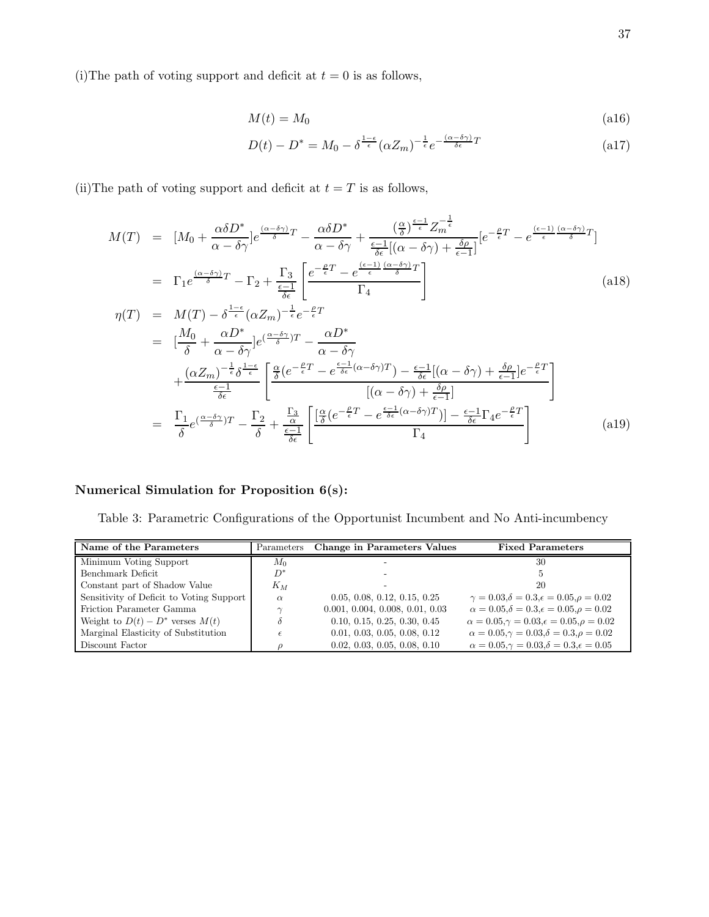(i)The path of voting support and deficit at $t = 0$ is as follows,

$$M(t) = M_0 \tag{a16}$$

$$D(t) - D^* = M_0 - \delta^{\frac{1-\epsilon}{\epsilon}}(\alpha Z_m)^{-\frac{1}{\epsilon}} e^{-\frac{(\alpha-\delta\gamma)}{\delta\epsilon}T} \tag{a17}$$

(ii)The path of voting support and deficit at $t = T$ is as follows,

$$\begin{aligned}
M(T) &= [M_0 + \frac{\alpha\delta D^*}{\alpha - \delta\gamma}]e^{\frac{(\alpha-\delta\gamma)}{\delta}T} - \frac{\alpha\delta D^*}{\alpha - \delta\gamma} + \frac{(\frac{\alpha}{\delta})^{\frac{\epsilon-1}{\epsilon}} Z_m^{-\frac{1}{\epsilon}}}{\frac{\epsilon-1}{\delta\epsilon}[(\alpha-\delta\gamma) + \frac{\delta\rho}{\epsilon-1}]}[e^{-\frac{\rho}{\epsilon}T} - e^{\frac{(\epsilon-1)}{\epsilon}\frac{(\alpha-\delta\gamma)}{\delta}T}] \\
&= \Gamma_1 e^{\frac{(\alpha-\delta\gamma)}{\delta}T} - \Gamma_2 + \frac{\Gamma_3}{\frac{\epsilon-1}{\delta\epsilon}}\left[\frac{e^{-\frac{\rho}{\epsilon}T} - e^{\frac{(\epsilon-1)}{\epsilon}\frac{(\alpha-\delta\gamma)}{\delta}T}}{\Gamma_4}\right]
\end{aligned} \tag{a18}$$

$$\begin{aligned}
\eta(T) &= M(T) - \delta^{\frac{1-\epsilon}{\epsilon}}(\alpha Z_m)^{-\frac{1}{\epsilon}} e^{-\frac{\rho}{\epsilon}T} \\
&= [\frac{M_0}{\delta} + \frac{\alpha D^*}{\alpha - \delta\gamma}]e^{(\frac{\alpha-\delta\gamma}{\delta})T} - \frac{\alpha D^*}{\alpha - \delta\gamma} \\
&\quad + \frac{(\alpha Z_m)^{-\frac{1}{\epsilon}}\delta^{\frac{1-\epsilon}{\epsilon}}}{\frac{\epsilon-1}{\delta\epsilon}}\left[\frac{\frac{\alpha}{\delta}(e^{-\frac{\rho}{\epsilon}T} - e^{\frac{\epsilon-1}{\delta\epsilon}(\alpha-\delta\gamma)T}) - \frac{\epsilon-1}{\delta\epsilon}[(\alpha-\delta\gamma) + \frac{\delta\rho}{\epsilon-1}]e^{-\frac{\rho}{\epsilon}T}}{[(\alpha-\delta\gamma) + \frac{\delta\rho}{\epsilon-1}]}\right] \\
&= \frac{\Gamma_1}{\delta}e^{(\frac{\alpha-\delta\gamma}{\delta})T} - \frac{\Gamma_2}{\delta} + \frac{\frac{\Gamma_3}{\alpha}}{\frac{\epsilon-1}{\delta\epsilon}}\left[\frac{[\frac{\alpha}{\delta}(e^{-\frac{\rho}{\epsilon}T} - e^{\frac{\epsilon-1}{\delta\epsilon}(\alpha-\delta\gamma)T})] - \frac{\epsilon-1}{\delta\epsilon}\Gamma_4 e^{-\frac{\rho}{\epsilon}T}}{\Gamma_4}\right]
\end{aligned} \tag{a19}$$

**Numerical Simulation for Proposition 6(s):**

Table 3: Parametric Configurations of the Opportunist Incumbent and No Anti-incumbency

| Name of the Parameters | Parameters | Change in Parameters Values | Fixed Parameters |
|---|---|---|---|
| Minimum Voting Support | $M_0$ | - | 30 |
| Benchmark Deficit | $D^*$ | - | 5 |
| Constant part of Shadow Value | $K_M$ | - | 20 |
| Sensitivity of Deficit to Voting Support | $\alpha$ | 0.05, 0.08, 0.12, 0.15, 0.25 | $\gamma = 0.03, \delta = 0.3, \epsilon = 0.05, \rho = 0.02$ |
| Friction Parameter Gamma | $\gamma$ | 0.001, 0.004, 0.008, 0.01, 0.03 | $\alpha = 0.05, \delta = 0.3, \epsilon = 0.05, \rho = 0.02$ |
| Weight to $D(t) - D^*$ verses $M(t)$ | $\delta$ | 0.10, 0.15, 0.25, 0.30, 0.45 | $\alpha = 0.05, \gamma = 0.03, \epsilon = 0.05, \rho = 0.02$ |
| Marginal Elasticity of Substitution | $\epsilon$ | 0.01, 0.03, 0.05, 0.08, 0.12 | $\alpha = 0.05, \gamma = 0.03, \delta = 0.3, \rho = 0.02$ |
| Discount Factor | $\rho$ | 0.02, 0.03, 0.05, 0.08, 0.10 | $\alpha = 0.05, \gamma = 0.03, \delta = 0.3, \epsilon = 0.05$ |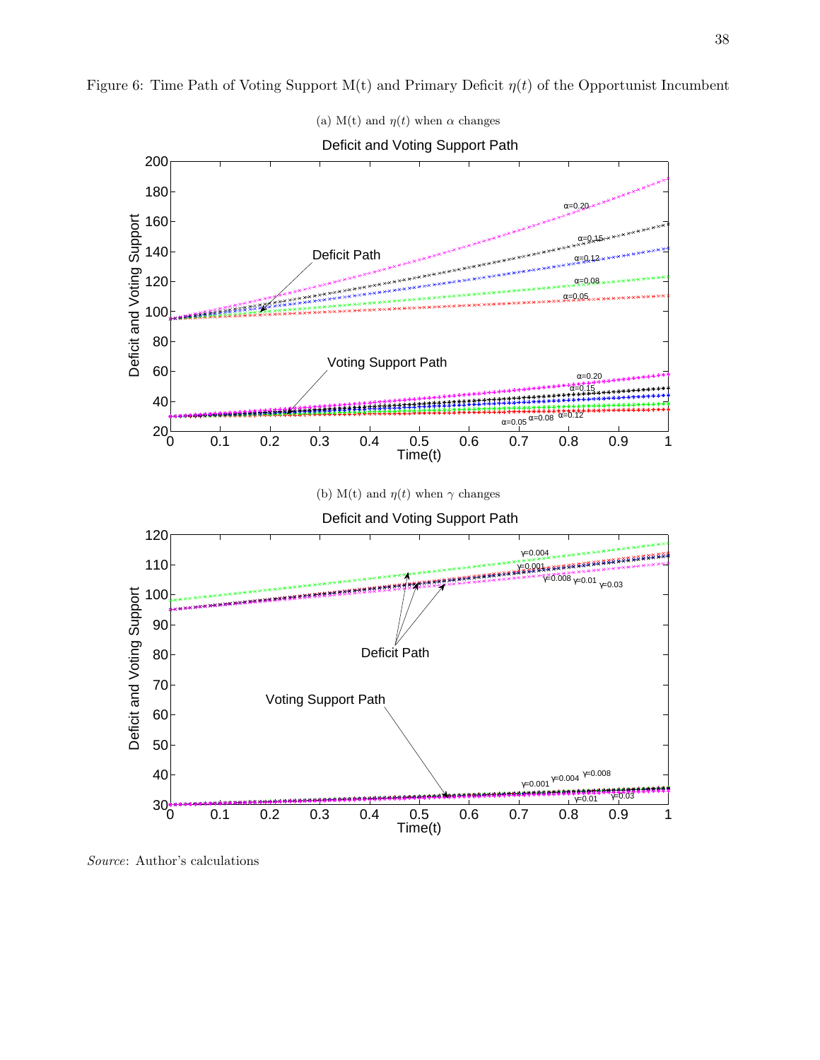Figure 6: Time Path of Voting Support M(t) and Primary Deficit $\eta(t)$ of the Opportunist Incumbent

(a) M(t) and $\eta(t)$ when $\alpha$ changes

(b) M(t) and $\eta(t)$ when $\gamma$ changes

*Source*: Author's calculations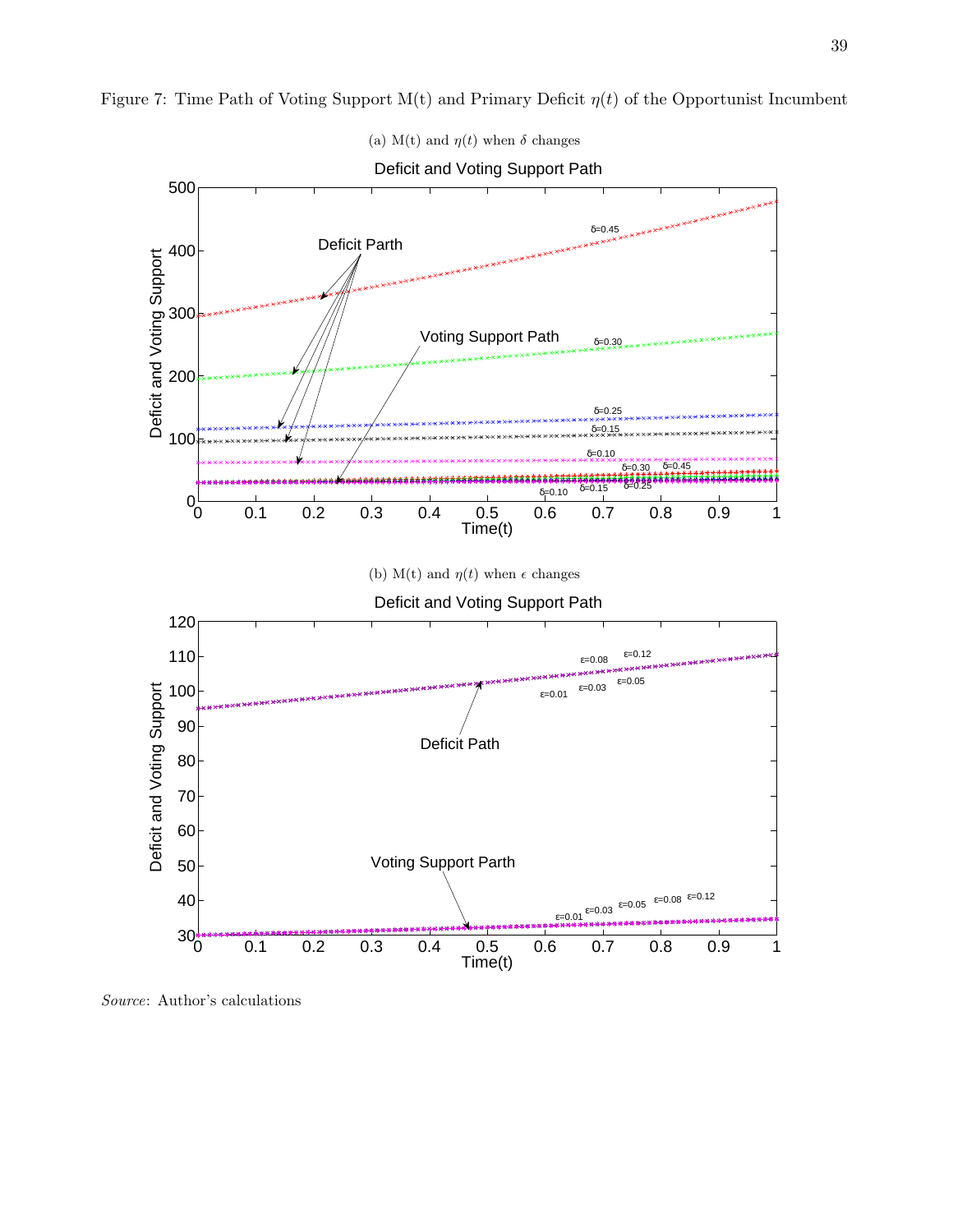Figure 7: Time Path of Voting Support M(t) and Primary Deficit $\eta(t)$ of the Opportunist Incumbent

(a) M(t) and $\eta(t)$ when $\delta$ changes

(b) M(t) and $\eta(t)$ when $\epsilon$ changes

*Source*: Author's calculations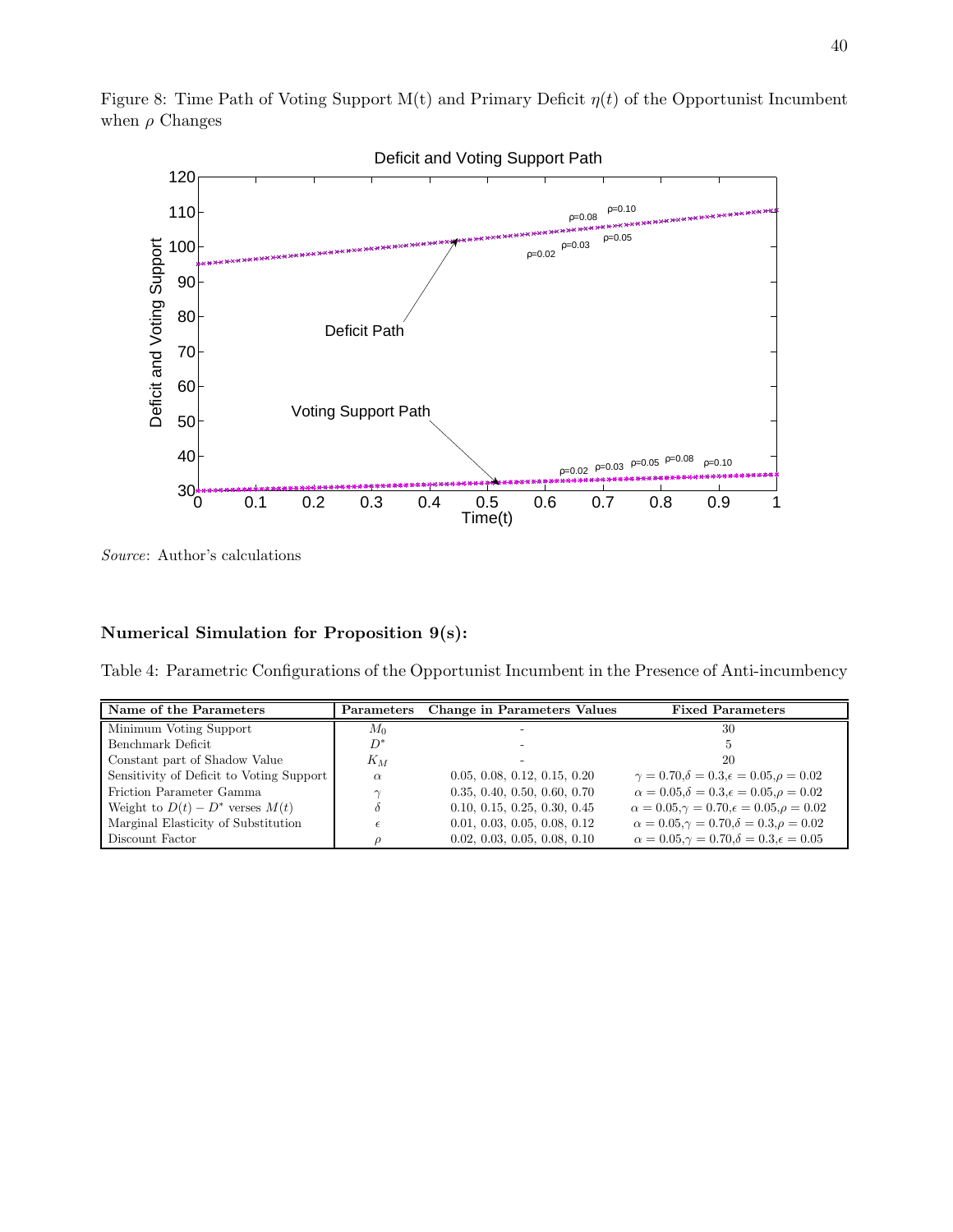Figure 8: Time Path of Voting Support M(t) and Primary Deficit $\eta(t)$ of the Opportunist Incumbent when $\rho$ Changes

*Source*: Author's calculations

**Numerical Simulation for Proposition 9(s):**

Table 4: Parametric Configurations of the Opportunist Incumbent in the Presence of Anti-incumbency

| Name of the Parameters | Parameters | Change in Parameters Values | Fixed Parameters |
|---|---|---|---|
| Minimum Voting Support | $M_0$ | - | 30 |
| Benchmark Deficit | $D^*$ | - | 5 |
| Constant part of Shadow Value | $K_M$ | - | 20 |
| Sensitivity of Deficit to Voting Support | $\alpha$ | 0.05, 0.08, 0.12, 0.15, 0.20 | $\gamma = 0.70, \delta = 0.3, \epsilon = 0.05, \rho = 0.02$ |
| Friction Parameter Gamma | $\gamma$ | 0.35, 0.40, 0.50, 0.60, 0.70 | $\alpha = 0.05, \delta = 0.3, \epsilon = 0.05, \rho = 0.02$ |
| Weight to $D(t) - D^*$ verses $M(t)$ | $\delta$ | 0.10, 0.15, 0.25, 0.30, 0.45 | $\alpha = 0.05, \gamma = 0.70, \epsilon = 0.05, \rho = 0.02$ |
| Marginal Elasticity of Substitution | $\epsilon$ | 0.01, 0.03, 0.05, 0.08, 0.12 | $\alpha = 0.05, \gamma = 0.70, \delta = 0.3, \rho = 0.02$ |
| Discount Factor | $\rho$ | 0.02, 0.03, 0.05, 0.08, 0.10 | $\alpha = 0.05, \gamma = 0.70, \delta = 0.3, \epsilon = 0.05$ |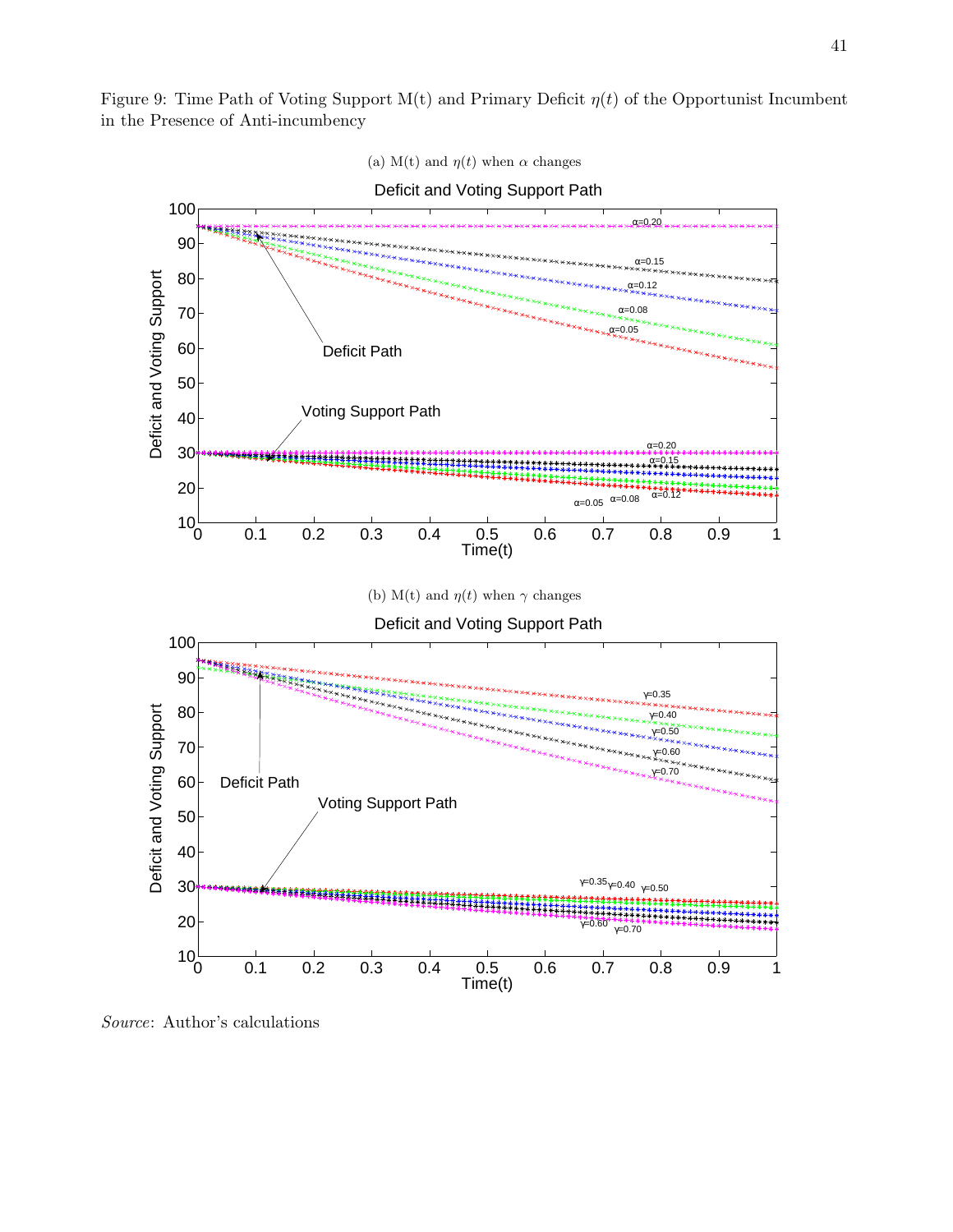Figure 9: Time Path of Voting Support M(t) and Primary Deficit $\eta(t)$ of the Opportunist Incumbent in the Presence of Anti-incumbency

(a) M(t) and $\eta(t)$ when $\alpha$ changes

(b) M(t) and $\eta(t)$ when $\gamma$ changes

*Source*: Author's calculations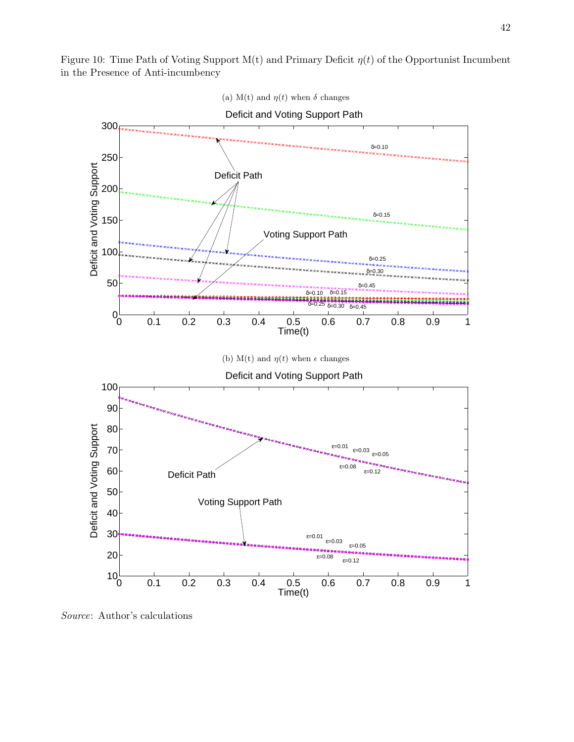Figure 10: Time Path of Voting Support M(t) and Primary Deficit $\eta(t)$ of the Opportunist Incumbent in the Presence of Anti-incumbency

(a) M(t) and $\eta(t)$ when $\delta$ changes

(b) M(t) and $\eta(t)$ when $\epsilon$ changes

*Source*: Author's calculations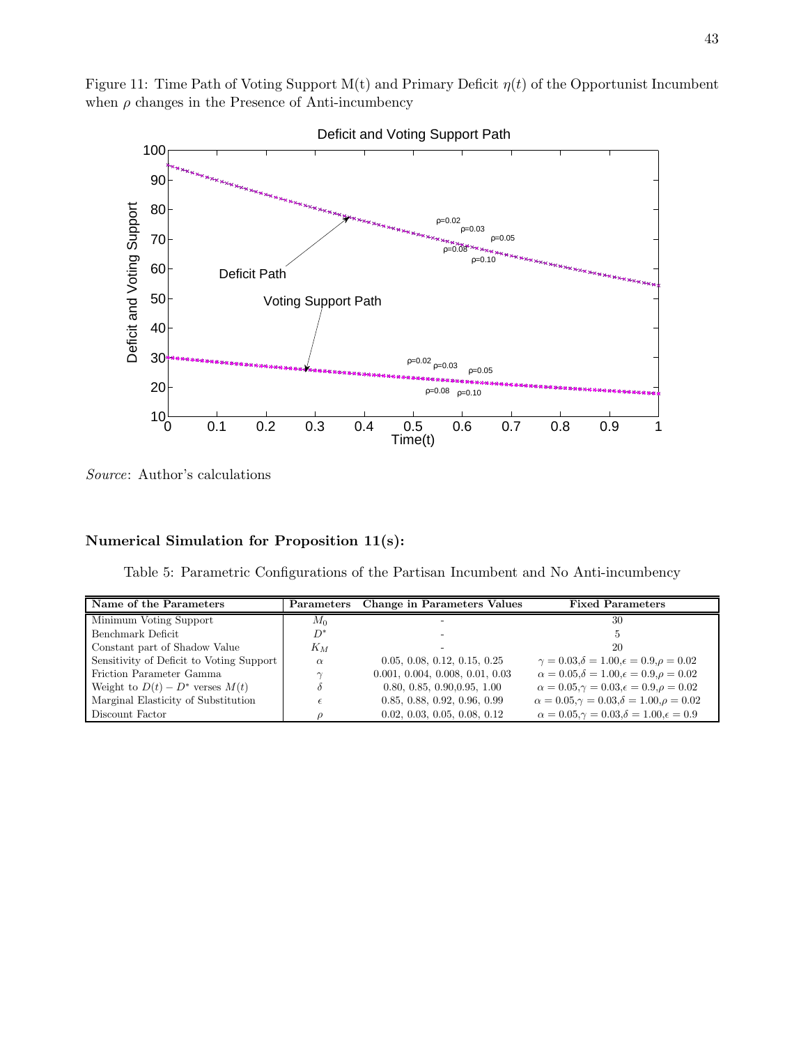Figure 11: Time Path of Voting Support M(t) and Primary Deficit $\eta(t)$ of the Opportunist Incumbent when $\rho$ changes in the Presence of Anti-incumbency

*Source*: Author's calculations

**Numerical Simulation for Proposition 11(s):**

Table 5: Parametric Configurations of the Partisan Incumbent and No Anti-incumbency

| Name of the Parameters | Parameters | Change in Parameters Values | Fixed Parameters |
|---|---|---|---|
| Minimum Voting Support | $M_0$ | - | 30 |
| Benchmark Deficit | $D^*$ | - | 5 |
| Constant part of Shadow Value | $K_M$ | - | 20 |
| Sensitivity of Deficit to Voting Support | $\alpha$ | 0.05, 0.08, 0.12, 0.15, 0.25 | $\gamma = 0.03, \delta = 1.00, \epsilon = 0.9, \rho = 0.02$ |
| Friction Parameter Gamma | $\gamma$ | 0.001, 0.004, 0.008, 0.01, 0.03 | $\alpha = 0.05, \delta = 1.00, \epsilon = 0.9, \rho = 0.02$ |
| Weight to $D(t) - D^*$ verses $M(t)$ | $\delta$ | 0.80, 0.85, 0.90,0.95, 1.00 | $\alpha = 0.05, \gamma = 0.03, \epsilon = 0.9, \rho = 0.02$ |
| Marginal Elasticity of Substitution | $\epsilon$ | 0.85, 0.88, 0.92, 0.96, 0.99 | $\alpha = 0.05, \gamma = 0.03, \delta = 1.00, \rho = 0.02$ |
| Discount Factor | $\rho$ | 0.02, 0.03, 0.05, 0.08, 0.12 | $\alpha = 0.05, \gamma = 0.03, \delta = 1.00, \epsilon = 0.9$ |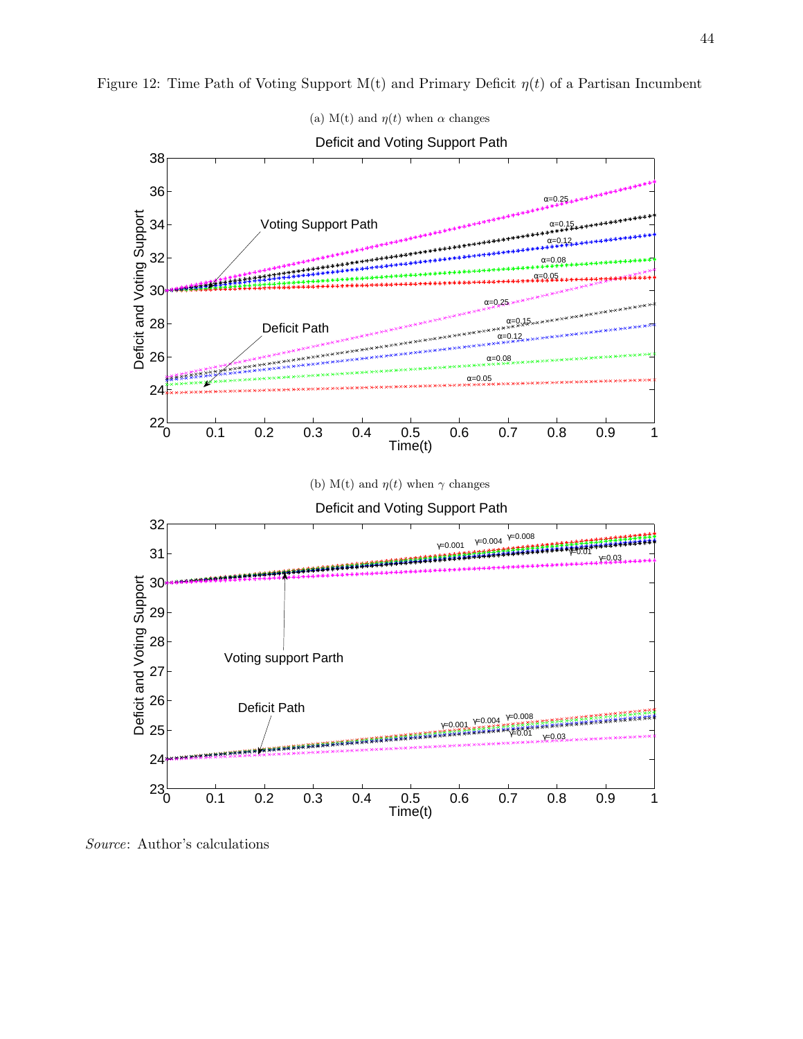Figure 12: Time Path of Voting Support M(t) and Primary Deficit $\eta(t)$ of a Partisan Incumbent

(a) M(t) and $\eta(t)$ when $\alpha$ changes

(b) M(t) and $\eta(t)$ when $\gamma$ changes

*Source*: Author's calculations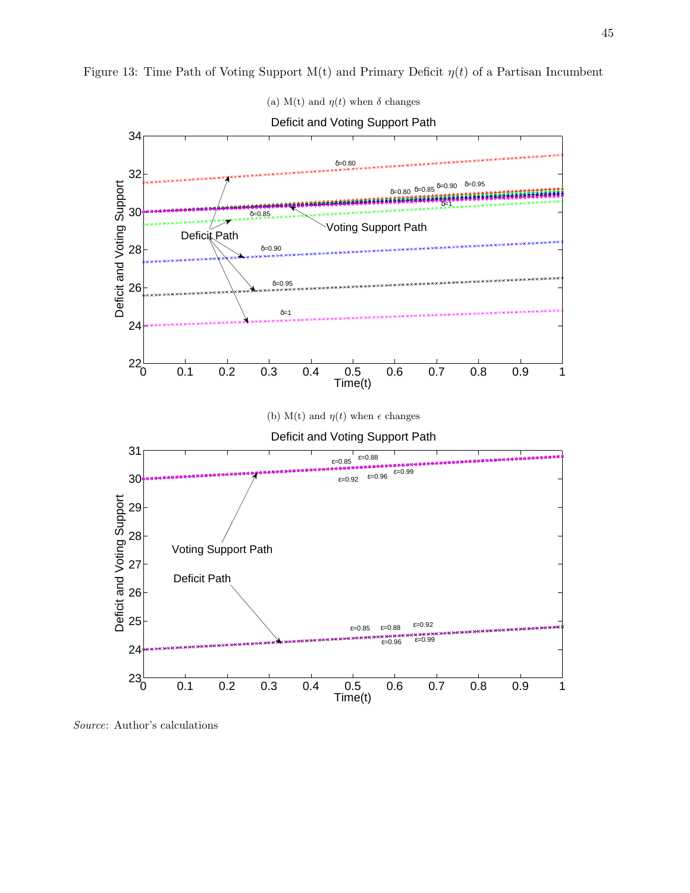Figure 13: Time Path of Voting Support M(t) and Primary Deficit $\eta(t)$ of a Partisan Incumbent

(a) M(t) and $\eta(t)$ when $\delta$ changes

(b) M(t) and $\eta(t)$ when $\epsilon$ changes

*Source*: Author's calculations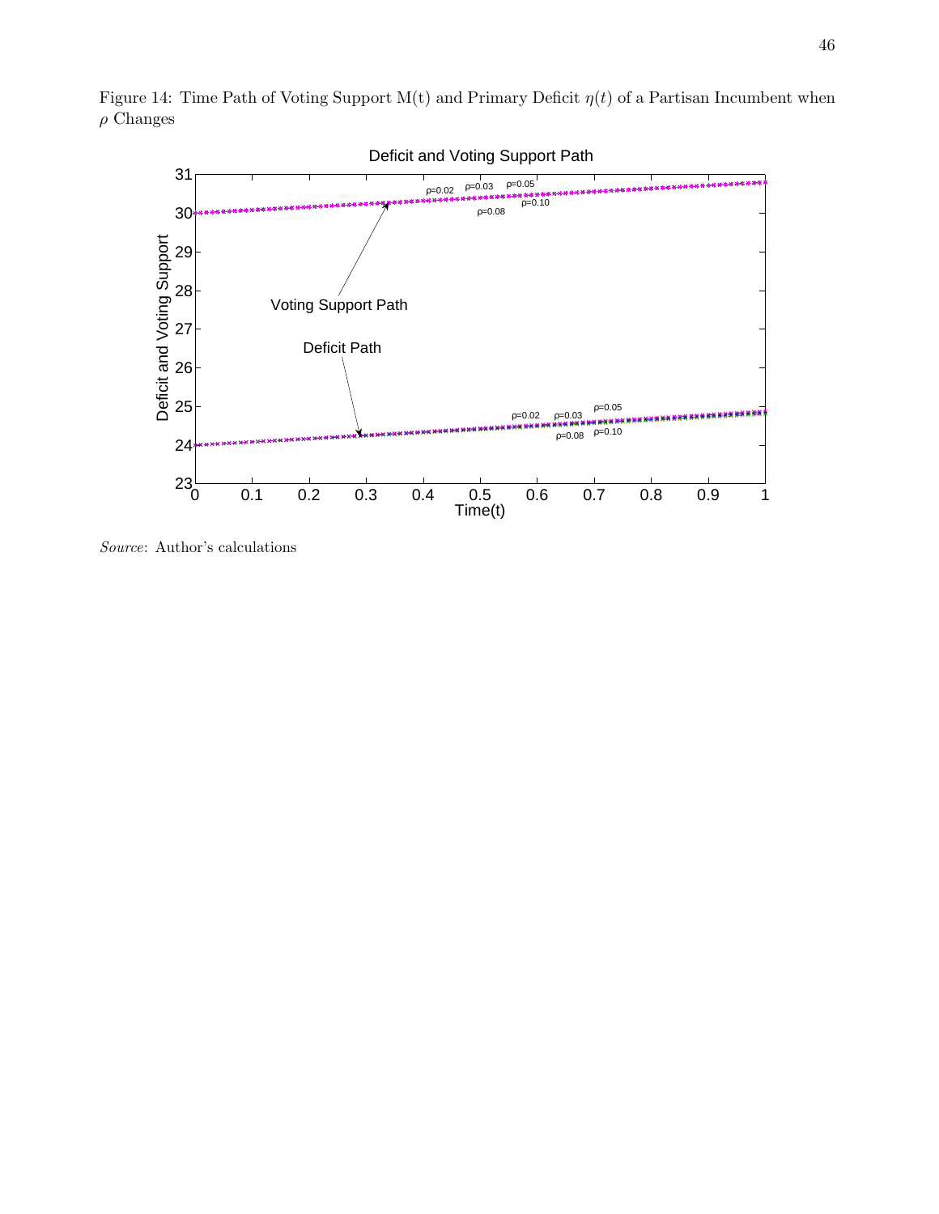Figure 14: Time Path of Voting Support M(t) and Primary Deficit $\eta(t)$ of a Partisan Incumbent when $\rho$ Changes

Deficit and Voting Support Path

Deficit and Voting Support

Time(t)

Voting Support Path

Deficit Path

ρ=0.02 ρ=0.03 ρ=0.05 ρ=0.08 ρ=0.10

ρ=0.02 ρ=0.03 ρ=0.05 ρ=0.08 ρ=0.10

23 24 25 26 27 28 29 30 31

0 0.1 0.2 0.3 0.4 0.5 0.6 0.7 0.8 0.9 1

*Source*: Author's calculations